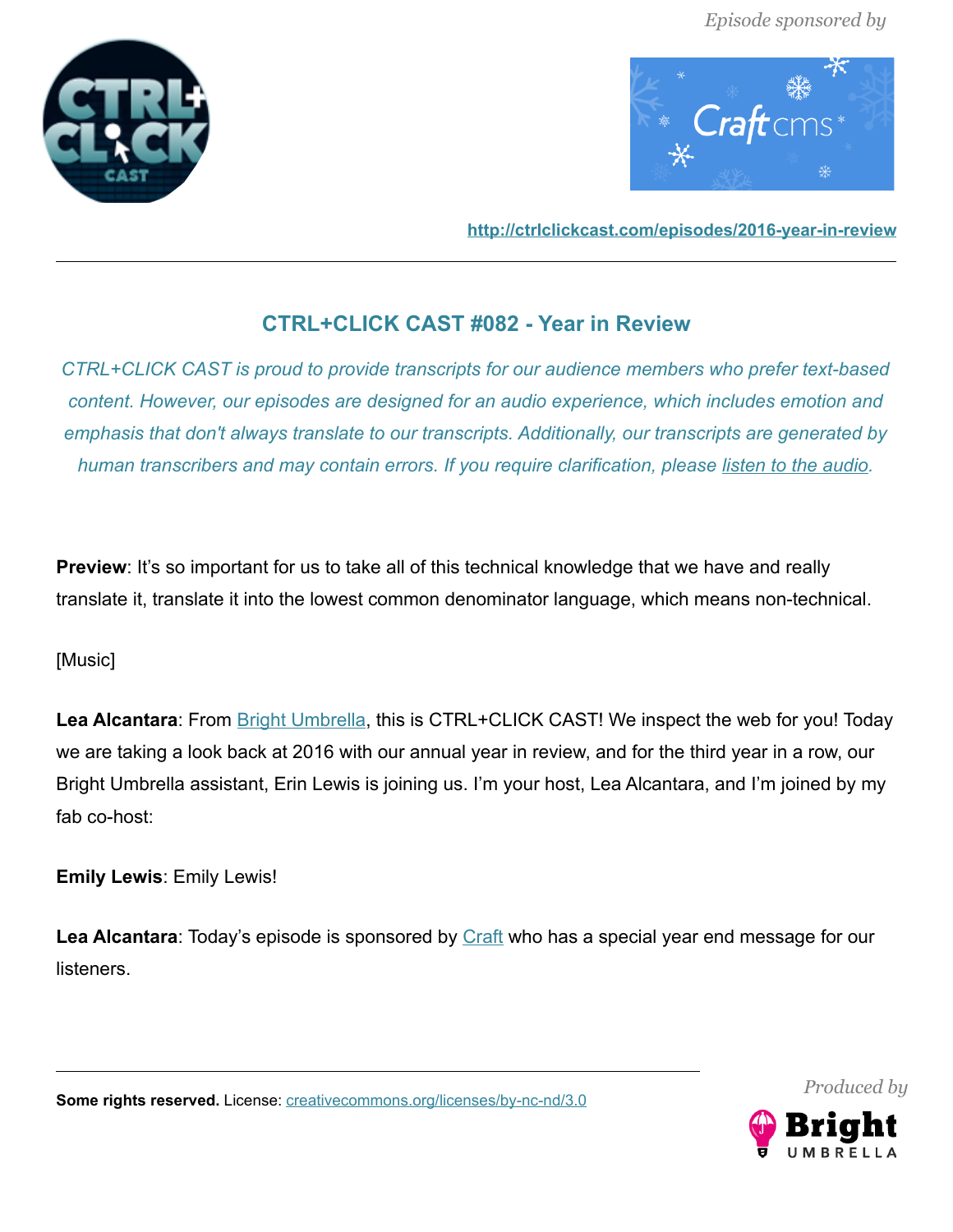Episode sponsored by

http://ctrlclickcast.com/episodes/2016-year-in-review

## CTRL+CLICK CAST #082 - Year in Review

*CTRL+CLICK CAST is proud to provide transcripts for our audience members who prefer text-based content. However, our episodes are designed for an audio experience, which includes emotion and emphasis that don't always translate to our transcripts. Additionally, our transcripts are generated by human transcribers and may contain errors. If you require clarification, please listen to the audio.*

**Preview**: It's so important for us to take all of this technical knowledge that we have and really translate it, translate it into the lowest common denominator language, which means non-technical.

[Music]

**Lea Alcantara**: From Bright Umbrella, this is CTRL+CLICK CAST! We inspect the web for you! Today we are taking a look back at 2016 with our annual year in review, and for the third year in a row, our Bright Umbrella assistant, Erin Lewis is joining us. I'm your host, Lea Alcantara, and I'm joined by my fab co-host:

**Emily Lewis**: Emily Lewis!

**Lea Alcantara**: Today's episode is sponsored by Craft who has a special year end message for our listeners.

**Some rights reserved.** License: creativecommons.org/licenses/by-nc-nd/3.0

Produced by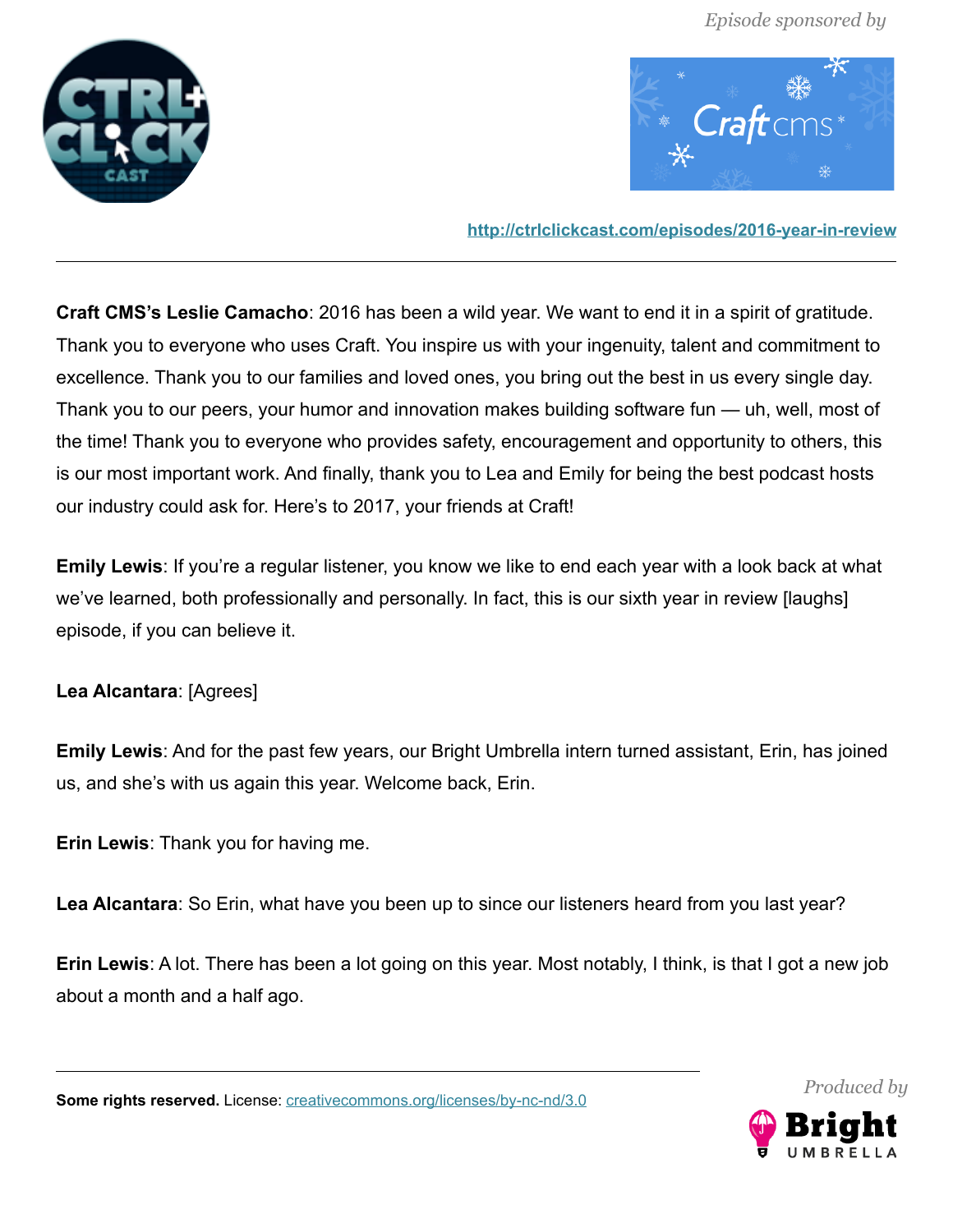**Craft CMS's Leslie Camacho**: 2016 has been a wild year. We want to end it in a spirit of gratitude. Thank you to everyone who uses Craft. You inspire us with your ingenuity, talent and commitment to excellence. Thank you to our families and loved ones, you bring out the best in us every single day. Thank you to our peers, your humor and innovation makes building software fun — uh, well, most of the time! Thank you to everyone who provides safety, encouragement and opportunity to others, this is our most important work. And finally, thank you to Lea and Emily for being the best podcast hosts our industry could ask for. Here's to 2017, your friends at Craft!

**Emily Lewis**: If you're a regular listener, you know we like to end each year with a look back at what we've learned, both professionally and personally. In fact, this is our sixth year in review [laughs] episode, if you can believe it.

**Lea Alcantara**: [Agrees]

**Emily Lewis**: And for the past few years, our Bright Umbrella intern turned assistant, Erin, has joined us, and she's with us again this year. Welcome back, Erin.

**Erin Lewis**: Thank you for having me.

**Lea Alcantara**: So Erin, what have you been up to since our listeners heard from you last year?

**Erin Lewis**: A lot. There has been a lot going on this year. Most notably, I think, is that I got a new job about a month and a half ago.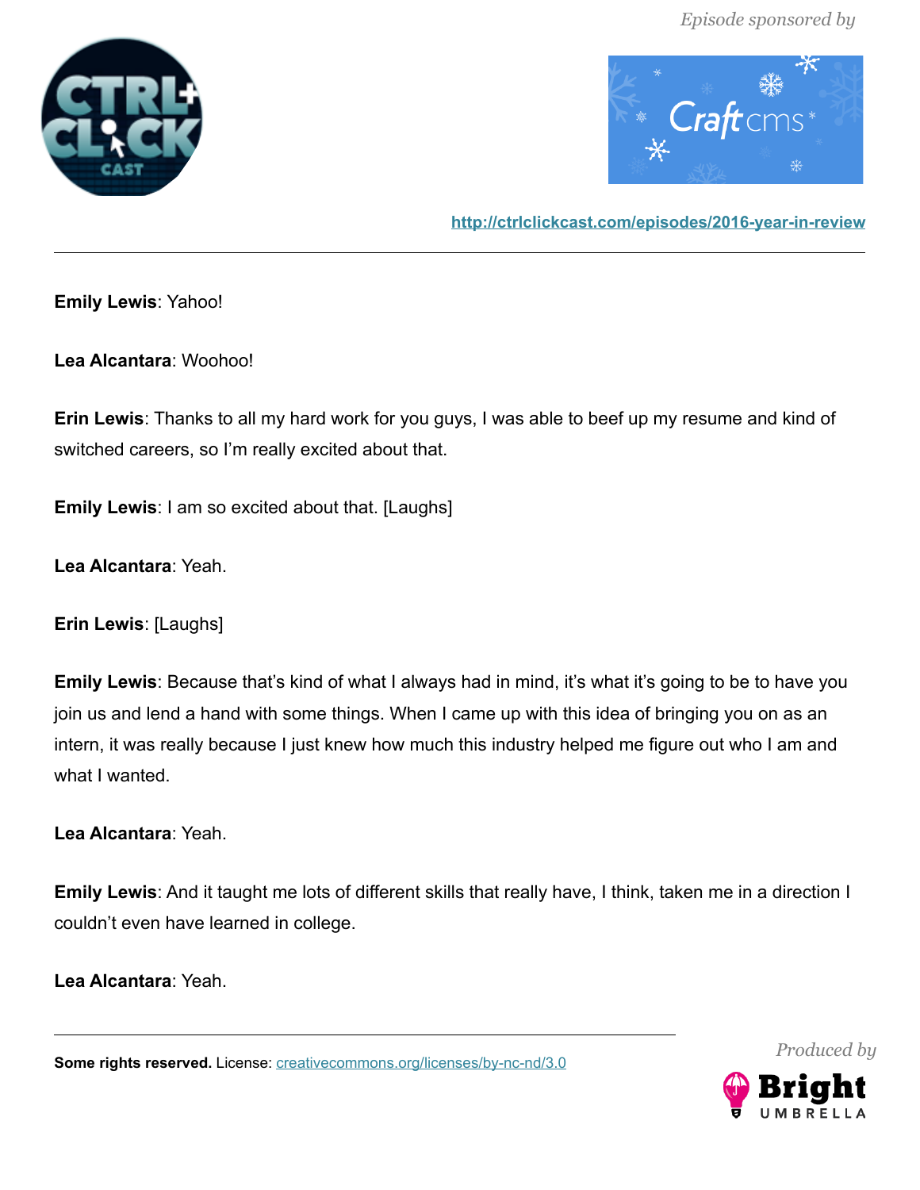**Emily Lewis**: Yahoo!

**Lea Alcantara**: Woohoo!

**Erin Lewis**: Thanks to all my hard work for you guys, I was able to beef up my resume and kind of switched careers, so I'm really excited about that.

**Emily Lewis**: I am so excited about that. [Laughs]

**Lea Alcantara**: Yeah.

**Erin Lewis**: [Laughs]

**Emily Lewis**: Because that's kind of what I always had in mind, it's what it's going to be to have you join us and lend a hand with some things. When I came up with this idea of bringing you on as an intern, it was really because I just knew how much this industry helped me figure out who I am and what I wanted.

**Lea Alcantara**: Yeah.

**Emily Lewis**: And it taught me lots of different skills that really have, I think, taken me in a direction I couldn't even have learned in college.

**Lea Alcantara**: Yeah.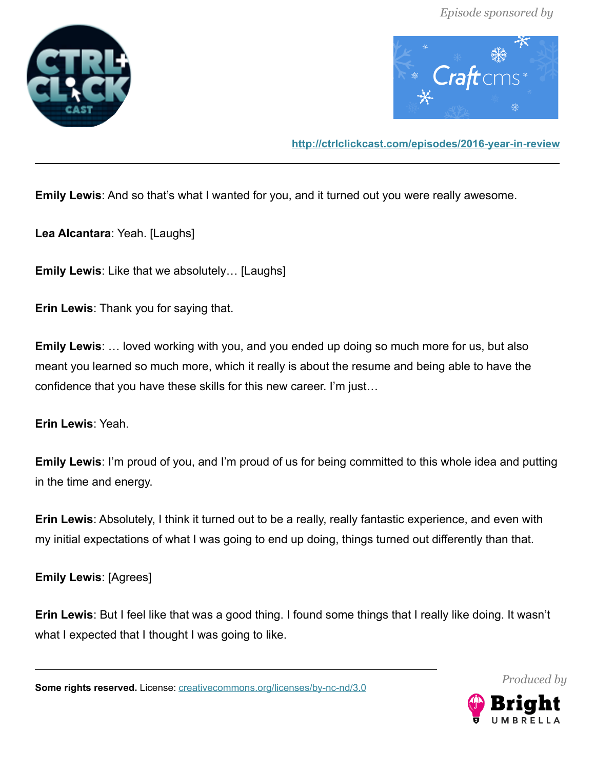**Emily Lewis**: And so that's what I wanted for you, and it turned out you were really awesome.

**Lea Alcantara**: Yeah. [Laughs]

**Emily Lewis**: Like that we absolutely… [Laughs]

**Erin Lewis**: Thank you for saying that.

**Emily Lewis**: … loved working with you, and you ended up doing so much more for us, but also meant you learned so much more, which it really is about the resume and being able to have the confidence that you have these skills for this new career. I'm just…

**Erin Lewis**: Yeah.

**Emily Lewis**: I'm proud of you, and I'm proud of us for being committed to this whole idea and putting in the time and energy.

**Erin Lewis**: Absolutely, I think it turned out to be a really, really fantastic experience, and even with my initial expectations of what I was going to end up doing, things turned out differently than that.

**Emily Lewis**: [Agrees]

**Erin Lewis**: But I feel like that was a good thing. I found some things that I really like doing. It wasn't what I expected that I thought I was going to like.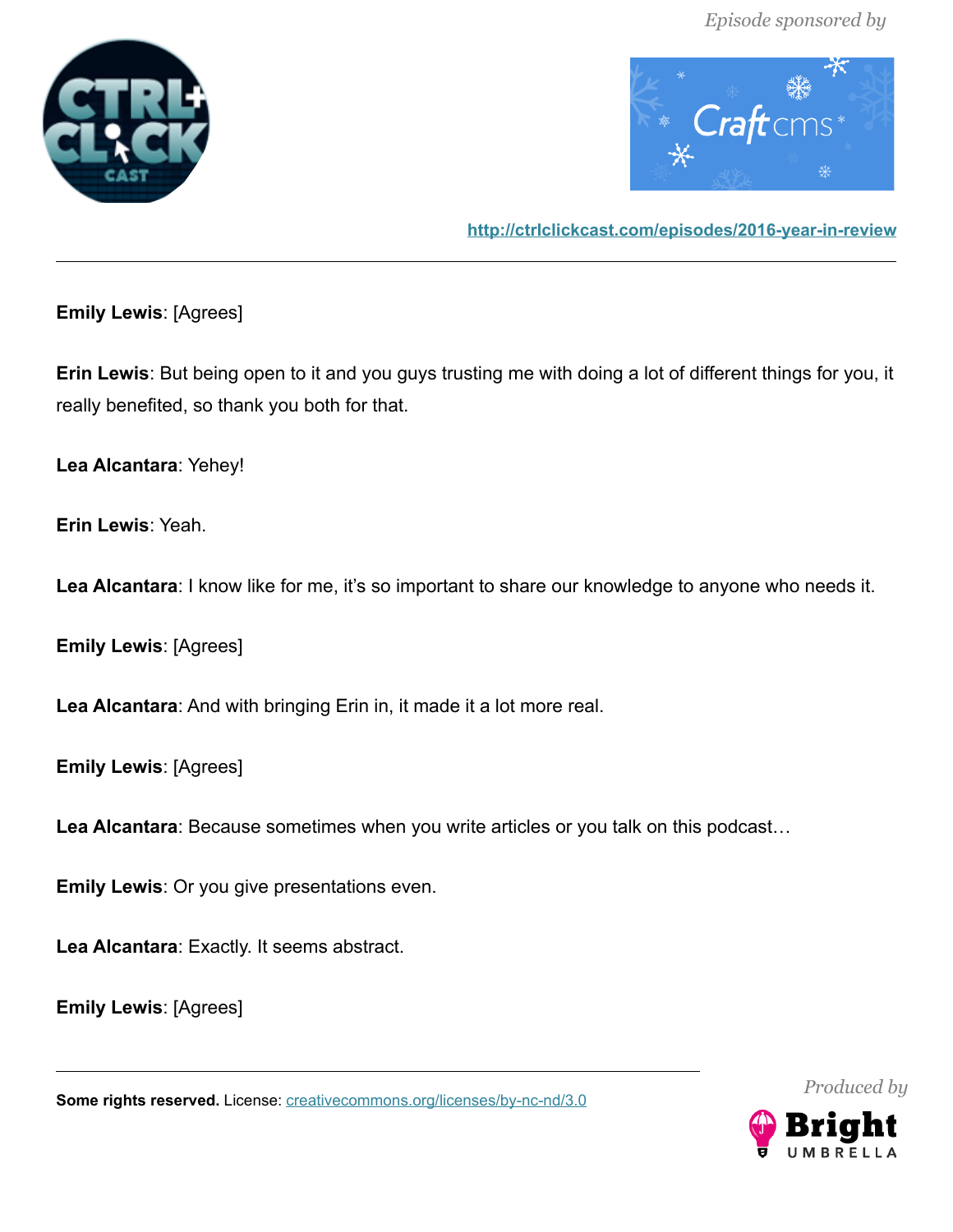**Emily Lewis**: [Agrees]

**Erin Lewis**: But being open to it and you guys trusting me with doing a lot of different things for you, it really benefited, so thank you both for that.

**Lea Alcantara**: Yehey!

**Erin Lewis**: Yeah.

**Lea Alcantara**: I know like for me, it's so important to share our knowledge to anyone who needs it.

**Emily Lewis**: [Agrees]

**Lea Alcantara**: And with bringing Erin in, it made it a lot more real.

**Emily Lewis**: [Agrees]

**Lea Alcantara**: Because sometimes when you write articles or you talk on this podcast…

**Emily Lewis**: Or you give presentations even.

**Lea Alcantara**: Exactly. It seems abstract.

**Emily Lewis**: [Agrees]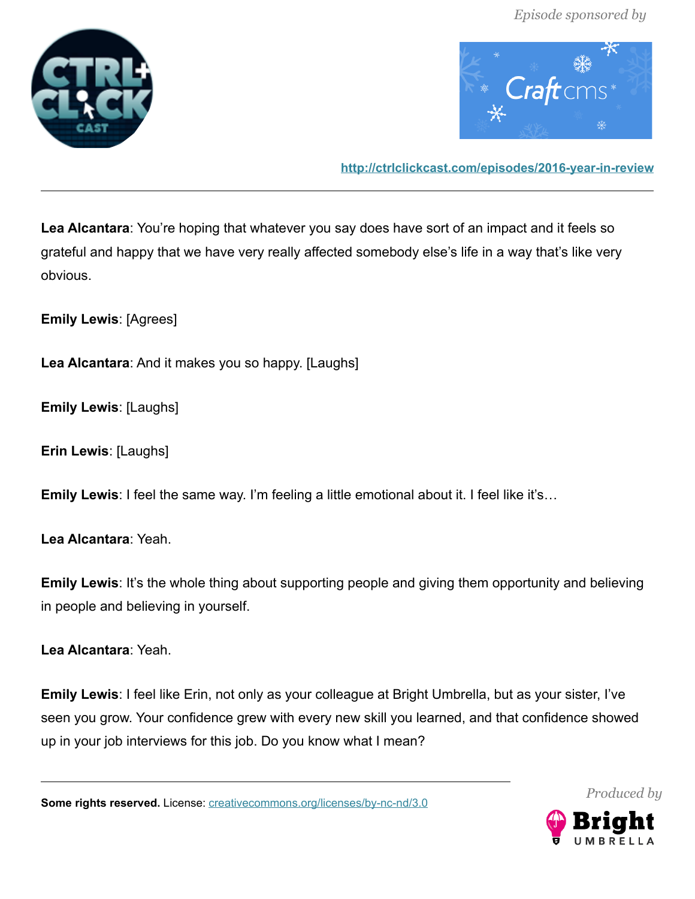**Lea Alcantara**: You're hoping that whatever you say does have sort of an impact and it feels so grateful and happy that we have very really affected somebody else's life in a way that's like very obvious.

**Emily Lewis**: [Agrees]

**Lea Alcantara**: And it makes you so happy. [Laughs]

**Emily Lewis**: [Laughs]

**Erin Lewis**: [Laughs]

**Emily Lewis**: I feel the same way. I'm feeling a little emotional about it. I feel like it's…

**Lea Alcantara**: Yeah.

**Emily Lewis**: It's the whole thing about supporting people and giving them opportunity and believing in people and believing in yourself.

**Lea Alcantara**: Yeah.

**Emily Lewis**: I feel like Erin, not only as your colleague at Bright Umbrella, but as your sister, I've seen you grow. Your confidence grew with every new skill you learned, and that confidence showed up in your job interviews for this job. Do you know what I mean?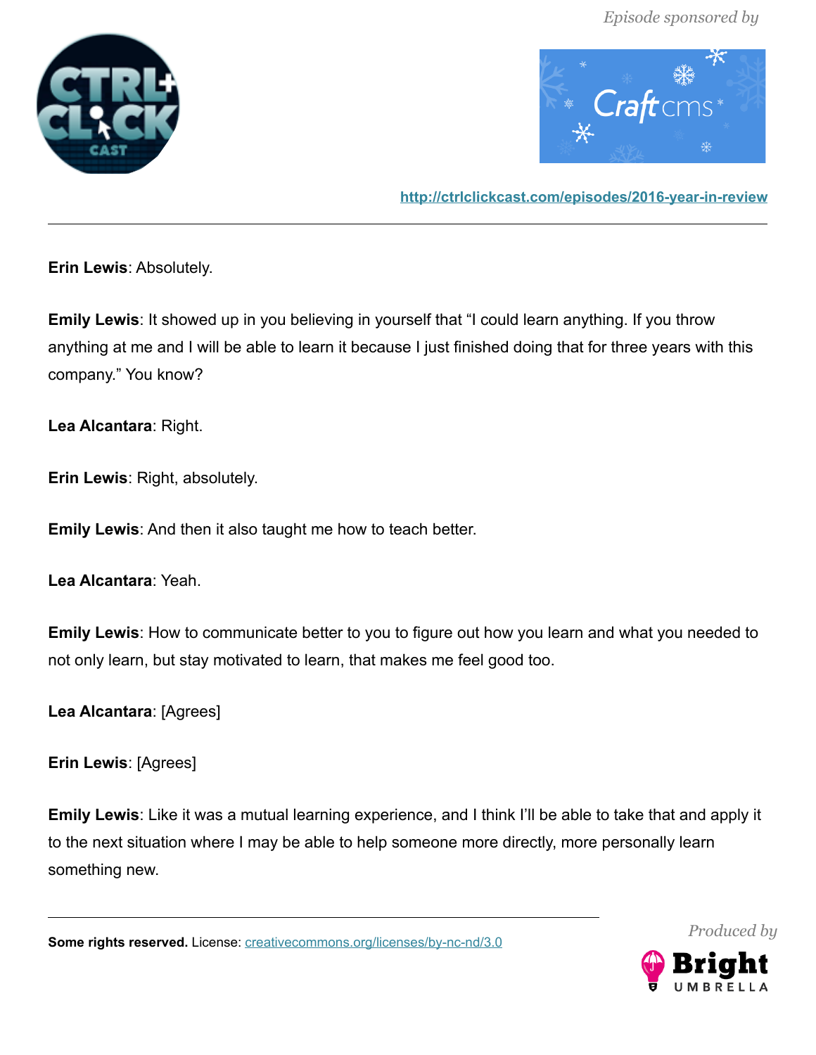**Erin Lewis**: Absolutely.

**Emily Lewis**: It showed up in you believing in yourself that "I could learn anything. If you throw anything at me and I will be able to learn it because I just finished doing that for three years with this company." You know?

**Lea Alcantara**: Right.

**Erin Lewis**: Right, absolutely.

**Emily Lewis**: And then it also taught me how to teach better.

**Lea Alcantara**: Yeah.

**Emily Lewis**: How to communicate better to you to figure out how you learn and what you needed to not only learn, but stay motivated to learn, that makes me feel good too.

**Lea Alcantara**: [Agrees]

**Erin Lewis**: [Agrees]

**Emily Lewis**: Like it was a mutual learning experience, and I think I'll be able to take that and apply it to the next situation where I may be able to help someone more directly, more personally learn something new.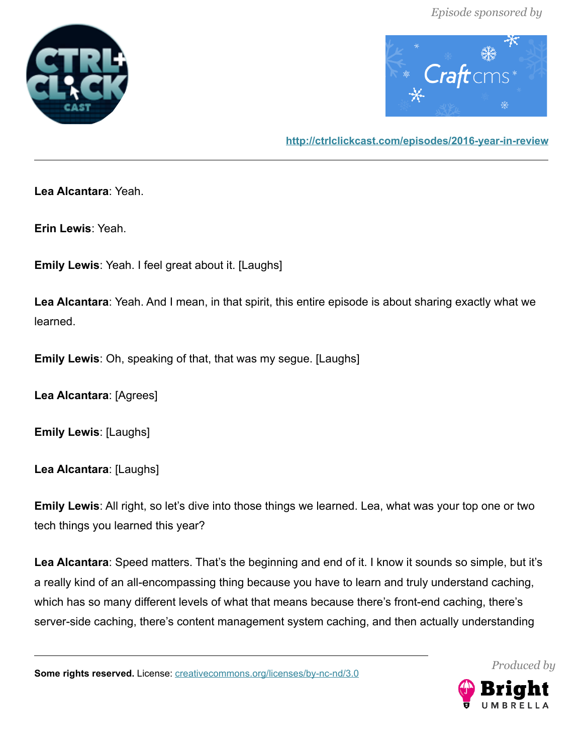**Lea Alcantara**: Yeah.

**Erin Lewis**: Yeah.

**Emily Lewis**: Yeah. I feel great about it. [Laughs]

**Lea Alcantara**: Yeah. And I mean, in that spirit, this entire episode is about sharing exactly what we learned.

**Emily Lewis**: Oh, speaking of that, that was my segue. [Laughs]

**Lea Alcantara**: [Agrees]

**Emily Lewis**: [Laughs]

**Lea Alcantara**: [Laughs]

**Emily Lewis**: All right, so let's dive into those things we learned. Lea, what was your top one or two tech things you learned this year?

**Lea Alcantara**: Speed matters. That's the beginning and end of it. I know it sounds so simple, but it's a really kind of an all-encompassing thing because you have to learn and truly understand caching, which has so many different levels of what that means because there's front-end caching, there's server-side caching, there's content management system caching, and then actually understanding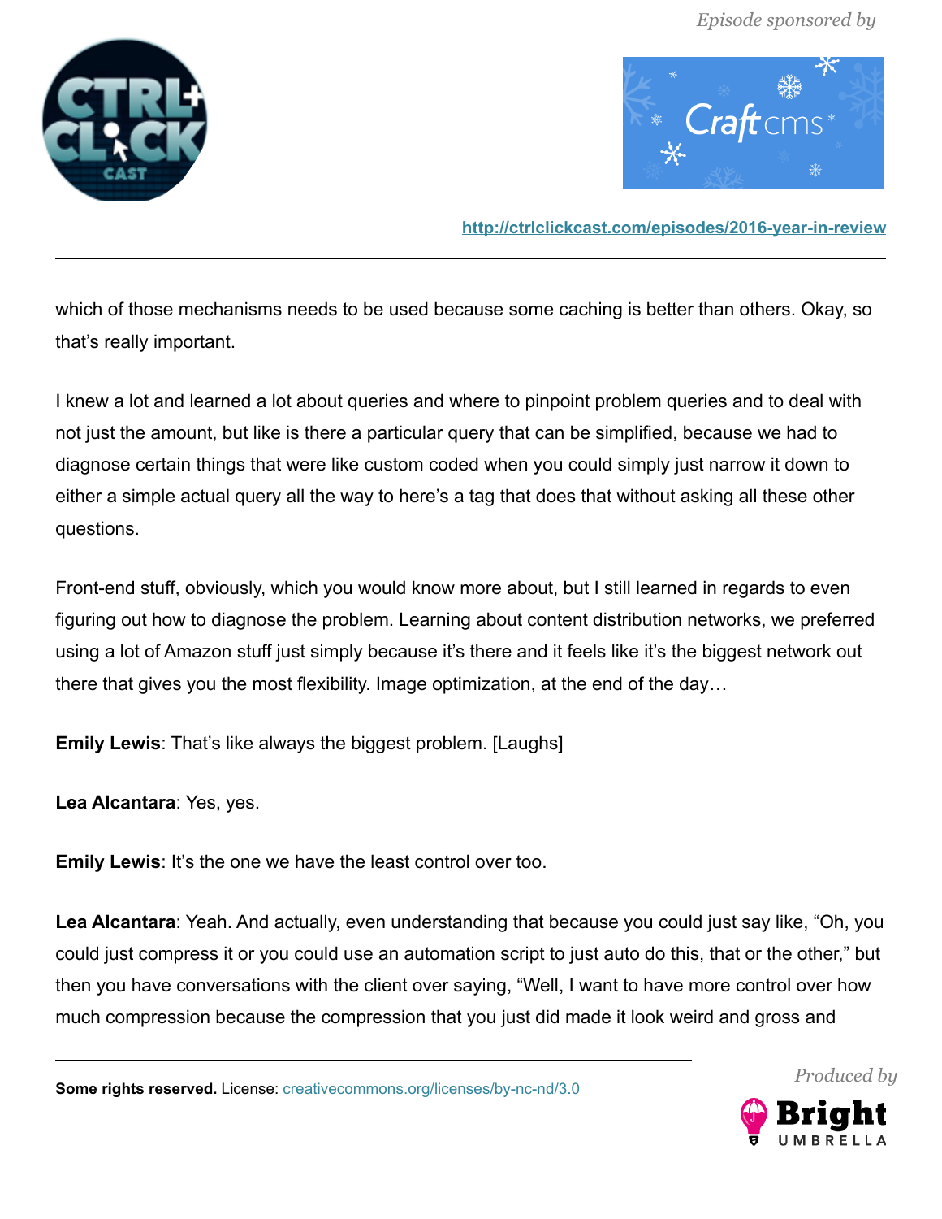which of those mechanisms needs to be used because some caching is better than others. Okay, so that's really important.

I knew a lot and learned a lot about queries and where to pinpoint problem queries and to deal with not just the amount, but like is there a particular query that can be simplified, because we had to diagnose certain things that were like custom coded when you could simply just narrow it down to either a simple actual query all the way to here's a tag that does that without asking all these other questions.

Front-end stuff, obviously, which you would know more about, but I still learned in regards to even figuring out how to diagnose the problem. Learning about content distribution networks, we preferred using a lot of Amazon stuff just simply because it's there and it feels like it's the biggest network out there that gives you the most flexibility. Image optimization, at the end of the day…

**Emily Lewis**: That's like always the biggest problem. [Laughs]

**Lea Alcantara**: Yes, yes.

**Emily Lewis**: It's the one we have the least control over too.

**Lea Alcantara**: Yeah. And actually, even understanding that because you could just say like, "Oh, you could just compress it or you could use an automation script to just auto do this, that or the other," but then you have conversations with the client over saying, "Well, I want to have more control over how much compression because the compression that you just did made it look weird and gross and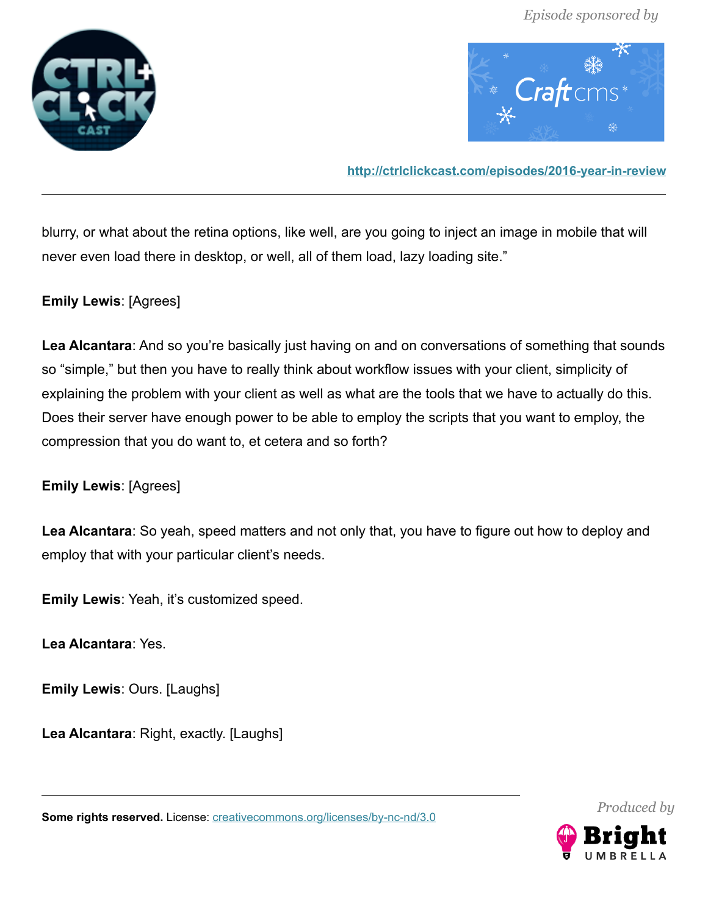blurry, or what about the retina options, like well, are you going to inject an image in mobile that will never even load there in desktop, or well, all of them load, lazy loading site."

**Emily Lewis**: [Agrees]

**Lea Alcantara**: And so you're basically just having on and on conversations of something that sounds so "simple," but then you have to really think about workflow issues with your client, simplicity of explaining the problem with your client as well as what are the tools that we have to actually do this. Does their server have enough power to be able to employ the scripts that you want to employ, the compression that you do want to, et cetera and so forth?

**Emily Lewis**: [Agrees]

**Lea Alcantara**: So yeah, speed matters and not only that, you have to figure out how to deploy and employ that with your particular client's needs.

**Emily Lewis**: Yeah, it's customized speed.

**Lea Alcantara**: Yes.

**Emily Lewis**: Ours. [Laughs]

**Lea Alcantara**: Right, exactly. [Laughs]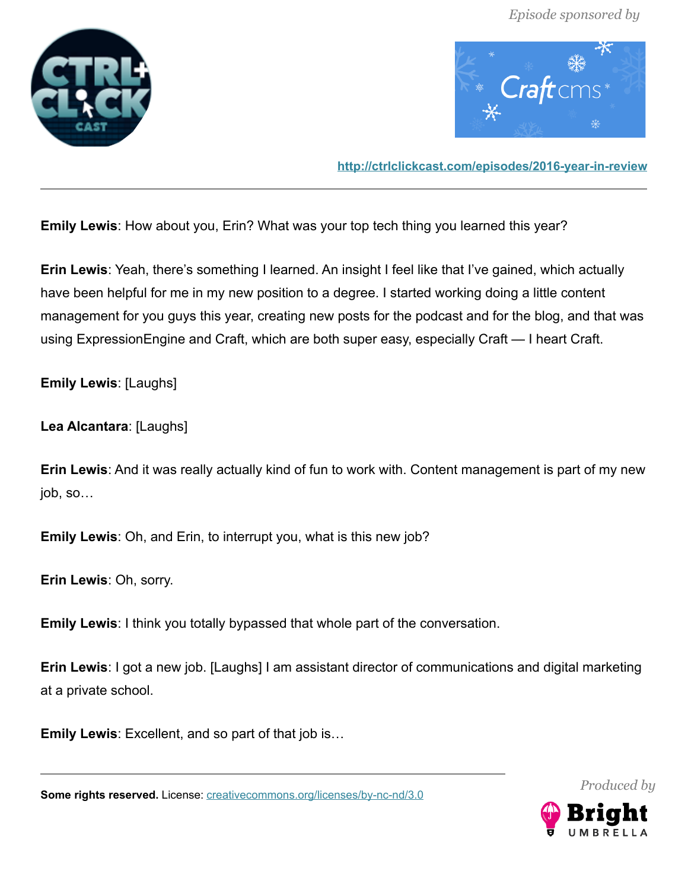**Emily Lewis**: How about you, Erin? What was your top tech thing you learned this year?

**Erin Lewis**: Yeah, there's something I learned. An insight I feel like that I've gained, which actually have been helpful for me in my new position to a degree. I started working doing a little content management for you guys this year, creating new posts for the podcast and for the blog, and that was using ExpressionEngine and Craft, which are both super easy, especially Craft — I heart Craft.

**Emily Lewis**: [Laughs]

**Lea Alcantara**: [Laughs]

**Erin Lewis**: And it was really actually kind of fun to work with. Content management is part of my new job, so…

**Emily Lewis**: Oh, and Erin, to interrupt you, what is this new job?

**Erin Lewis**: Oh, sorry.

**Emily Lewis**: I think you totally bypassed that whole part of the conversation.

**Erin Lewis**: I got a new job. [Laughs] I am assistant director of communications and digital marketing at a private school.

**Emily Lewis**: Excellent, and so part of that job is…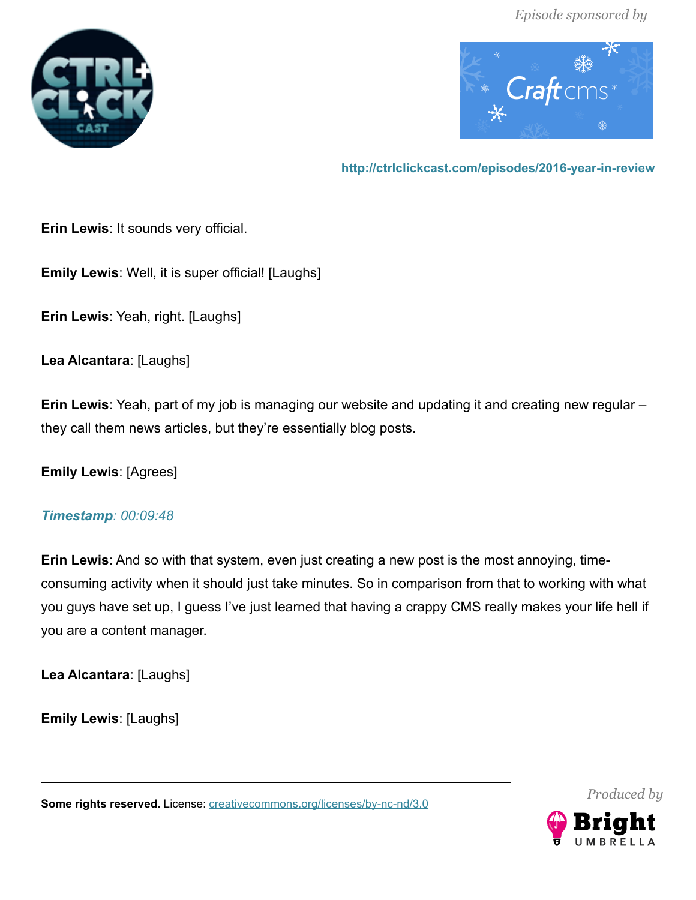**Erin Lewis**: It sounds very official.

**Emily Lewis**: Well, it is super official! [Laughs]

**Erin Lewis**: Yeah, right. [Laughs]

**Lea Alcantara**: [Laughs]

**Erin Lewis**: Yeah, part of my job is managing our website and updating it and creating new regular – they call them news articles, but they're essentially blog posts.

**Emily Lewis**: [Agrees]

***Timestamp**: 00:09:48*

**Erin Lewis**: And so with that system, even just creating a new post is the most annoying, time-consuming activity when it should just take minutes. So in comparison from that to working with what you guys have set up, I guess I've just learned that having a crappy CMS really makes your life hell if you are a content manager.

**Lea Alcantara**: [Laughs]

**Emily Lewis**: [Laughs]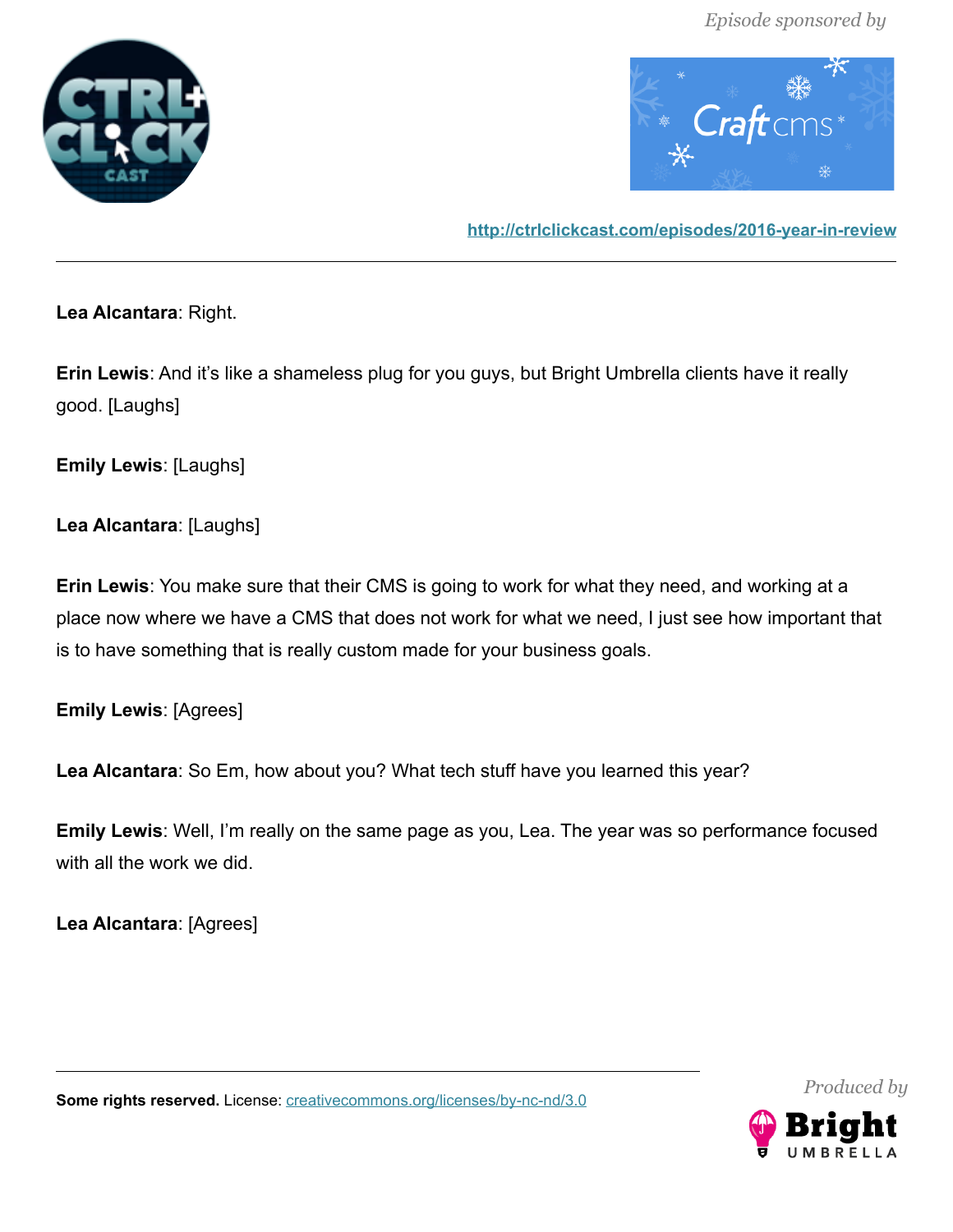**Lea Alcantara**: Right.

**Erin Lewis**: And it's like a shameless plug for you guys, but Bright Umbrella clients have it really good. [Laughs]

**Emily Lewis**: [Laughs]

**Lea Alcantara**: [Laughs]

**Erin Lewis**: You make sure that their CMS is going to work for what they need, and working at a place now where we have a CMS that does not work for what we need, I just see how important that is to have something that is really custom made for your business goals.

**Emily Lewis**: [Agrees]

**Lea Alcantara**: So Em, how about you? What tech stuff have you learned this year?

**Emily Lewis**: Well, I'm really on the same page as you, Lea. The year was so performance focused with all the work we did.

**Lea Alcantara**: [Agrees]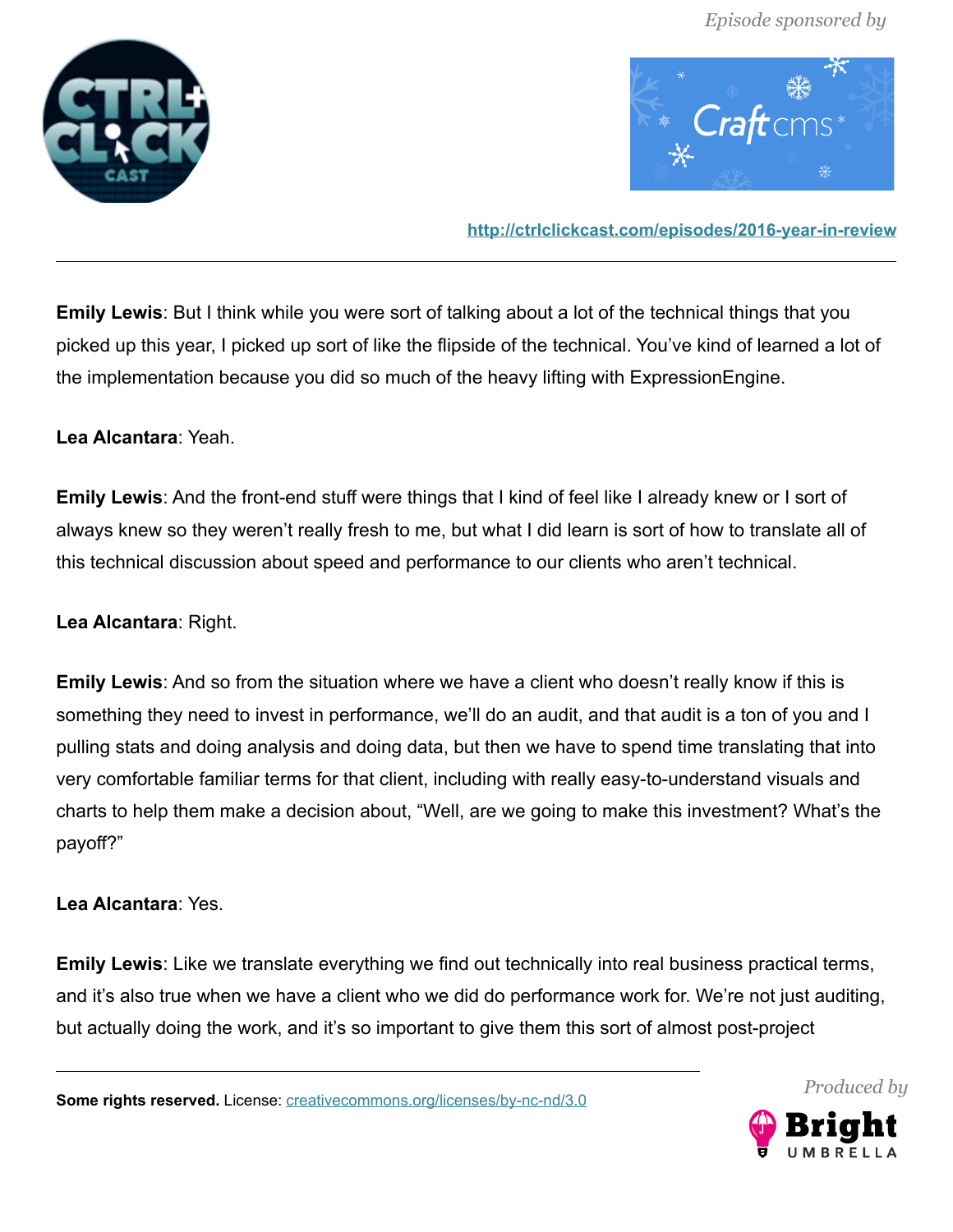**Emily Lewis**: But I think while you were sort of talking about a lot of the technical things that you picked up this year, I picked up sort of like the flipside of the technical. You've kind of learned a lot of the implementation because you did so much of the heavy lifting with ExpressionEngine.

**Lea Alcantara**: Yeah.

**Emily Lewis**: And the front-end stuff were things that I kind of feel like I already knew or I sort of always knew so they weren't really fresh to me, but what I did learn is sort of how to translate all of this technical discussion about speed and performance to our clients who aren't technical.

**Lea Alcantara**: Right.

**Emily Lewis**: And so from the situation where we have a client who doesn't really know if this is something they need to invest in performance, we'll do an audit, and that audit is a ton of you and I pulling stats and doing analysis and doing data, but then we have to spend time translating that into very comfortable familiar terms for that client, including with really easy-to-understand visuals and charts to help them make a decision about, "Well, are we going to make this investment? What's the payoff?"

**Lea Alcantara**: Yes.

**Emily Lewis**: Like we translate everything we find out technically into real business practical terms, and it's also true when we have a client who we did do performance work for. We're not just auditing, but actually doing the work, and it's so important to give them this sort of almost post-project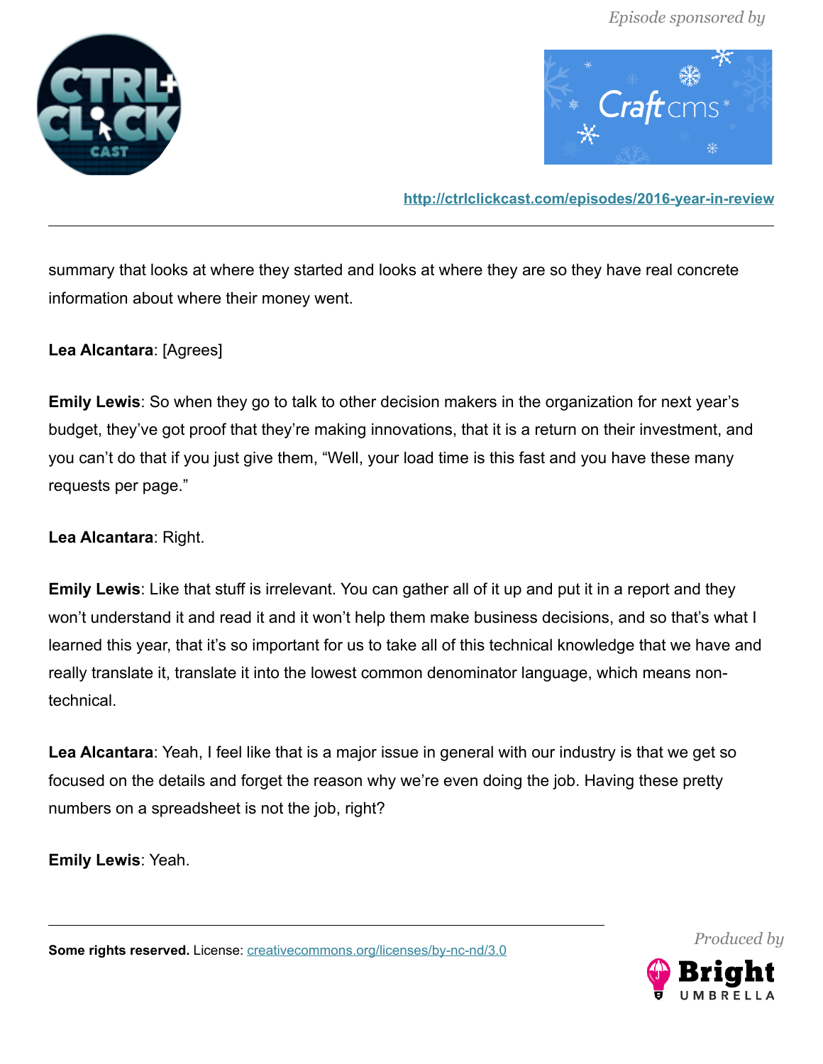summary that looks at where they started and looks at where they are so they have real concrete information about where their money went.

**Lea Alcantara**: [Agrees]

**Emily Lewis**: So when they go to talk to other decision makers in the organization for next year's budget, they've got proof that they're making innovations, that it is a return on their investment, and you can't do that if you just give them, "Well, your load time is this fast and you have these many requests per page."

**Lea Alcantara**: Right.

**Emily Lewis**: Like that stuff is irrelevant. You can gather all of it up and put it in a report and they won't understand it and read it and it won't help them make business decisions, and so that's what I learned this year, that it's so important for us to take all of this technical knowledge that we have and really translate it, translate it into the lowest common denominator language, which means non-technical.

**Lea Alcantara**: Yeah, I feel like that is a major issue in general with our industry is that we get so focused on the details and forget the reason why we're even doing the job. Having these pretty numbers on a spreadsheet is not the job, right?

**Emily Lewis**: Yeah.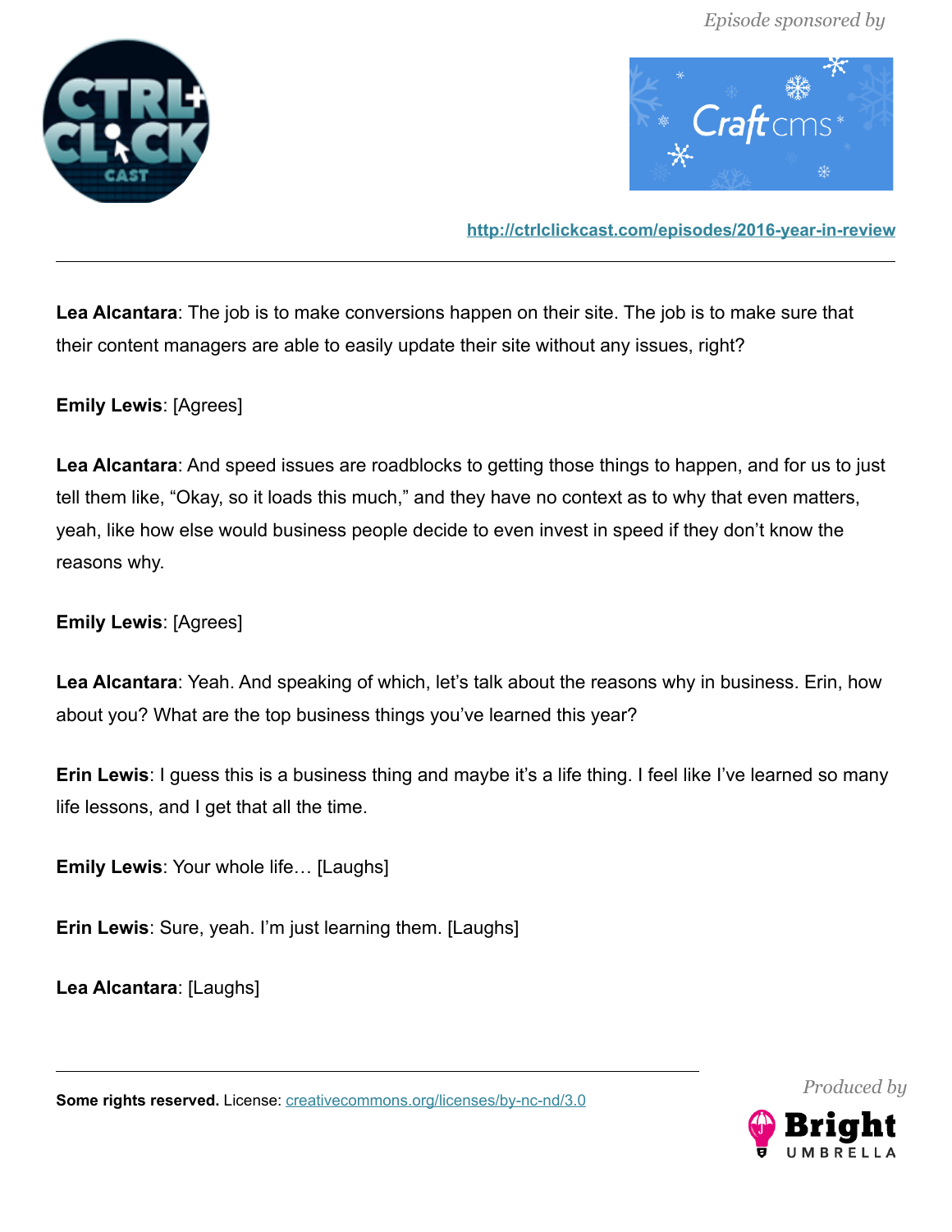**Lea Alcantara**: The job is to make conversions happen on their site. The job is to make sure that their content managers are able to easily update their site without any issues, right?

**Emily Lewis**: [Agrees]

**Lea Alcantara**: And speed issues are roadblocks to getting those things to happen, and for us to just tell them like, "Okay, so it loads this much," and they have no context as to why that even matters, yeah, like how else would business people decide to even invest in speed if they don't know the reasons why.

**Emily Lewis**: [Agrees]

**Lea Alcantara**: Yeah. And speaking of which, let's talk about the reasons why in business. Erin, how about you? What are the top business things you've learned this year?

**Erin Lewis**: I guess this is a business thing and maybe it's a life thing. I feel like I've learned so many life lessons, and I get that all the time.

**Emily Lewis**: Your whole life… [Laughs]

**Erin Lewis**: Sure, yeah. I'm just learning them. [Laughs]

**Lea Alcantara**: [Laughs]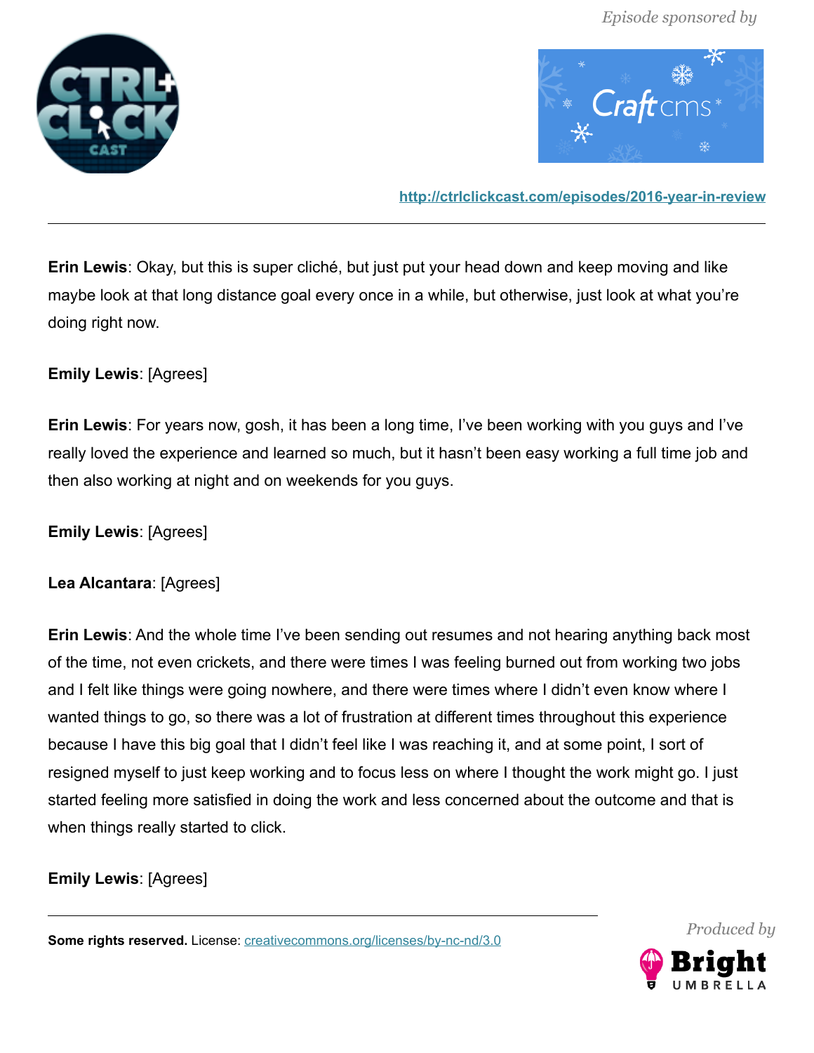**Erin Lewis**: Okay, but this is super cliché, but just put your head down and keep moving and like maybe look at that long distance goal every once in a while, but otherwise, just look at what you're doing right now.

**Emily Lewis**: [Agrees]

**Erin Lewis**: For years now, gosh, it has been a long time, I've been working with you guys and I've really loved the experience and learned so much, but it hasn't been easy working a full time job and then also working at night and on weekends for you guys.

**Emily Lewis**: [Agrees]

**Lea Alcantara**: [Agrees]

**Erin Lewis**: And the whole time I've been sending out resumes and not hearing anything back most of the time, not even crickets, and there were times I was feeling burned out from working two jobs and I felt like things were going nowhere, and there were times where I didn't even know where I wanted things to go, so there was a lot of frustration at different times throughout this experience because I have this big goal that I didn't feel like I was reaching it, and at some point, I sort of resigned myself to just keep working and to focus less on where I thought the work might go. I just started feeling more satisfied in doing the work and less concerned about the outcome and that is when things really started to click.

**Emily Lewis**: [Agrees]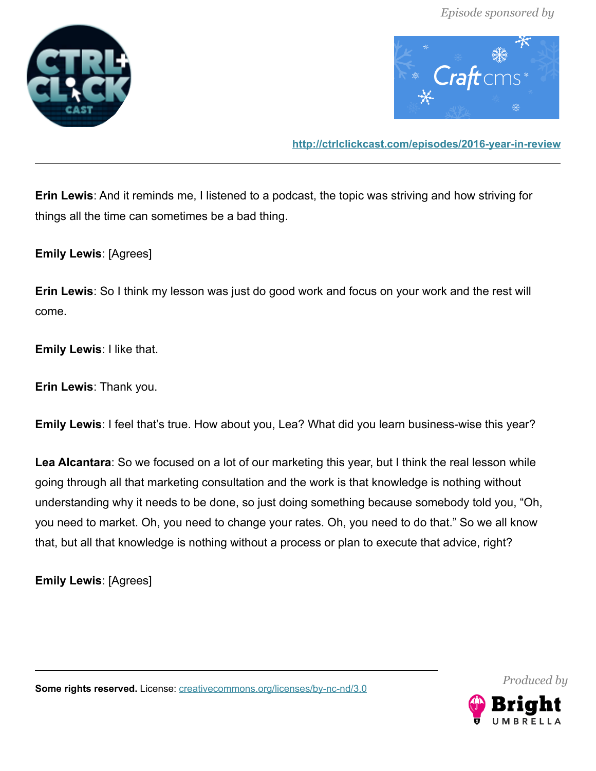**Erin Lewis**: And it reminds me, I listened to a podcast, the topic was striving and how striving for things all the time can sometimes be a bad thing.

**Emily Lewis**: [Agrees]

**Erin Lewis**: So I think my lesson was just do good work and focus on your work and the rest will come.

**Emily Lewis**: I like that.

**Erin Lewis**: Thank you.

**Emily Lewis**: I feel that's true. How about you, Lea? What did you learn business-wise this year?

**Lea Alcantara**: So we focused on a lot of our marketing this year, but I think the real lesson while going through all that marketing consultation and the work is that knowledge is nothing without understanding why it needs to be done, so just doing something because somebody told you, "Oh, you need to market. Oh, you need to change your rates. Oh, you need to do that." So we all know that, but all that knowledge is nothing without a process or plan to execute that advice, right?

**Emily Lewis**: [Agrees]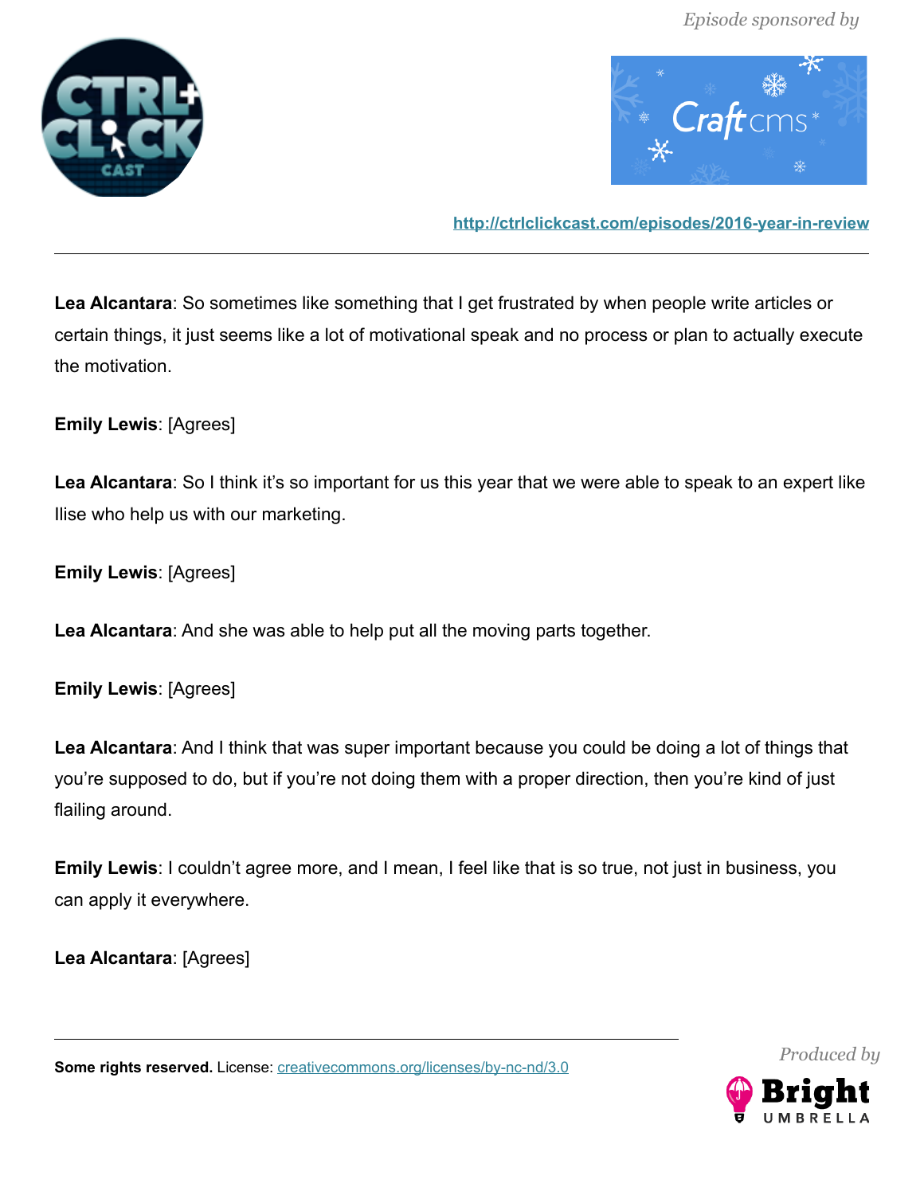**Lea Alcantara**: So sometimes like something that I get frustrated by when people write articles or certain things, it just seems like a lot of motivational speak and no process or plan to actually execute the motivation.

**Emily Lewis**: [Agrees]

**Lea Alcantara**: So I think it's so important for us this year that we were able to speak to an expert like Ilise who help us with our marketing.

**Emily Lewis**: [Agrees]

**Lea Alcantara**: And she was able to help put all the moving parts together.

**Emily Lewis**: [Agrees]

**Lea Alcantara**: And I think that was super important because you could be doing a lot of things that you're supposed to do, but if you're not doing them with a proper direction, then you're kind of just flailing around.

**Emily Lewis**: I couldn't agree more, and I mean, I feel like that is so true, not just in business, you can apply it everywhere.

**Lea Alcantara**: [Agrees]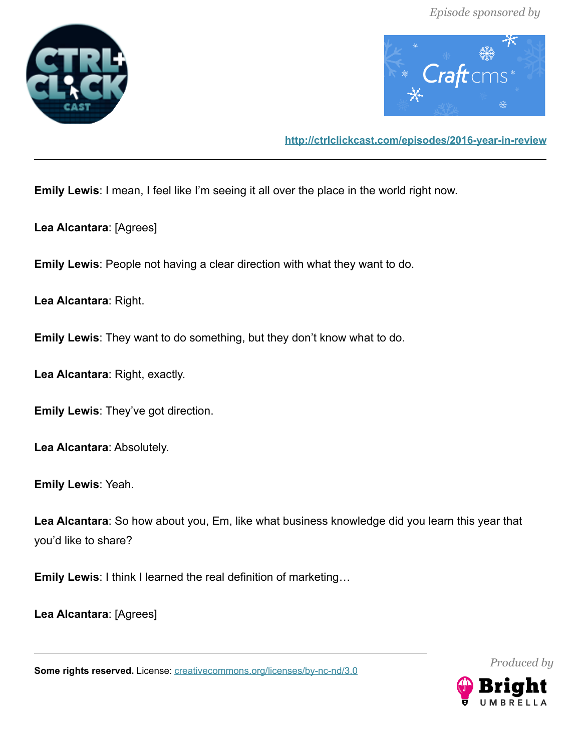**Emily Lewis**: I mean, I feel like I'm seeing it all over the place in the world right now.

**Lea Alcantara**: [Agrees]

**Emily Lewis**: People not having a clear direction with what they want to do.

**Lea Alcantara**: Right.

**Emily Lewis**: They want to do something, but they don't know what to do.

**Lea Alcantara**: Right, exactly.

**Emily Lewis**: They've got direction.

**Lea Alcantara**: Absolutely.

**Emily Lewis**: Yeah.

**Lea Alcantara**: So how about you, Em, like what business knowledge did you learn this year that you'd like to share?

**Emily Lewis**: I think I learned the real definition of marketing…

**Lea Alcantara**: [Agrees]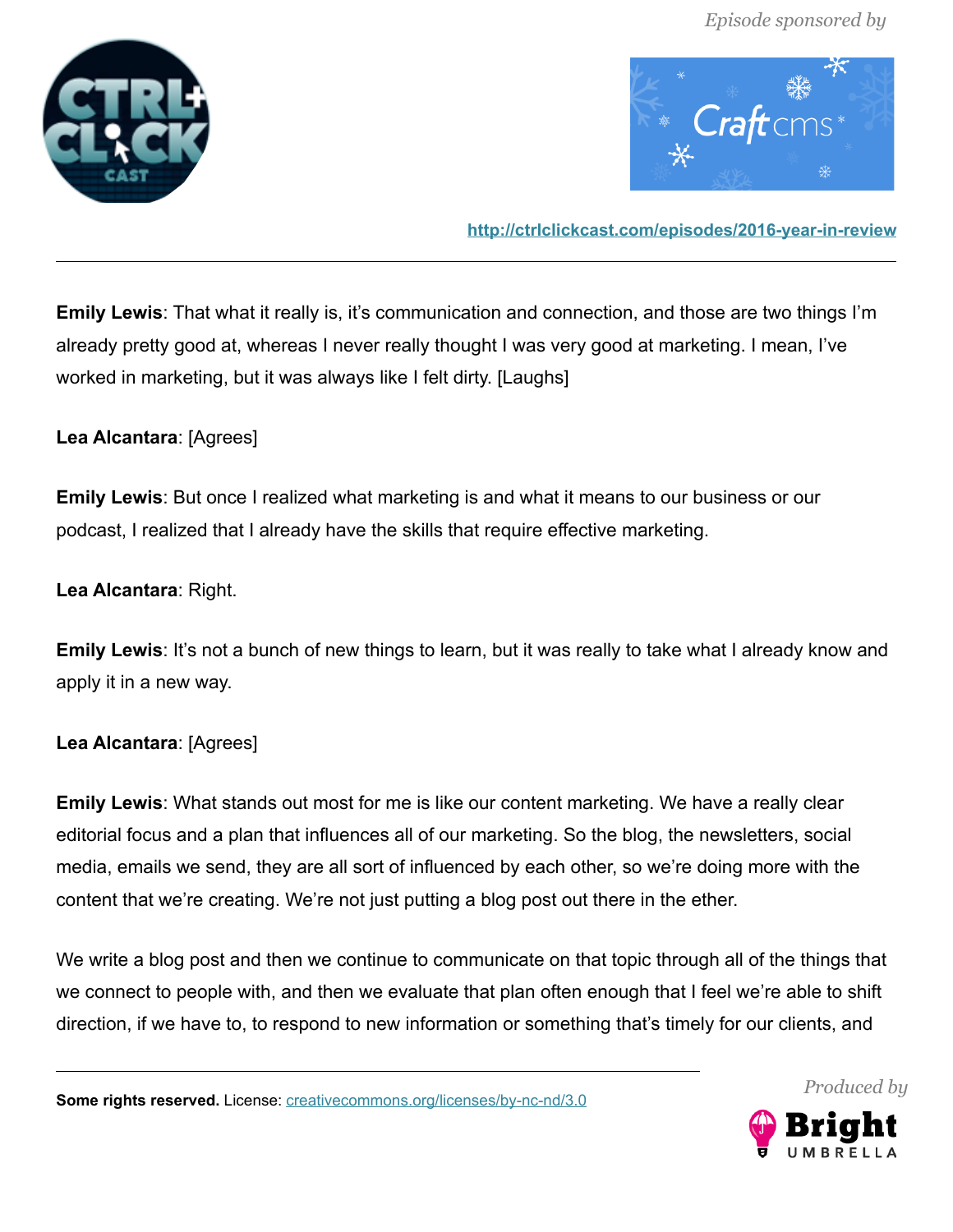**Emily Lewis**: That what it really is, it's communication and connection, and those are two things I'm already pretty good at, whereas I never really thought I was very good at marketing. I mean, I've worked in marketing, but it was always like I felt dirty. [Laughs]

**Lea Alcantara**: [Agrees]

**Emily Lewis**: But once I realized what marketing is and what it means to our business or our podcast, I realized that I already have the skills that require effective marketing.

**Lea Alcantara**: Right.

**Emily Lewis**: It's not a bunch of new things to learn, but it was really to take what I already know and apply it in a new way.

**Lea Alcantara**: [Agrees]

**Emily Lewis**: What stands out most for me is like our content marketing. We have a really clear editorial focus and a plan that influences all of our marketing. So the blog, the newsletters, social media, emails we send, they are all sort of influenced by each other, so we're doing more with the content that we're creating. We're not just putting a blog post out there in the ether.

We write a blog post and then we continue to communicate on that topic through all of the things that we connect to people with, and then we evaluate that plan often enough that I feel we're able to shift direction, if we have to, to respond to new information or something that's timely for our clients, and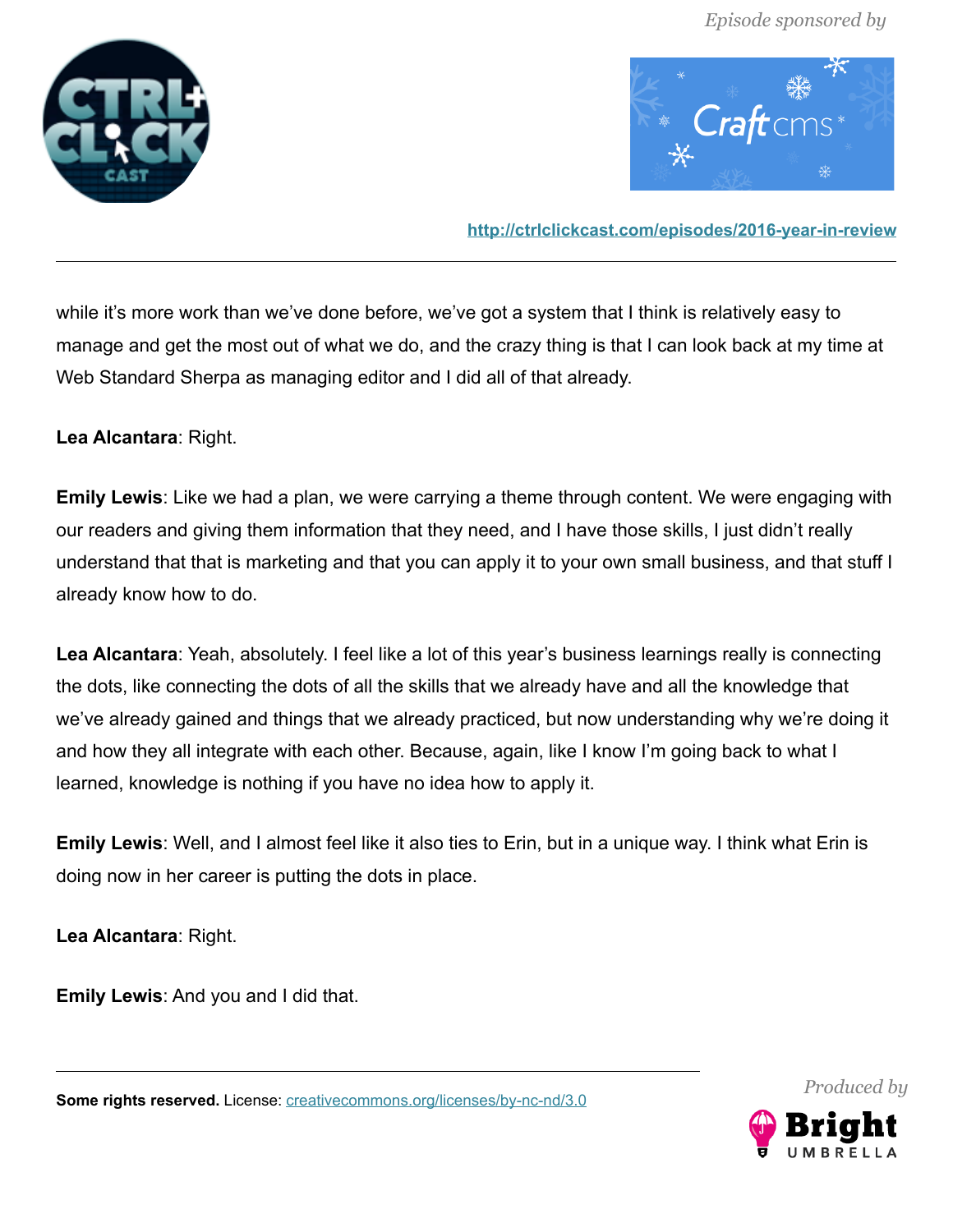while it's more work than we've done before, we've got a system that I think is relatively easy to manage and get the most out of what we do, and the crazy thing is that I can look back at my time at Web Standard Sherpa as managing editor and I did all of that already.

**Lea Alcantara**: Right.

**Emily Lewis**: Like we had a plan, we were carrying a theme through content. We were engaging with our readers and giving them information that they need, and I have those skills, I just didn't really understand that that is marketing and that you can apply it to your own small business, and that stuff I already know how to do.

**Lea Alcantara**: Yeah, absolutely. I feel like a lot of this year's business learnings really is connecting the dots, like connecting the dots of all the skills that we already have and all the knowledge that we've already gained and things that we already practiced, but now understanding why we're doing it and how they all integrate with each other. Because, again, like I know I'm going back to what I learned, knowledge is nothing if you have no idea how to apply it.

**Emily Lewis**: Well, and I almost feel like it also ties to Erin, but in a unique way. I think what Erin is doing now in her career is putting the dots in place.

**Lea Alcantara**: Right.

**Emily Lewis**: And you and I did that.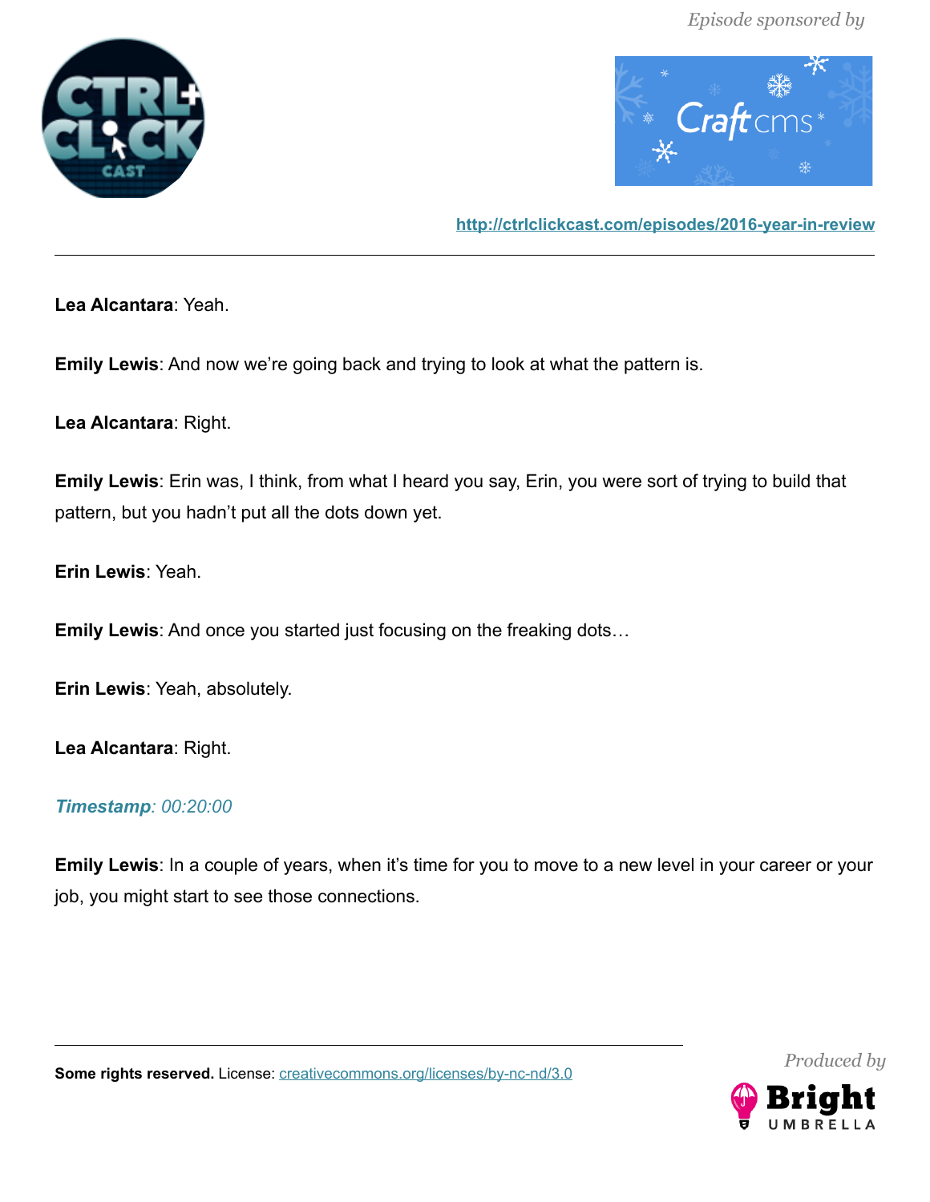**Lea Alcantara**: Yeah.

**Emily Lewis**: And now we're going back and trying to look at what the pattern is.

**Lea Alcantara**: Right.

**Emily Lewis**: Erin was, I think, from what I heard you say, Erin, you were sort of trying to build that pattern, but you hadn't put all the dots down yet.

**Erin Lewis**: Yeah.

**Emily Lewis**: And once you started just focusing on the freaking dots…

**Erin Lewis**: Yeah, absolutely.

**Lea Alcantara**: Right.

***Timestamp**: 00:20:00*

**Emily Lewis**: In a couple of years, when it's time for you to move to a new level in your career or your job, you might start to see those connections.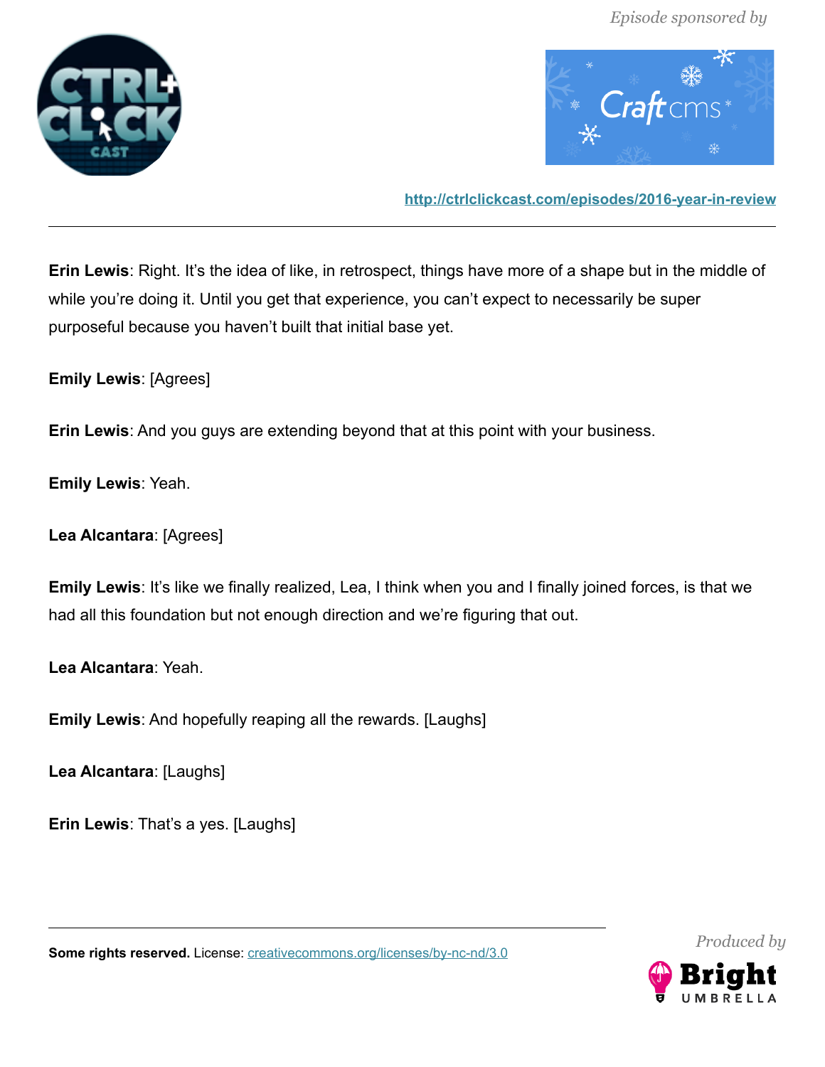**Erin Lewis**: Right. It's the idea of like, in retrospect, things have more of a shape but in the middle of while you're doing it. Until you get that experience, you can't expect to necessarily be super purposeful because you haven't built that initial base yet.

**Emily Lewis**: [Agrees]

**Erin Lewis**: And you guys are extending beyond that at this point with your business.

**Emily Lewis**: Yeah.

**Lea Alcantara**: [Agrees]

**Emily Lewis**: It's like we finally realized, Lea, I think when you and I finally joined forces, is that we had all this foundation but not enough direction and we're figuring that out.

**Lea Alcantara**: Yeah.

**Emily Lewis**: And hopefully reaping all the rewards. [Laughs]

**Lea Alcantara**: [Laughs]

**Erin Lewis**: That's a yes. [Laughs]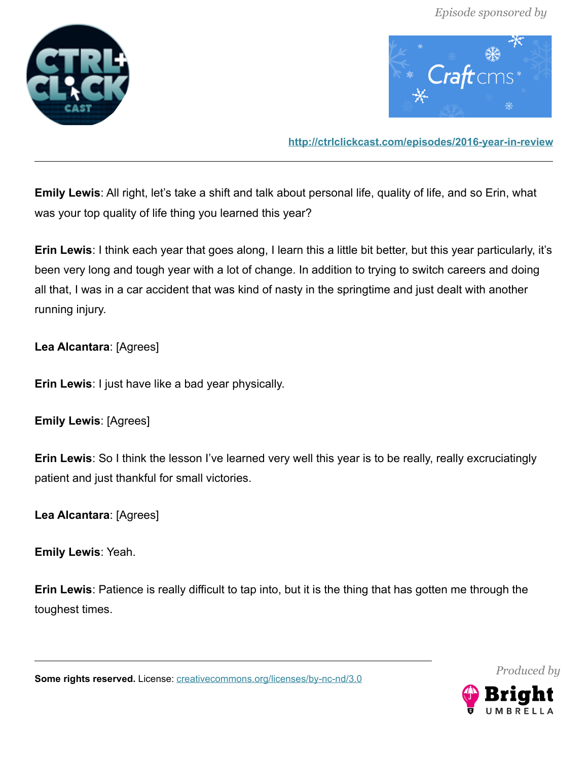**Emily Lewis**: All right, let's take a shift and talk about personal life, quality of life, and so Erin, what was your top quality of life thing you learned this year?

**Erin Lewis**: I think each year that goes along, I learn this a little bit better, but this year particularly, it's been very long and tough year with a lot of change. In addition to trying to switch careers and doing all that, I was in a car accident that was kind of nasty in the springtime and just dealt with another running injury.

**Lea Alcantara**: [Agrees]

**Erin Lewis**: I just have like a bad year physically.

**Emily Lewis**: [Agrees]

**Erin Lewis**: So I think the lesson I've learned very well this year is to be really, really excruciatingly patient and just thankful for small victories.

**Lea Alcantara**: [Agrees]

**Emily Lewis**: Yeah.

**Erin Lewis**: Patience is really difficult to tap into, but it is the thing that has gotten me through the toughest times.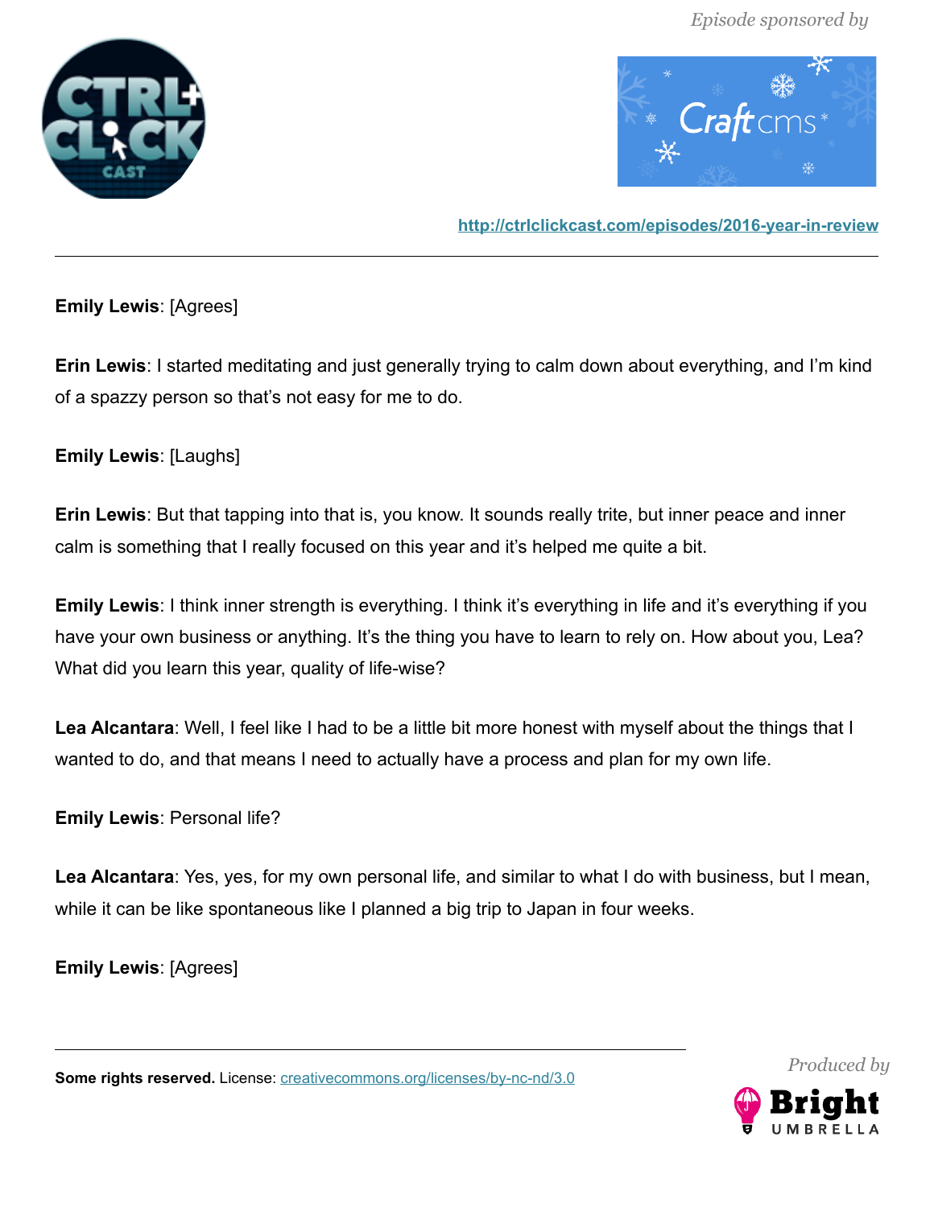**Emily Lewis**: [Agrees]

**Erin Lewis**: I started meditating and just generally trying to calm down about everything, and I'm kind of a spazzy person so that's not easy for me to do.

**Emily Lewis**: [Laughs]

**Erin Lewis**: But that tapping into that is, you know. It sounds really trite, but inner peace and inner calm is something that I really focused on this year and it's helped me quite a bit.

**Emily Lewis**: I think inner strength is everything. I think it's everything in life and it's everything if you have your own business or anything. It's the thing you have to learn to rely on. How about you, Lea? What did you learn this year, quality of life-wise?

**Lea Alcantara**: Well, I feel like I had to be a little bit more honest with myself about the things that I wanted to do, and that means I need to actually have a process and plan for my own life.

**Emily Lewis**: Personal life?

**Lea Alcantara**: Yes, yes, for my own personal life, and similar to what I do with business, but I mean, while it can be like spontaneous like I planned a big trip to Japan in four weeks.

**Emily Lewis**: [Agrees]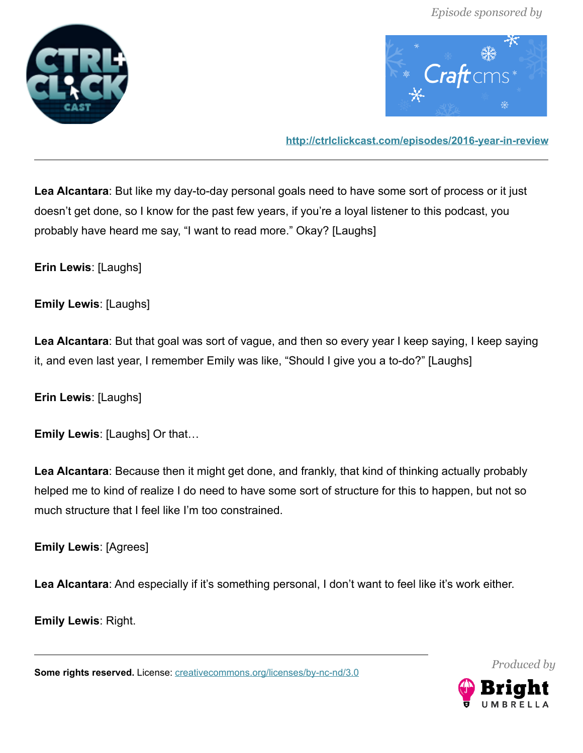**Lea Alcantara**: But like my day-to-day personal goals need to have some sort of process or it just doesn't get done, so I know for the past few years, if you're a loyal listener to this podcast, you probably have heard me say, "I want to read more." Okay? [Laughs]

**Erin Lewis**: [Laughs]

**Emily Lewis**: [Laughs]

**Lea Alcantara**: But that goal was sort of vague, and then so every year I keep saying, I keep saying it, and even last year, I remember Emily was like, "Should I give you a to-do?" [Laughs]

**Erin Lewis**: [Laughs]

**Emily Lewis**: [Laughs] Or that…

**Lea Alcantara**: Because then it might get done, and frankly, that kind of thinking actually probably helped me to kind of realize I do need to have some sort of structure for this to happen, but not so much structure that I feel like I'm too constrained.

**Emily Lewis**: [Agrees]

**Lea Alcantara**: And especially if it's something personal, I don't want to feel like it's work either.

**Emily Lewis**: Right.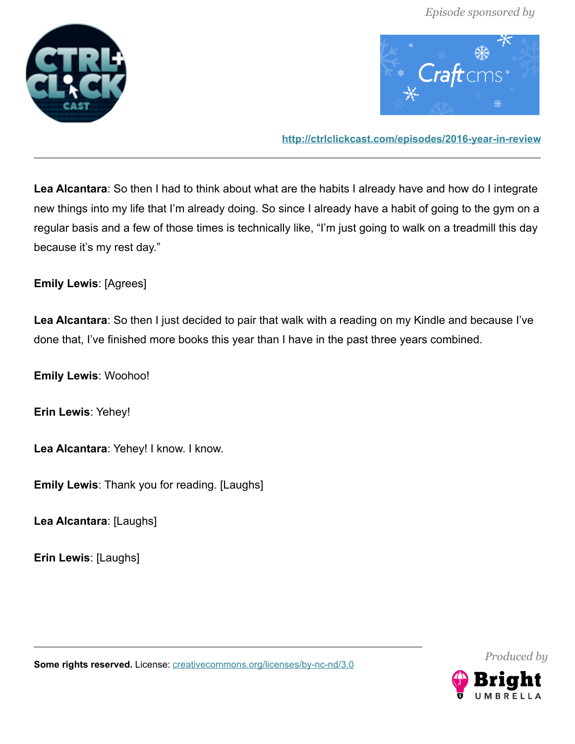**Lea Alcantara**: So then I had to think about what are the habits I already have and how do I integrate new things into my life that I'm already doing. So since I already have a habit of going to the gym on a regular basis and a few of those times is technically like, "I'm just going to walk on a treadmill this day because it's my rest day."

**Emily Lewis**: [Agrees]

**Lea Alcantara**: So then I just decided to pair that walk with a reading on my Kindle and because I've done that, I've finished more books this year than I have in the past three years combined.

**Emily Lewis**: Woohoo!

**Erin Lewis**: Yehey!

**Lea Alcantara**: Yehey! I know. I know.

**Emily Lewis**: Thank you for reading. [Laughs]

**Lea Alcantara**: [Laughs]

**Erin Lewis**: [Laughs]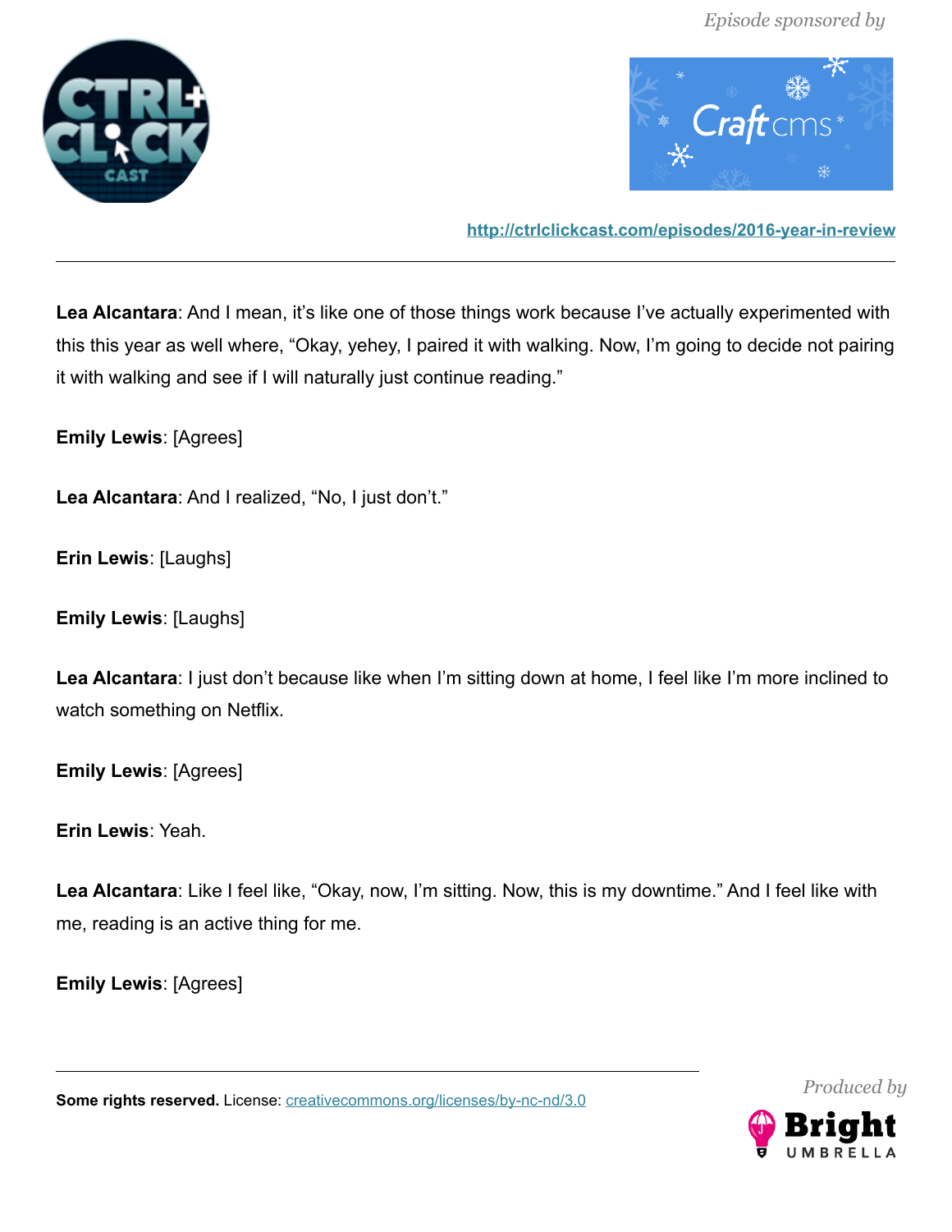**Lea Alcantara**: And I mean, it's like one of those things work because I've actually experimented with this this year as well where, "Okay, yehey, I paired it with walking. Now, I'm going to decide not pairing it with walking and see if I will naturally just continue reading."

**Emily Lewis**: [Agrees]

**Lea Alcantara**: And I realized, "No, I just don't."

**Erin Lewis**: [Laughs]

**Emily Lewis**: [Laughs]

**Lea Alcantara**: I just don't because like when I'm sitting down at home, I feel like I'm more inclined to watch something on Netflix.

**Emily Lewis**: [Agrees]

**Erin Lewis**: Yeah.

**Lea Alcantara**: Like I feel like, "Okay, now, I'm sitting. Now, this is my downtime." And I feel like with me, reading is an active thing for me.

**Emily Lewis**: [Agrees]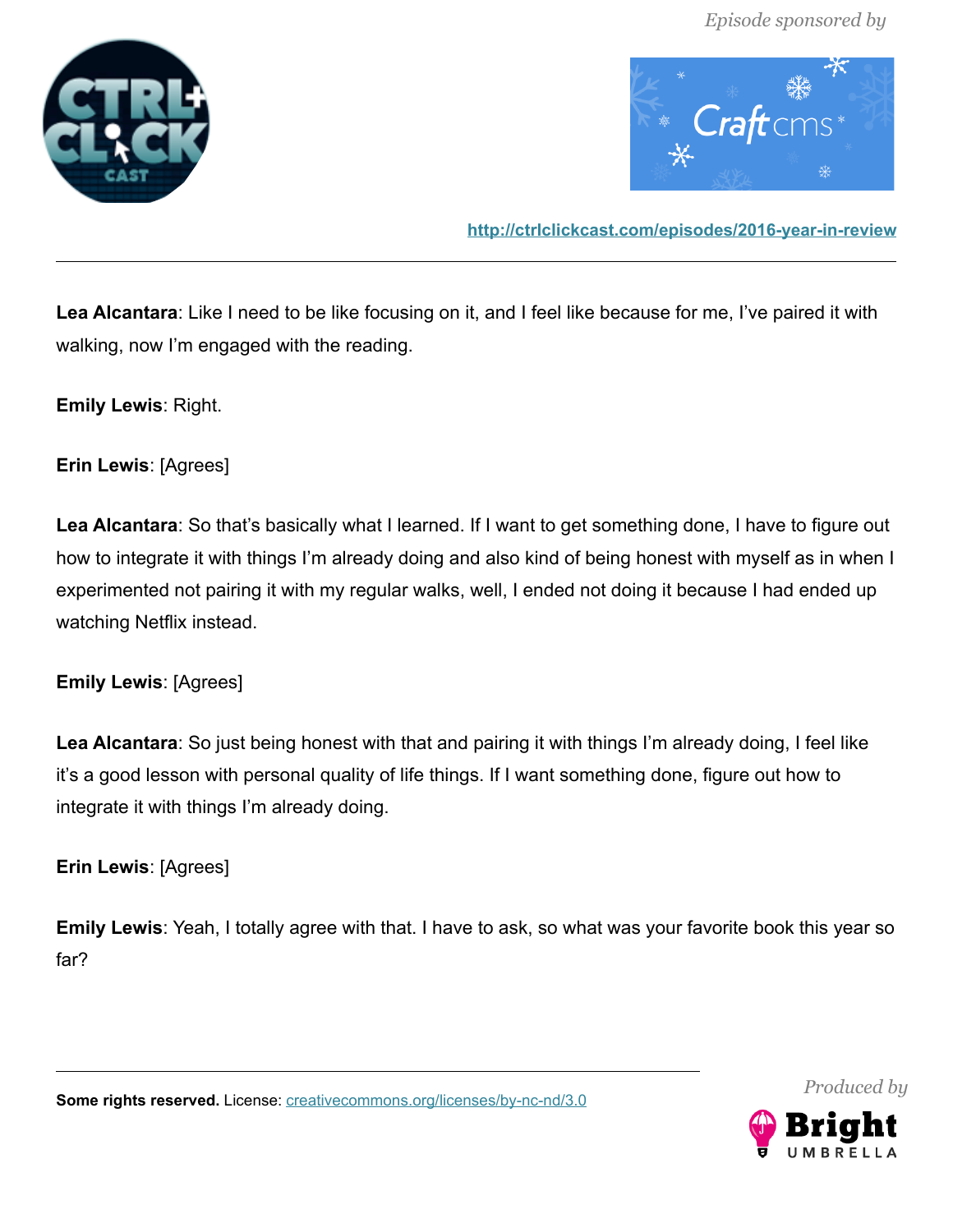**Lea Alcantara**: Like I need to be like focusing on it, and I feel like because for me, I've paired it with walking, now I'm engaged with the reading.

**Emily Lewis**: Right.

**Erin Lewis**: [Agrees]

**Lea Alcantara**: So that's basically what I learned. If I want to get something done, I have to figure out how to integrate it with things I'm already doing and also kind of being honest with myself as in when I experimented not pairing it with my regular walks, well, I ended not doing it because I had ended up watching Netflix instead.

**Emily Lewis**: [Agrees]

**Lea Alcantara**: So just being honest with that and pairing it with things I'm already doing, I feel like it's a good lesson with personal quality of life things. If I want something done, figure out how to integrate it with things I'm already doing.

**Erin Lewis**: [Agrees]

**Emily Lewis**: Yeah, I totally agree with that. I have to ask, so what was your favorite book this year so far?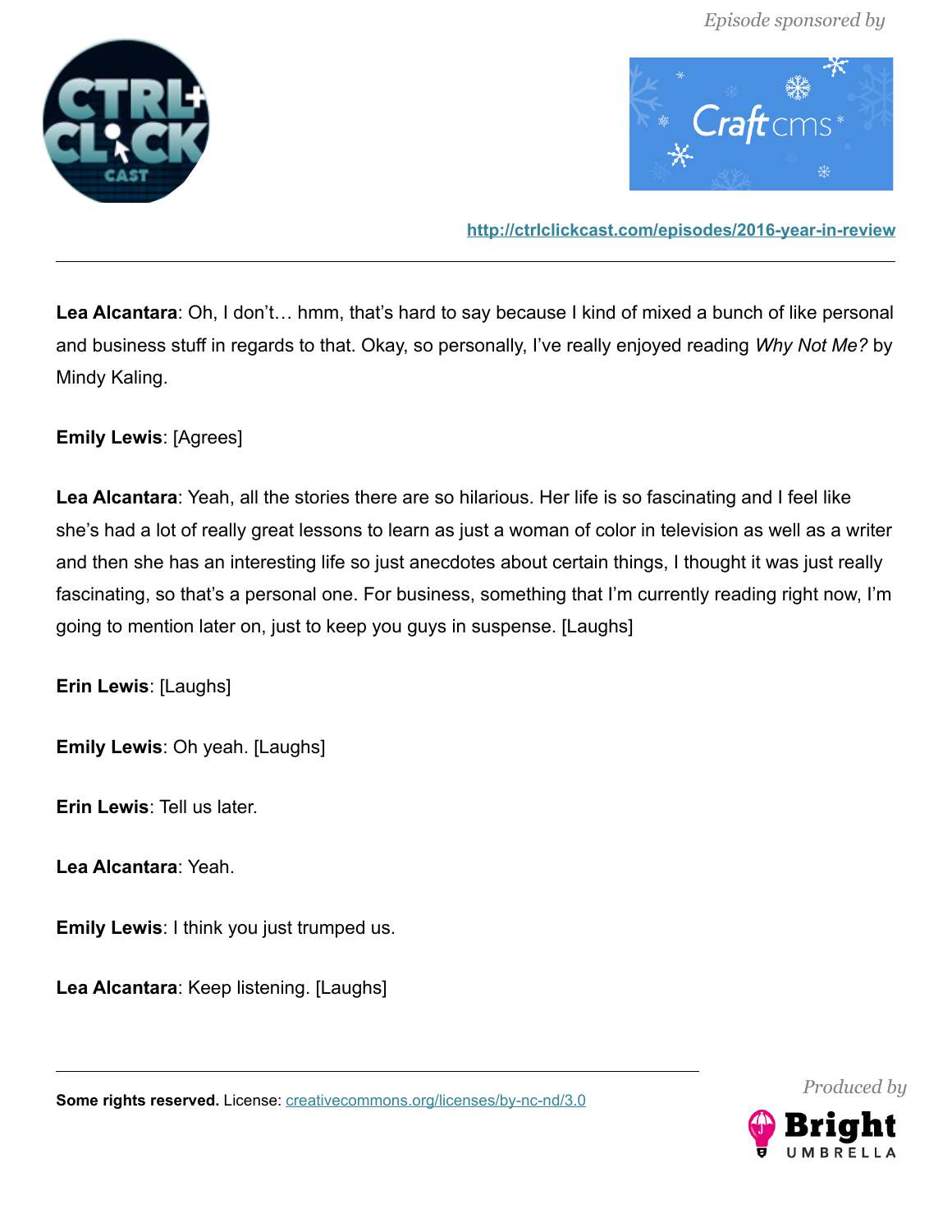**Lea Alcantara**: Oh, I don't… hmm, that's hard to say because I kind of mixed a bunch of like personal and business stuff in regards to that. Okay, so personally, I've really enjoyed reading *Why Not Me?* by Mindy Kaling.

**Emily Lewis**: [Agrees]

**Lea Alcantara**: Yeah, all the stories there are so hilarious. Her life is so fascinating and I feel like she's had a lot of really great lessons to learn as just a woman of color in television as well as a writer and then she has an interesting life so just anecdotes about certain things, I thought it was just really fascinating, so that's a personal one. For business, something that I'm currently reading right now, I'm going to mention later on, just to keep you guys in suspense. [Laughs]

**Erin Lewis**: [Laughs]

**Emily Lewis**: Oh yeah. [Laughs]

**Erin Lewis**: Tell us later.

**Lea Alcantara**: Yeah.

**Emily Lewis**: I think you just trumped us.

**Lea Alcantara**: Keep listening. [Laughs]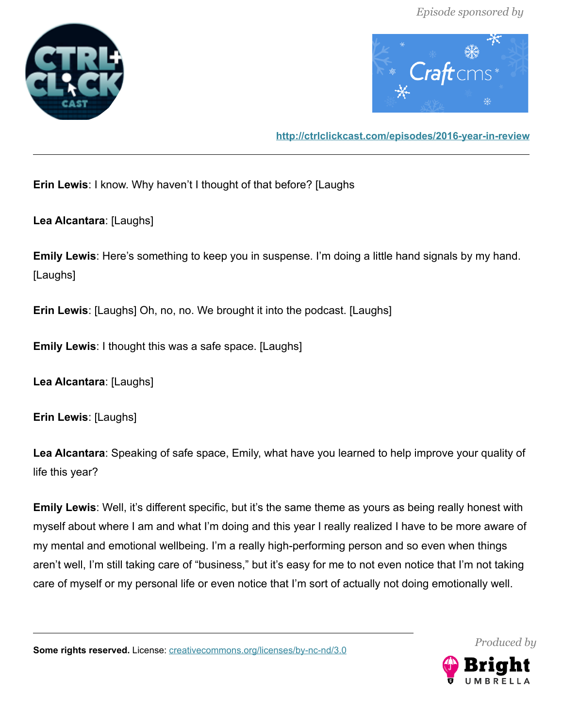**Erin Lewis**: I know. Why haven't I thought of that before? [Laughs

**Lea Alcantara**: [Laughs]

**Emily Lewis**: Here's something to keep you in suspense. I'm doing a little hand signals by my hand. [Laughs]

**Erin Lewis**: [Laughs] Oh, no, no. We brought it into the podcast. [Laughs]

**Emily Lewis**: I thought this was a safe space. [Laughs]

**Lea Alcantara**: [Laughs]

**Erin Lewis**: [Laughs]

**Lea Alcantara**: Speaking of safe space, Emily, what have you learned to help improve your quality of life this year?

**Emily Lewis**: Well, it's different specific, but it's the same theme as yours as being really honest with myself about where I am and what I'm doing and this year I really realized I have to be more aware of my mental and emotional wellbeing. I'm a really high-performing person and so even when things aren't well, I'm still taking care of "business," but it's easy for me to not even notice that I'm not taking care of myself or my personal life or even notice that I'm sort of actually not doing emotionally well.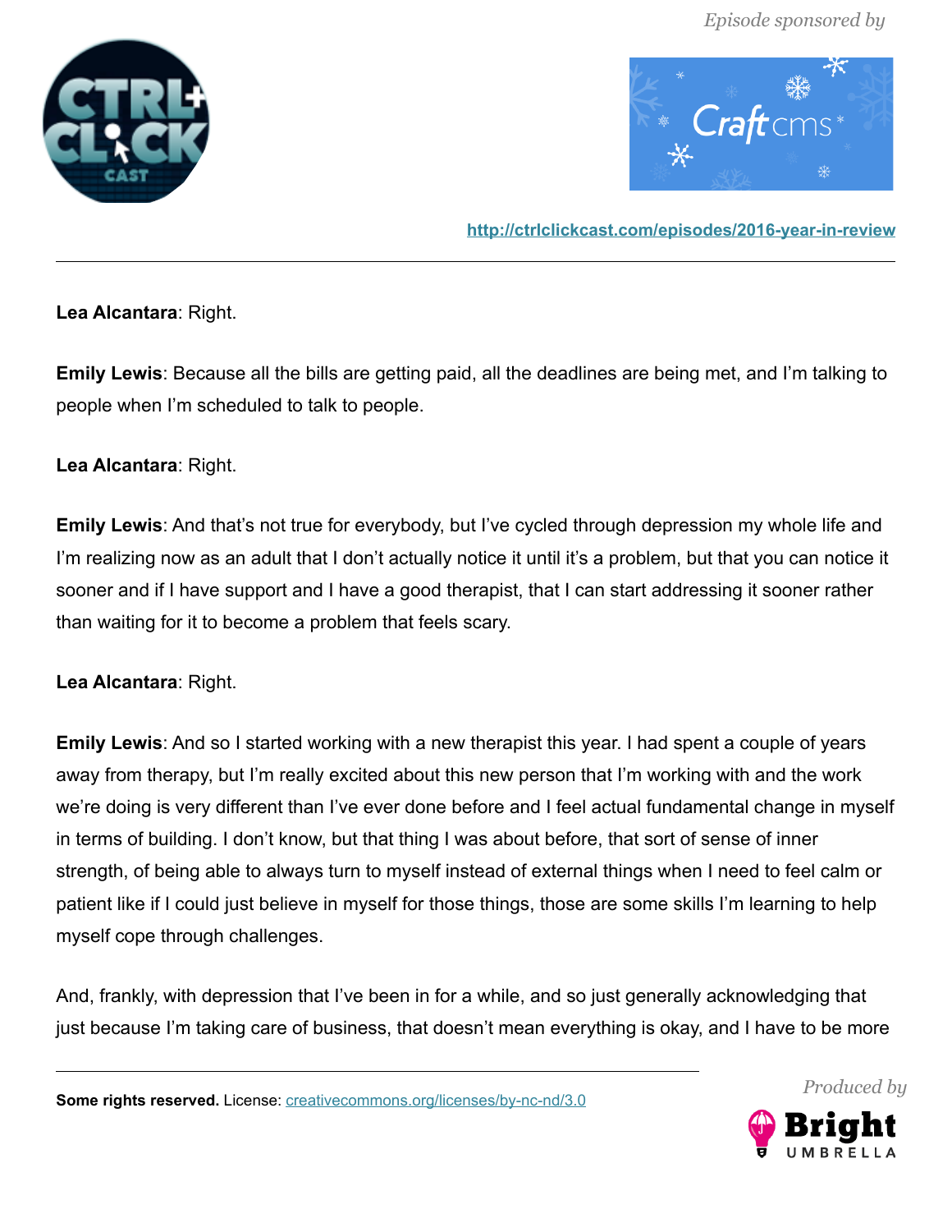**Lea Alcantara**: Right.

**Emily Lewis**: Because all the bills are getting paid, all the deadlines are being met, and I'm talking to people when I'm scheduled to talk to people.

**Lea Alcantara**: Right.

**Emily Lewis**: And that's not true for everybody, but I've cycled through depression my whole life and I'm realizing now as an adult that I don't actually notice it until it's a problem, but that you can notice it sooner and if I have support and I have a good therapist, that I can start addressing it sooner rather than waiting for it to become a problem that feels scary.

**Lea Alcantara**: Right.

**Emily Lewis**: And so I started working with a new therapist this year. I had spent a couple of years away from therapy, but I'm really excited about this new person that I'm working with and the work we're doing is very different than I've ever done before and I feel actual fundamental change in myself in terms of building. I don't know, but that thing I was about before, that sort of sense of inner strength, of being able to always turn to myself instead of external things when I need to feel calm or patient like if I could just believe in myself for those things, those are some skills I'm learning to help myself cope through challenges.

And, frankly, with depression that I've been in for a while, and so just generally acknowledging that just because I'm taking care of business, that doesn't mean everything is okay, and I have to be more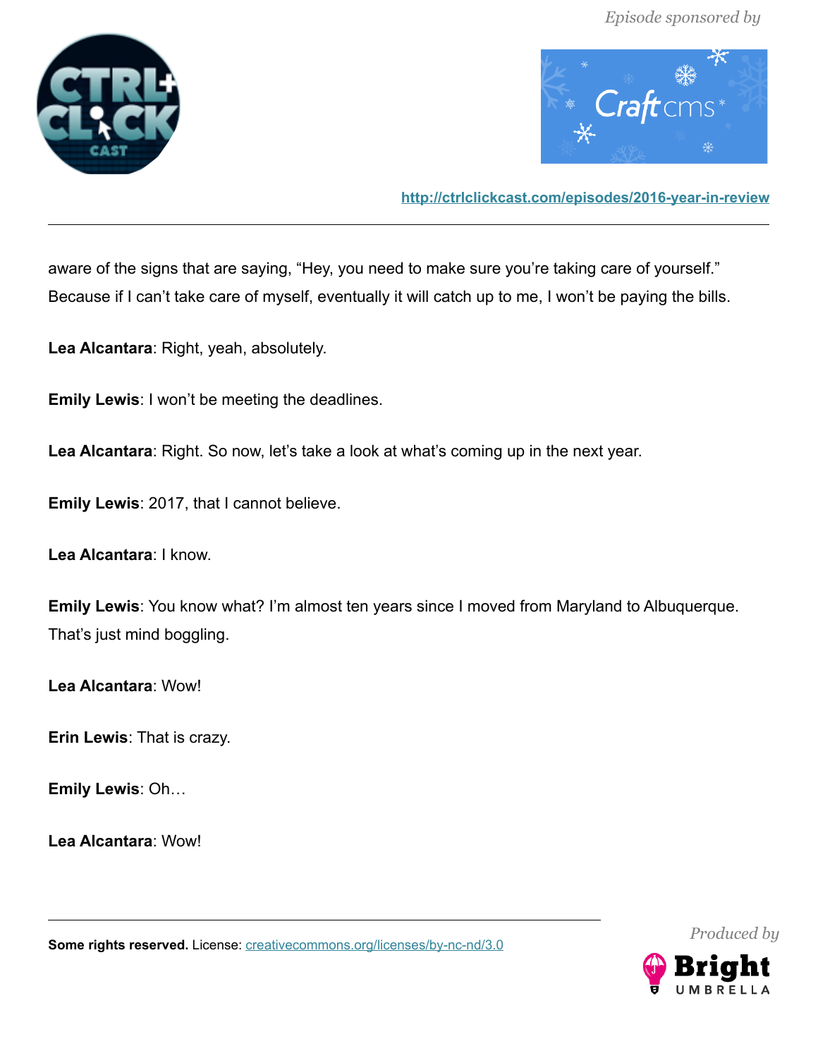aware of the signs that are saying, "Hey, you need to make sure you're taking care of yourself." Because if I can't take care of myself, eventually it will catch up to me, I won't be paying the bills.

**Lea Alcantara**: Right, yeah, absolutely.

**Emily Lewis**: I won't be meeting the deadlines.

**Lea Alcantara**: Right. So now, let's take a look at what's coming up in the next year.

**Emily Lewis**: 2017, that I cannot believe.

**Lea Alcantara**: I know.

**Emily Lewis**: You know what? I'm almost ten years since I moved from Maryland to Albuquerque. That's just mind boggling.

**Lea Alcantara**: Wow!

**Erin Lewis**: That is crazy.

**Emily Lewis**: Oh…

**Lea Alcantara**: Wow!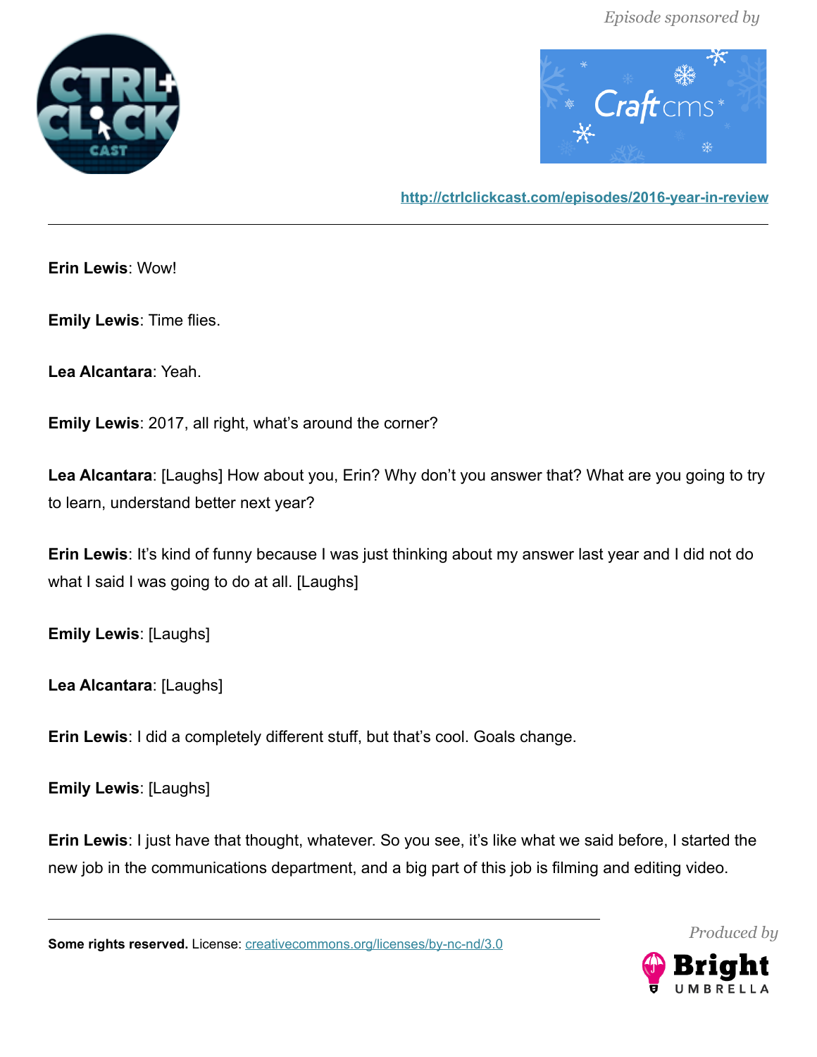**Erin Lewis**: Wow!

**Emily Lewis**: Time flies.

**Lea Alcantara**: Yeah.

**Emily Lewis**: 2017, all right, what's around the corner?

**Lea Alcantara**: [Laughs] How about you, Erin? Why don't you answer that? What are you going to try to learn, understand better next year?

**Erin Lewis**: It's kind of funny because I was just thinking about my answer last year and I did not do what I said I was going to do at all. [Laughs]

**Emily Lewis**: [Laughs]

**Lea Alcantara**: [Laughs]

**Erin Lewis**: I did a completely different stuff, but that's cool. Goals change.

**Emily Lewis**: [Laughs]

**Erin Lewis**: I just have that thought, whatever. So you see, it's like what we said before, I started the new job in the communications department, and a big part of this job is filming and editing video.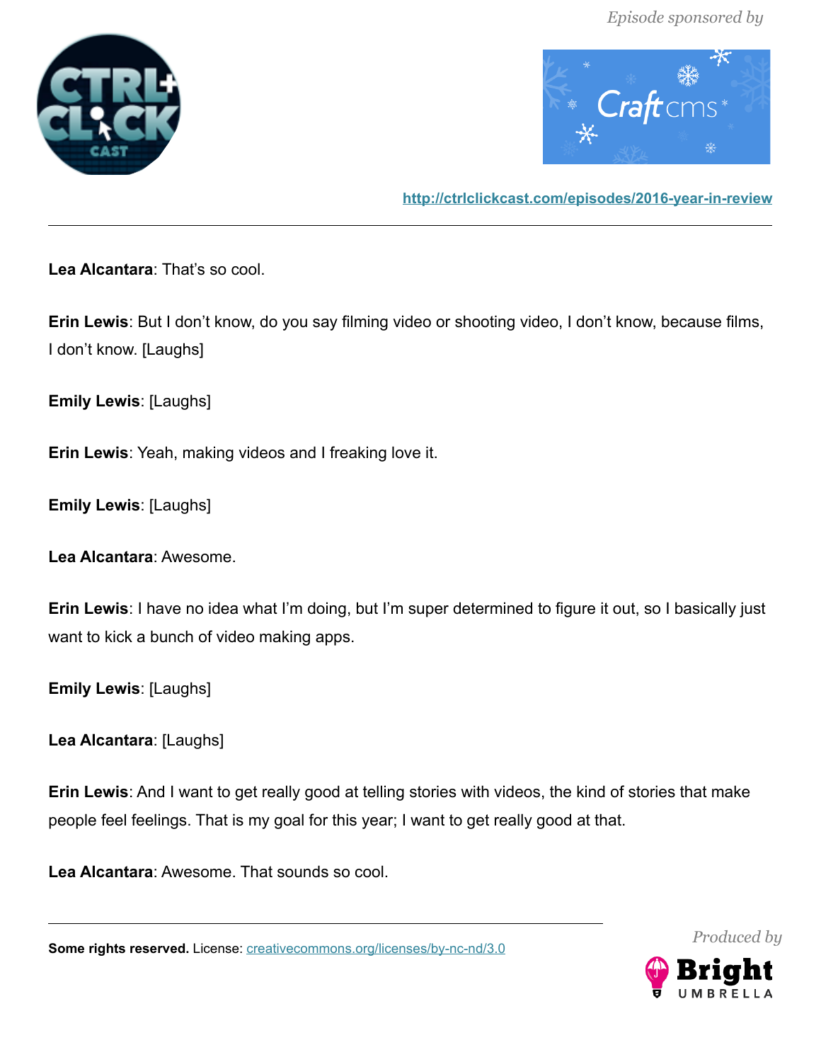**Lea Alcantara**: That's so cool.

**Erin Lewis**: But I don't know, do you say filming video or shooting video, I don't know, because films, I don't know. [Laughs]

**Emily Lewis**: [Laughs]

**Erin Lewis**: Yeah, making videos and I freaking love it.

**Emily Lewis**: [Laughs]

**Lea Alcantara**: Awesome.

**Erin Lewis**: I have no idea what I'm doing, but I'm super determined to figure it out, so I basically just want to kick a bunch of video making apps.

**Emily Lewis**: [Laughs]

**Lea Alcantara**: [Laughs]

**Erin Lewis**: And I want to get really good at telling stories with videos, the kind of stories that make people feel feelings. That is my goal for this year; I want to get really good at that.

**Lea Alcantara**: Awesome. That sounds so cool.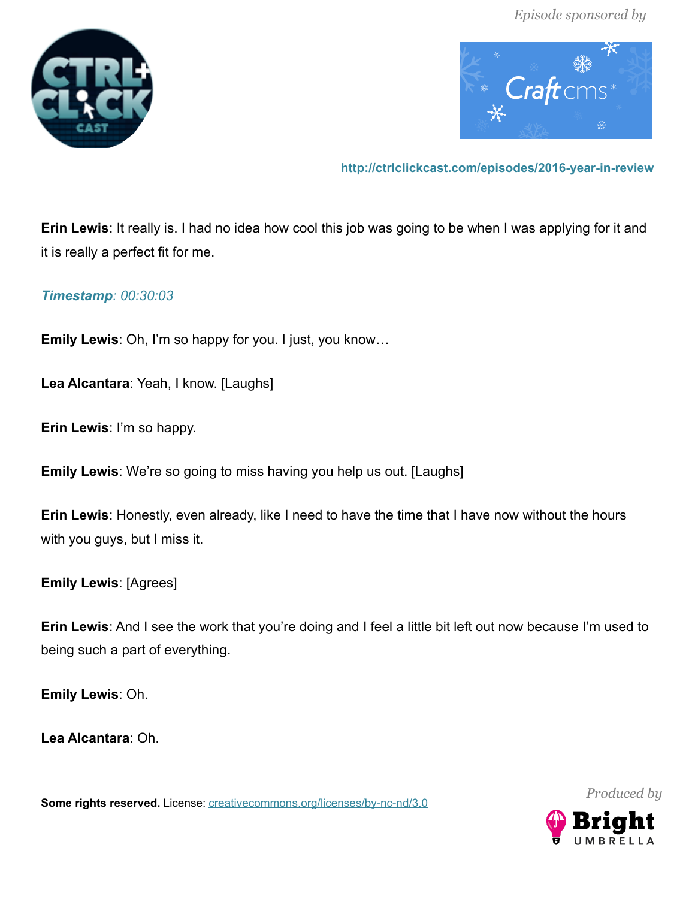**Erin Lewis**: It really is. I had no idea how cool this job was going to be when I was applying for it and it is really a perfect fit for me.

*Timestamp: 00:30:03*

**Emily Lewis**: Oh, I'm so happy for you. I just, you know…

**Lea Alcantara**: Yeah, I know. [Laughs]

**Erin Lewis**: I'm so happy.

**Emily Lewis**: We're so going to miss having you help us out. [Laughs]

**Erin Lewis**: Honestly, even already, like I need to have the time that I have now without the hours with you guys, but I miss it.

**Emily Lewis**: [Agrees]

**Erin Lewis**: And I see the work that you're doing and I feel a little bit left out now because I'm used to being such a part of everything.

**Emily Lewis**: Oh.

**Lea Alcantara**: Oh.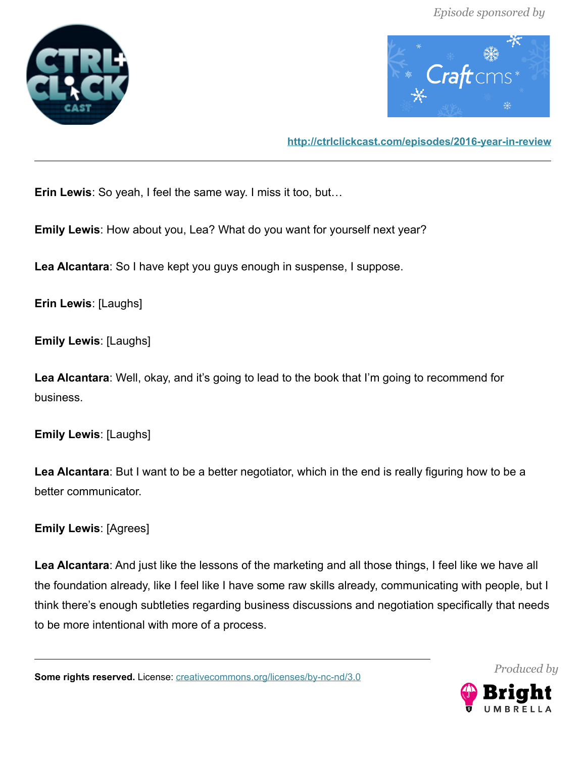**Erin Lewis**: So yeah, I feel the same way. I miss it too, but…

**Emily Lewis**: How about you, Lea? What do you want for yourself next year?

**Lea Alcantara**: So I have kept you guys enough in suspense, I suppose.

**Erin Lewis**: [Laughs]

**Emily Lewis**: [Laughs]

**Lea Alcantara**: Well, okay, and it's going to lead to the book that I'm going to recommend for business.

**Emily Lewis**: [Laughs]

**Lea Alcantara**: But I want to be a better negotiator, which in the end is really figuring how to be a better communicator.

**Emily Lewis**: [Agrees]

**Lea Alcantara**: And just like the lessons of the marketing and all those things, I feel like we have all the foundation already, like I feel like I have some raw skills already, communicating with people, but I think there's enough subtleties regarding business discussions and negotiation specifically that needs to be more intentional with more of a process.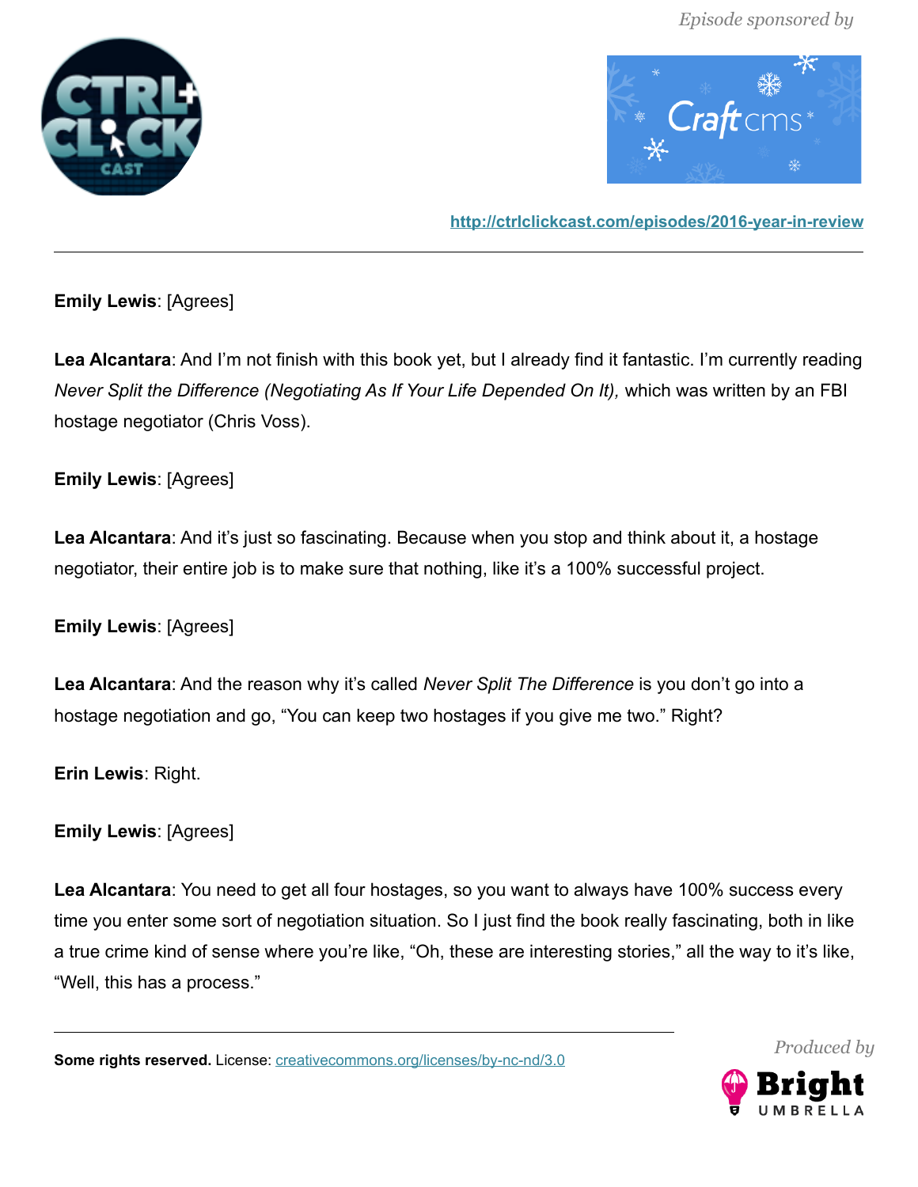**Emily Lewis**: [Agrees]

**Lea Alcantara**: And I'm not finish with this book yet, but I already find it fantastic. I'm currently reading *Never Split the Difference (Negotiating As If Your Life Depended On It),* which was written by an FBI hostage negotiator (Chris Voss).

**Emily Lewis**: [Agrees]

**Lea Alcantara**: And it's just so fascinating. Because when you stop and think about it, a hostage negotiator, their entire job is to make sure that nothing, like it's a 100% successful project.

**Emily Lewis**: [Agrees]

**Lea Alcantara**: And the reason why it's called *Never Split The Difference* is you don't go into a hostage negotiation and go, "You can keep two hostages if you give me two." Right?

**Erin Lewis**: Right.

**Emily Lewis**: [Agrees]

**Lea Alcantara**: You need to get all four hostages, so you want to always have 100% success every time you enter some sort of negotiation situation. So I just find the book really fascinating, both in like a true crime kind of sense where you're like, "Oh, these are interesting stories," all the way to it's like, "Well, this has a process."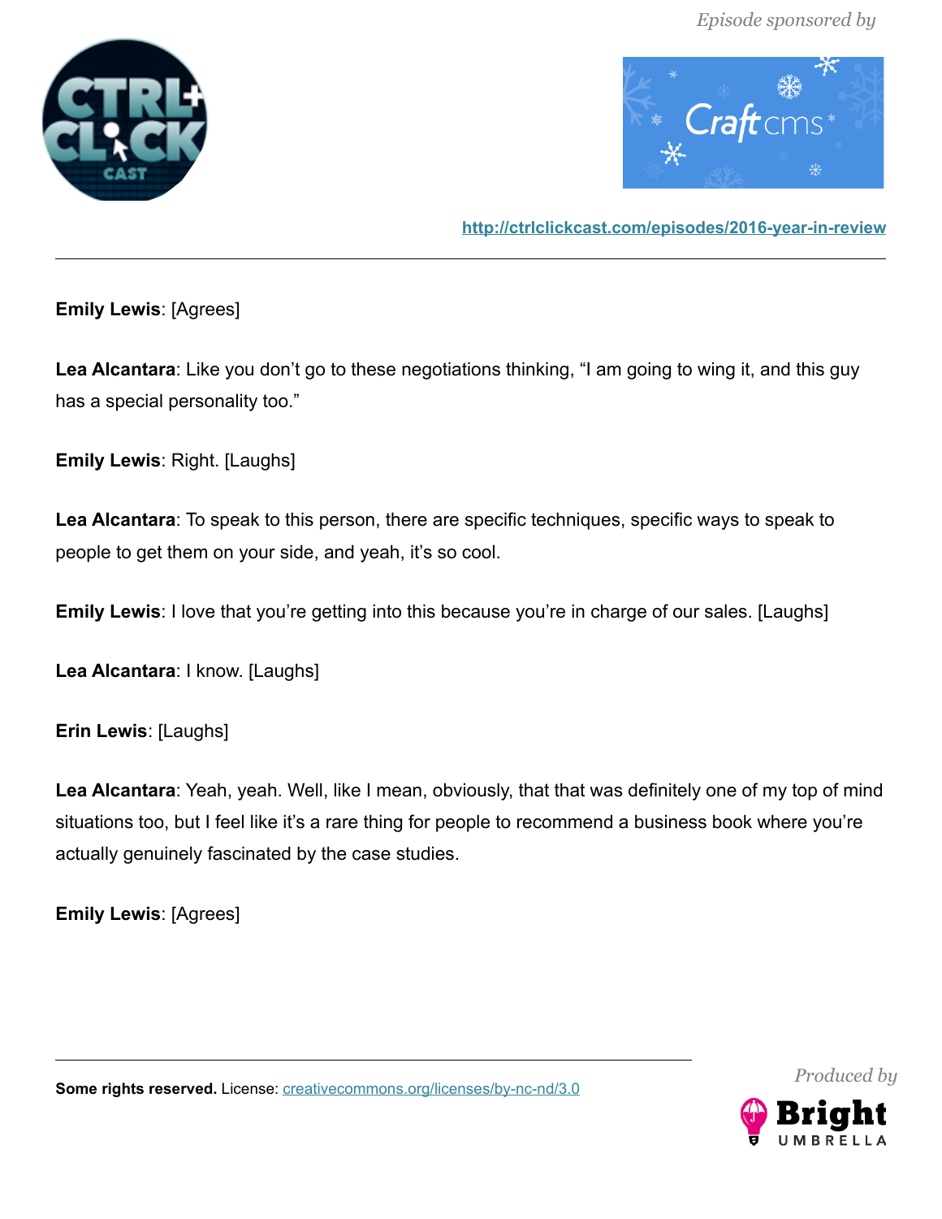**Emily Lewis**: [Agrees]

**Lea Alcantara**: Like you don't go to these negotiations thinking, "I am going to wing it, and this guy has a special personality too."

**Emily Lewis**: Right. [Laughs]

**Lea Alcantara**: To speak to this person, there are specific techniques, specific ways to speak to people to get them on your side, and yeah, it's so cool.

**Emily Lewis**: I love that you're getting into this because you're in charge of our sales. [Laughs]

**Lea Alcantara**: I know. [Laughs]

**Erin Lewis**: [Laughs]

**Lea Alcantara**: Yeah, yeah. Well, like I mean, obviously, that that was definitely one of my top of mind situations too, but I feel like it's a rare thing for people to recommend a business book where you're actually genuinely fascinated by the case studies.

**Emily Lewis**: [Agrees]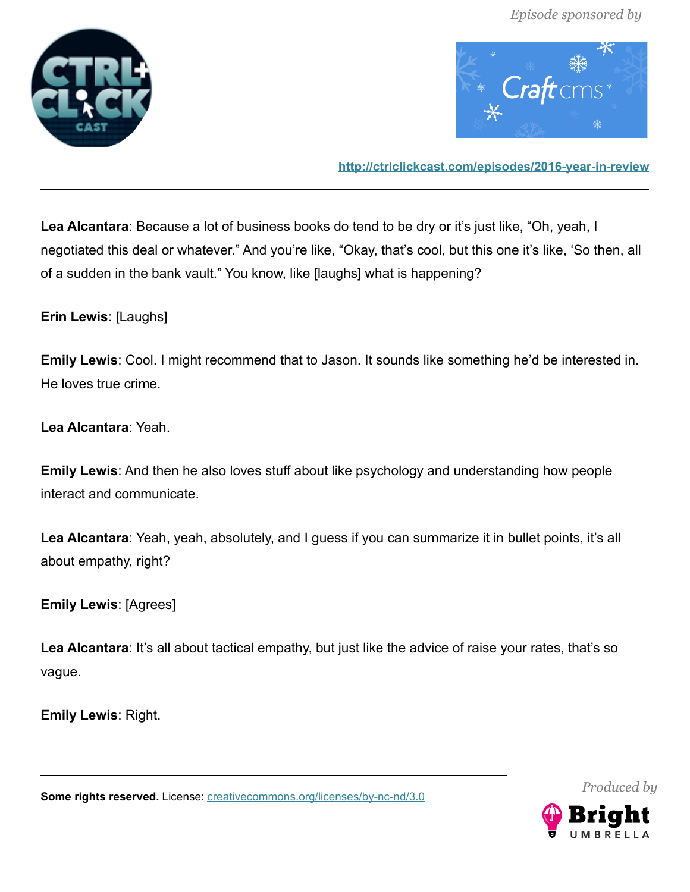**Lea Alcantara**: Because a lot of business books do tend to be dry or it's just like, "Oh, yeah, I negotiated this deal or whatever." And you're like, "Okay, that's cool, but this one it's like, 'So then, all of a sudden in the bank vault." You know, like [laughs] what is happening?

**Erin Lewis**: [Laughs]

**Emily Lewis**: Cool. I might recommend that to Jason. It sounds like something he'd be interested in. He loves true crime.

**Lea Alcantara**: Yeah.

**Emily Lewis**: And then he also loves stuff about like psychology and understanding how people interact and communicate.

**Lea Alcantara**: Yeah, yeah, absolutely, and I guess if you can summarize it in bullet points, it's all about empathy, right?

**Emily Lewis**: [Agrees]

**Lea Alcantara**: It's all about tactical empathy, but just like the advice of raise your rates, that's so vague.

**Emily Lewis**: Right.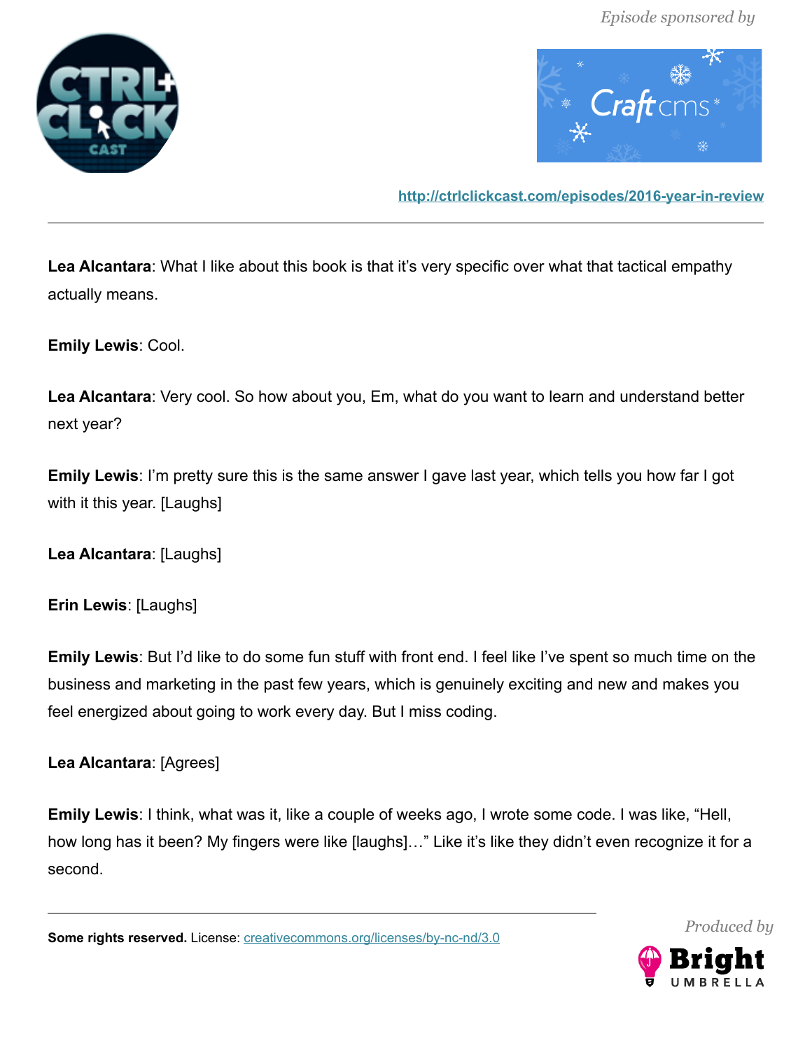**Lea Alcantara**: What I like about this book is that it's very specific over what that tactical empathy actually means.

**Emily Lewis**: Cool.

**Lea Alcantara**: Very cool. So how about you, Em, what do you want to learn and understand better next year?

**Emily Lewis**: I'm pretty sure this is the same answer I gave last year, which tells you how far I got with it this year. [Laughs]

**Lea Alcantara**: [Laughs]

**Erin Lewis**: [Laughs]

**Emily Lewis**: But I'd like to do some fun stuff with front end. I feel like I've spent so much time on the business and marketing in the past few years, which is genuinely exciting and new and makes you feel energized about going to work every day. But I miss coding.

**Lea Alcantara**: [Agrees]

**Emily Lewis**: I think, what was it, like a couple of weeks ago, I wrote some code. I was like, "Hell, how long has it been? My fingers were like [laughs]…" Like it's like they didn't even recognize it for a second.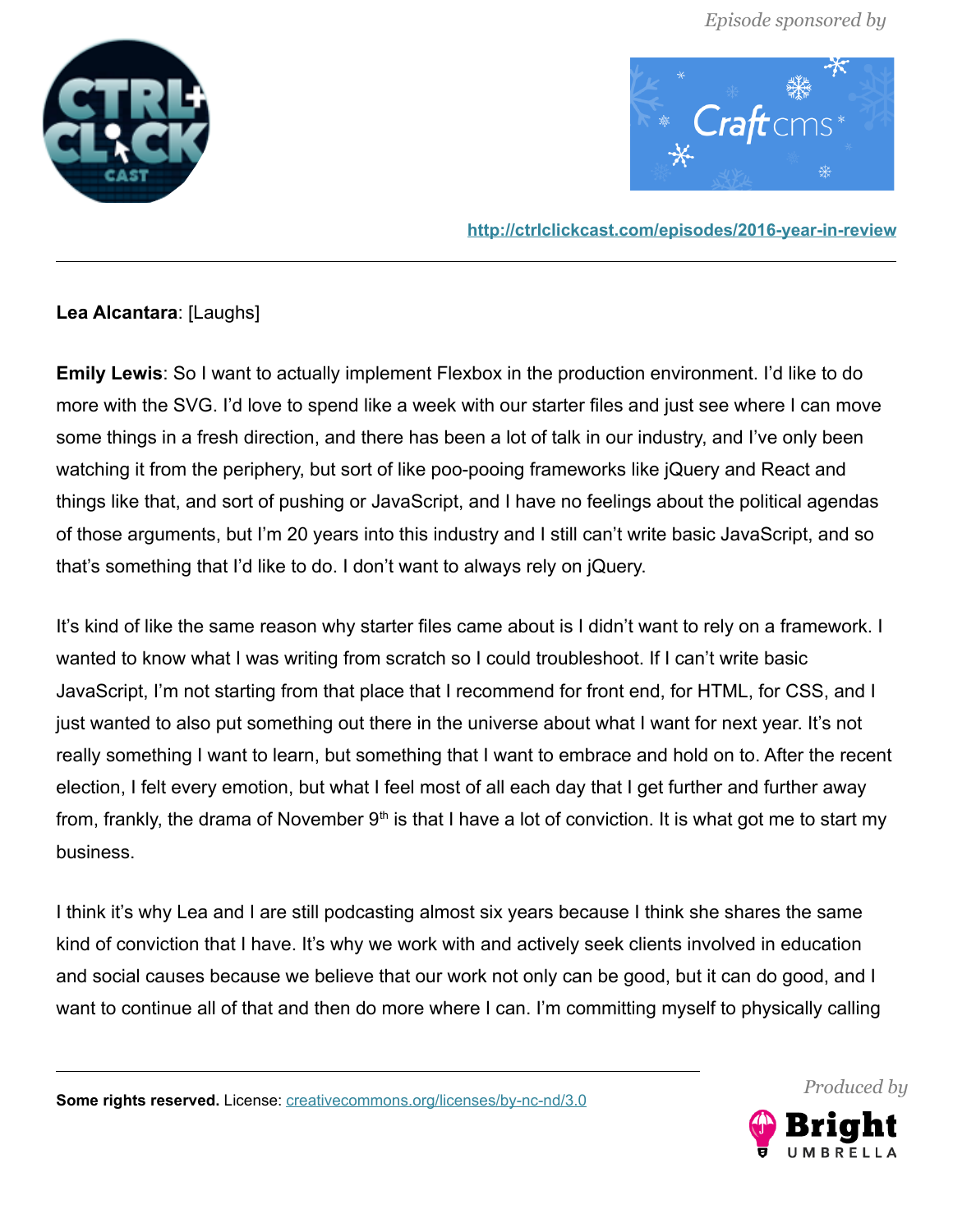**Lea Alcantara**: [Laughs]

**Emily Lewis**: So I want to actually implement Flexbox in the production environment. I'd like to do more with the SVG. I'd love to spend like a week with our starter files and just see where I can move some things in a fresh direction, and there has been a lot of talk in our industry, and I've only been watching it from the periphery, but sort of like poo-pooing frameworks like jQuery and React and things like that, and sort of pushing or JavaScript, and I have no feelings about the political agendas of those arguments, but I'm 20 years into this industry and I still can't write basic JavaScript, and so that's something that I'd like to do. I don't want to always rely on jQuery.

It's kind of like the same reason why starter files came about is I didn't want to rely on a framework. I wanted to know what I was writing from scratch so I could troubleshoot. If I can't write basic JavaScript, I'm not starting from that place that I recommend for front end, for HTML, for CSS, and I just wanted to also put something out there in the universe about what I want for next year. It's not really something I want to learn, but something that I want to embrace and hold on to. After the recent election, I felt every emotion, but what I feel most of all each day that I get further and further away from, frankly, the drama of November 9th is that I have a lot of conviction. It is what got me to start my business.

I think it's why Lea and I are still podcasting almost six years because I think she shares the same kind of conviction that I have. It's why we work with and actively seek clients involved in education and social causes because we believe that our work not only can be good, but it can do good, and I want to continue all of that and then do more where I can. I'm committing myself to physically calling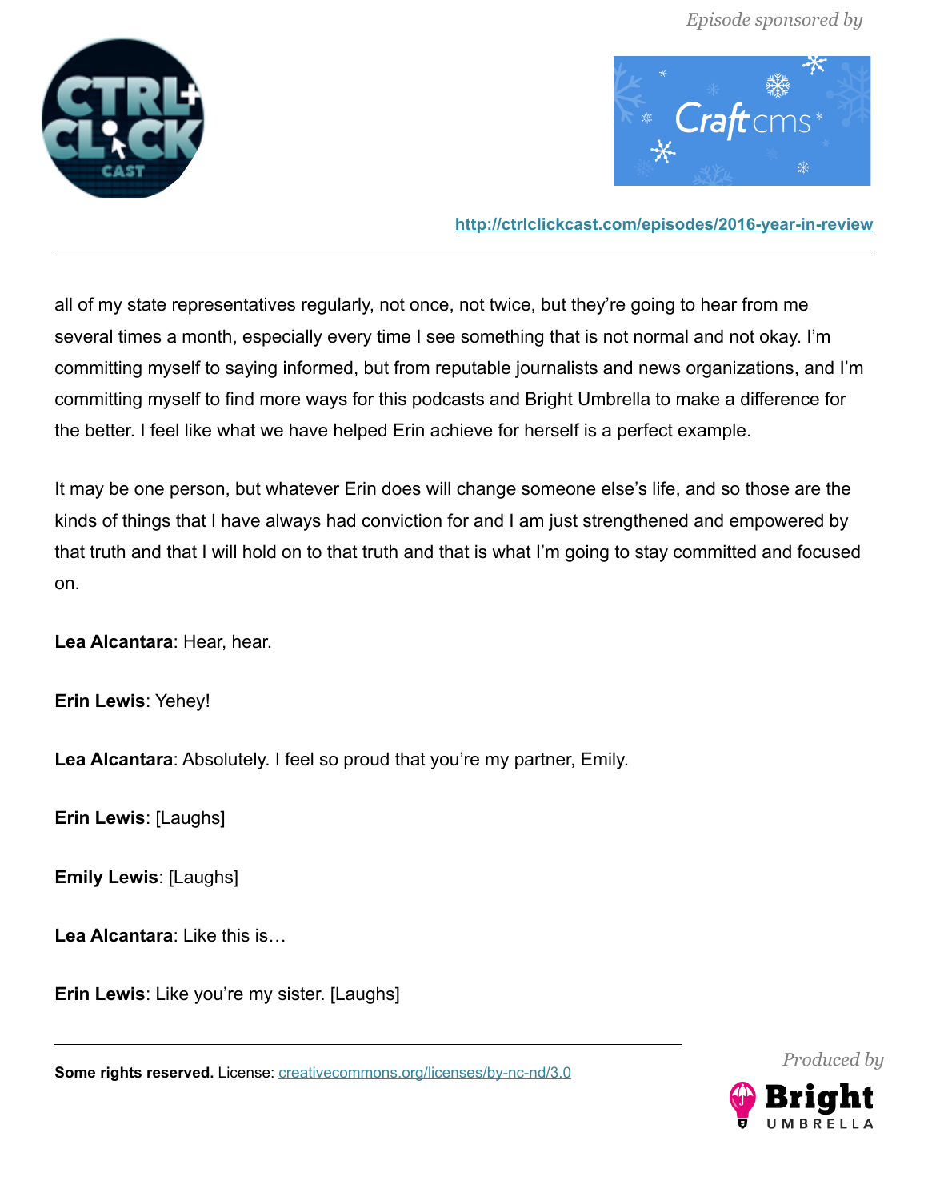all of my state representatives regularly, not once, not twice, but they're going to hear from me several times a month, especially every time I see something that is not normal and not okay. I'm committing myself to saying informed, but from reputable journalists and news organizations, and I'm committing myself to find more ways for this podcasts and Bright Umbrella to make a difference for the better. I feel like what we have helped Erin achieve for herself is a perfect example.

It may be one person, but whatever Erin does will change someone else's life, and so those are the kinds of things that I have always had conviction for and I am just strengthened and empowered by that truth and that I will hold on to that truth and that is what I'm going to stay committed and focused on.

**Lea Alcantara**: Hear, hear.

**Erin Lewis**: Yehey!

**Lea Alcantara**: Absolutely. I feel so proud that you're my partner, Emily.

**Erin Lewis**: [Laughs]

**Emily Lewis**: [Laughs]

**Lea Alcantara**: Like this is…

**Erin Lewis**: Like you're my sister. [Laughs]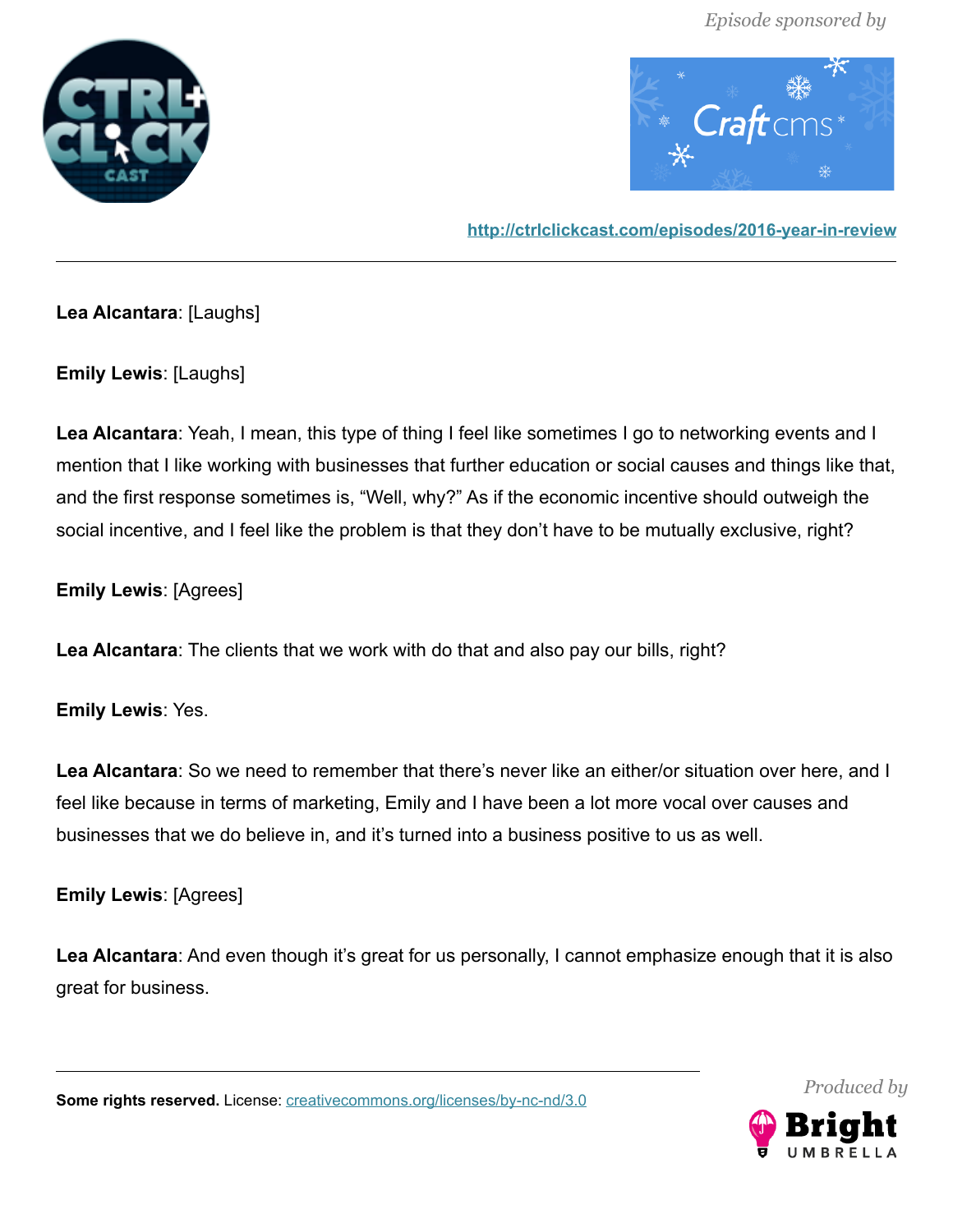**Lea Alcantara**: [Laughs]

**Emily Lewis**: [Laughs]

**Lea Alcantara**: Yeah, I mean, this type of thing I feel like sometimes I go to networking events and I mention that I like working with businesses that further education or social causes and things like that, and the first response sometimes is, "Well, why?" As if the economic incentive should outweigh the social incentive, and I feel like the problem is that they don't have to be mutually exclusive, right?

**Emily Lewis**: [Agrees]

**Lea Alcantara**: The clients that we work with do that and also pay our bills, right?

**Emily Lewis**: Yes.

**Lea Alcantara**: So we need to remember that there's never like an either/or situation over here, and I feel like because in terms of marketing, Emily and I have been a lot more vocal over causes and businesses that we do believe in, and it's turned into a business positive to us as well.

**Emily Lewis**: [Agrees]

**Lea Alcantara**: And even though it's great for us personally, I cannot emphasize enough that it is also great for business.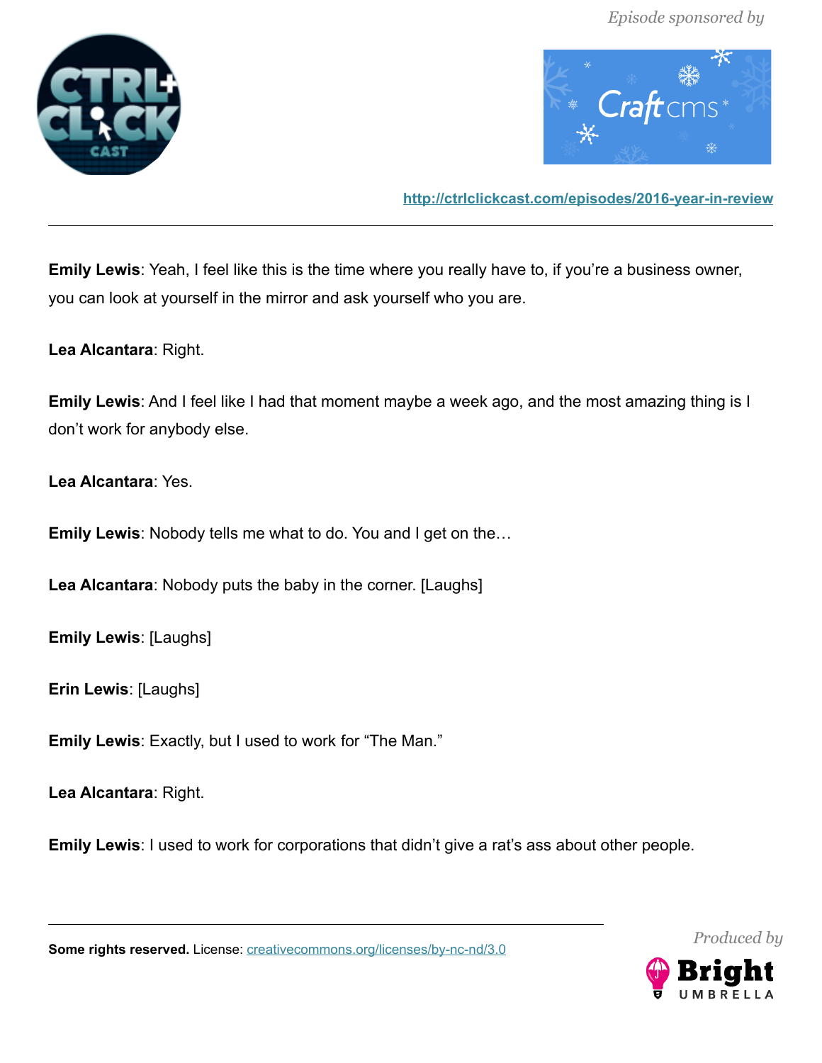**Emily Lewis**: Yeah, I feel like this is the time where you really have to, if you're a business owner, you can look at yourself in the mirror and ask yourself who you are.

**Lea Alcantara**: Right.

**Emily Lewis**: And I feel like I had that moment maybe a week ago, and the most amazing thing is I don't work for anybody else.

**Lea Alcantara**: Yes.

**Emily Lewis**: Nobody tells me what to do. You and I get on the…

**Lea Alcantara**: Nobody puts the baby in the corner. [Laughs]

**Emily Lewis**: [Laughs]

**Erin Lewis**: [Laughs]

**Emily Lewis**: Exactly, but I used to work for "The Man."

**Lea Alcantara**: Right.

**Emily Lewis**: I used to work for corporations that didn't give a rat's ass about other people.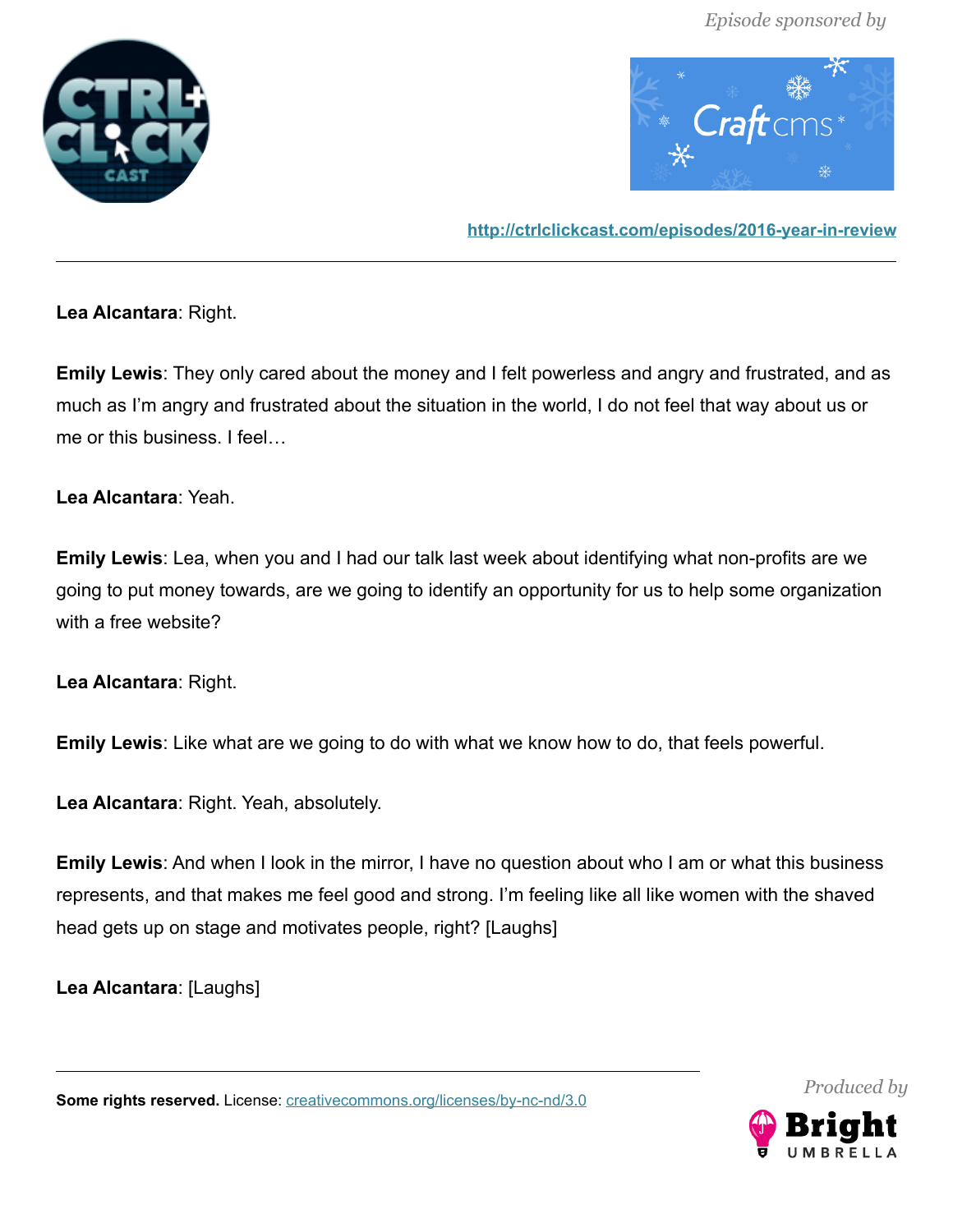**Lea Alcantara**: Right.

**Emily Lewis**: They only cared about the money and I felt powerless and angry and frustrated, and as much as I'm angry and frustrated about the situation in the world, I do not feel that way about us or me or this business. I feel…

**Lea Alcantara**: Yeah.

**Emily Lewis**: Lea, when you and I had our talk last week about identifying what non-profits are we going to put money towards, are we going to identify an opportunity for us to help some organization with a free website?

**Lea Alcantara**: Right.

**Emily Lewis**: Like what are we going to do with what we know how to do, that feels powerful.

**Lea Alcantara**: Right. Yeah, absolutely.

**Emily Lewis**: And when I look in the mirror, I have no question about who I am or what this business represents, and that makes me feel good and strong. I'm feeling like all like women with the shaved head gets up on stage and motivates people, right? [Laughs]

**Lea Alcantara**: [Laughs]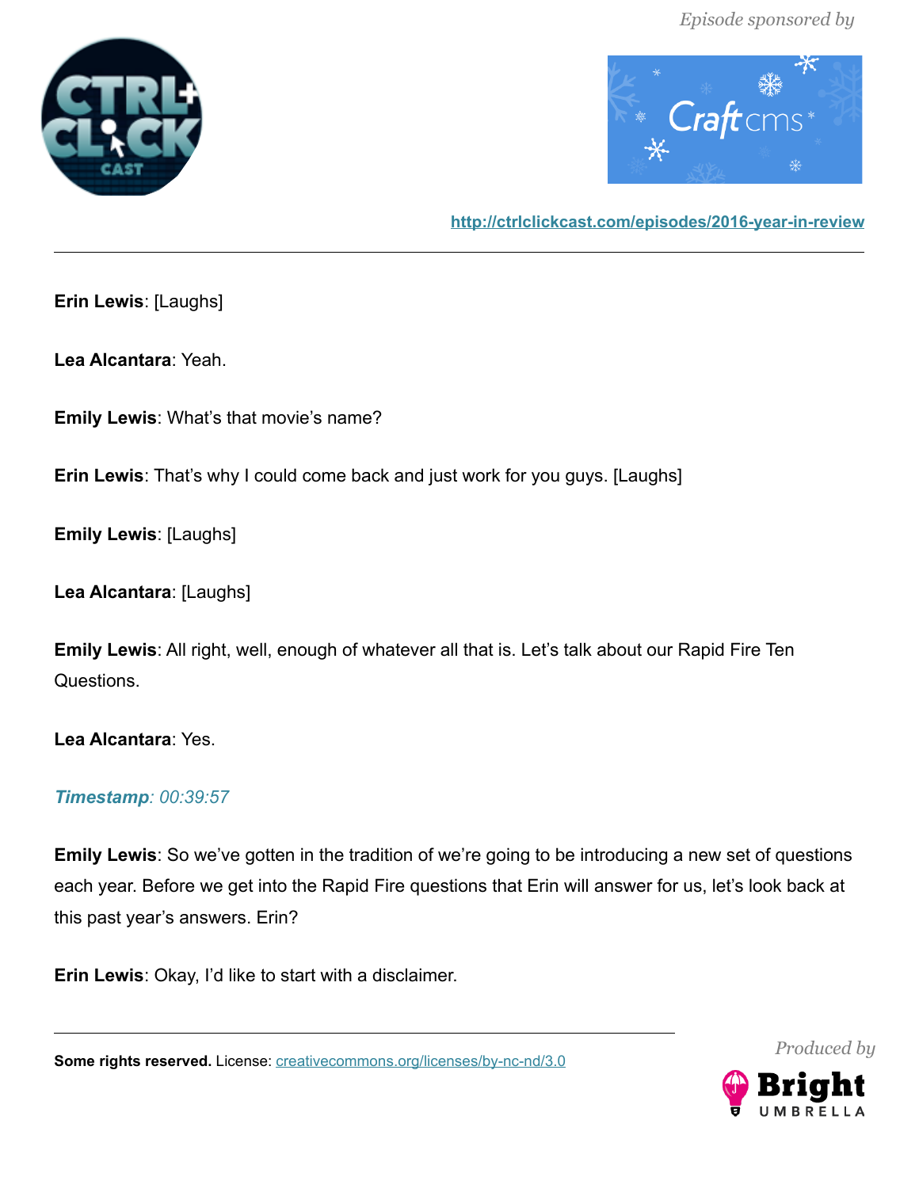**Erin Lewis**: [Laughs]

**Lea Alcantara**: Yeah.

**Emily Lewis**: What's that movie's name?

**Erin Lewis**: That's why I could come back and just work for you guys. [Laughs]

**Emily Lewis**: [Laughs]

**Lea Alcantara**: [Laughs]

**Emily Lewis**: All right, well, enough of whatever all that is. Let's talk about our Rapid Fire Ten Questions.

**Lea Alcantara**: Yes.

***Timestamp**: 00:39:57*

**Emily Lewis**: So we've gotten in the tradition of we're going to be introducing a new set of questions each year. Before we get into the Rapid Fire questions that Erin will answer for us, let's look back at this past year's answers. Erin?

**Erin Lewis**: Okay, I'd like to start with a disclaimer.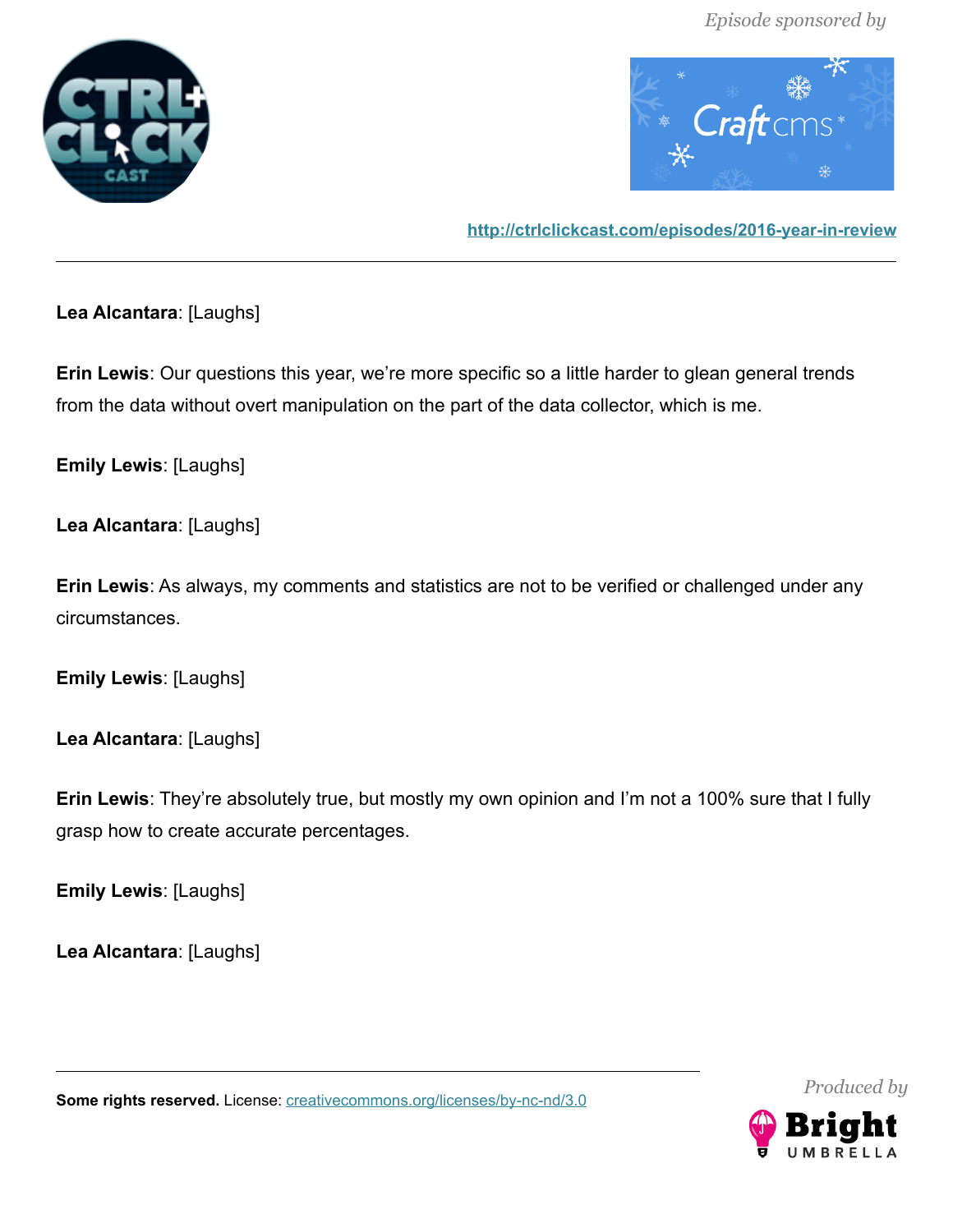**Lea Alcantara**: [Laughs]

**Erin Lewis**: Our questions this year, we're more specific so a little harder to glean general trends from the data without overt manipulation on the part of the data collector, which is me.

**Emily Lewis**: [Laughs]

**Lea Alcantara**: [Laughs]

**Erin Lewis**: As always, my comments and statistics are not to be verified or challenged under any circumstances.

**Emily Lewis**: [Laughs]

**Lea Alcantara**: [Laughs]

**Erin Lewis**: They're absolutely true, but mostly my own opinion and I'm not a 100% sure that I fully grasp how to create accurate percentages.

**Emily Lewis**: [Laughs]

**Lea Alcantara**: [Laughs]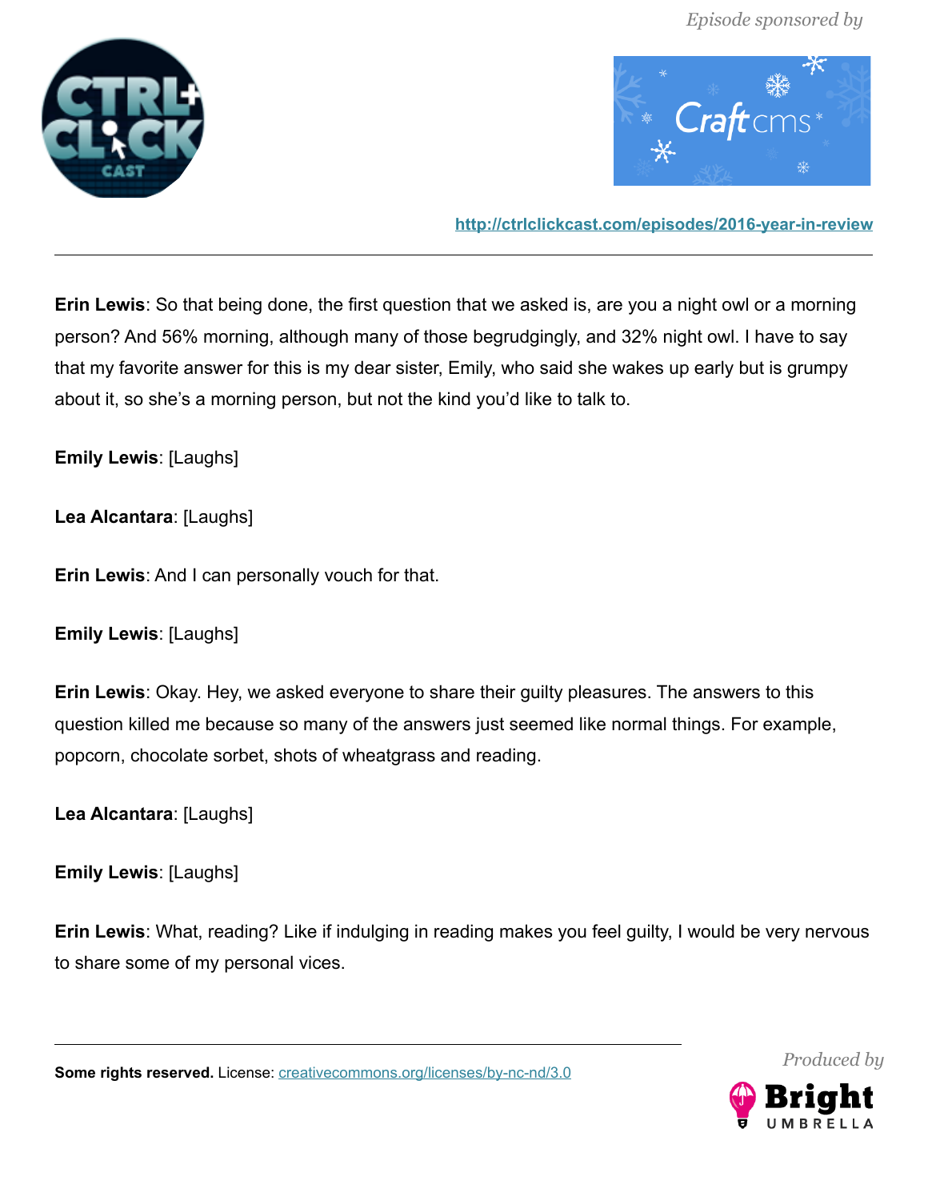**Erin Lewis**: So that being done, the first question that we asked is, are you a night owl or a morning person? And 56% morning, although many of those begrudgingly, and 32% night owl. I have to say that my favorite answer for this is my dear sister, Emily, who said she wakes up early but is grumpy about it, so she's a morning person, but not the kind you'd like to talk to.

**Emily Lewis**: [Laughs]

**Lea Alcantara**: [Laughs]

**Erin Lewis**: And I can personally vouch for that.

**Emily Lewis**: [Laughs]

**Erin Lewis**: Okay. Hey, we asked everyone to share their guilty pleasures. The answers to this question killed me because so many of the answers just seemed like normal things. For example, popcorn, chocolate sorbet, shots of wheatgrass and reading.

**Lea Alcantara**: [Laughs]

**Emily Lewis**: [Laughs]

**Erin Lewis**: What, reading? Like if indulging in reading makes you feel guilty, I would be very nervous to share some of my personal vices.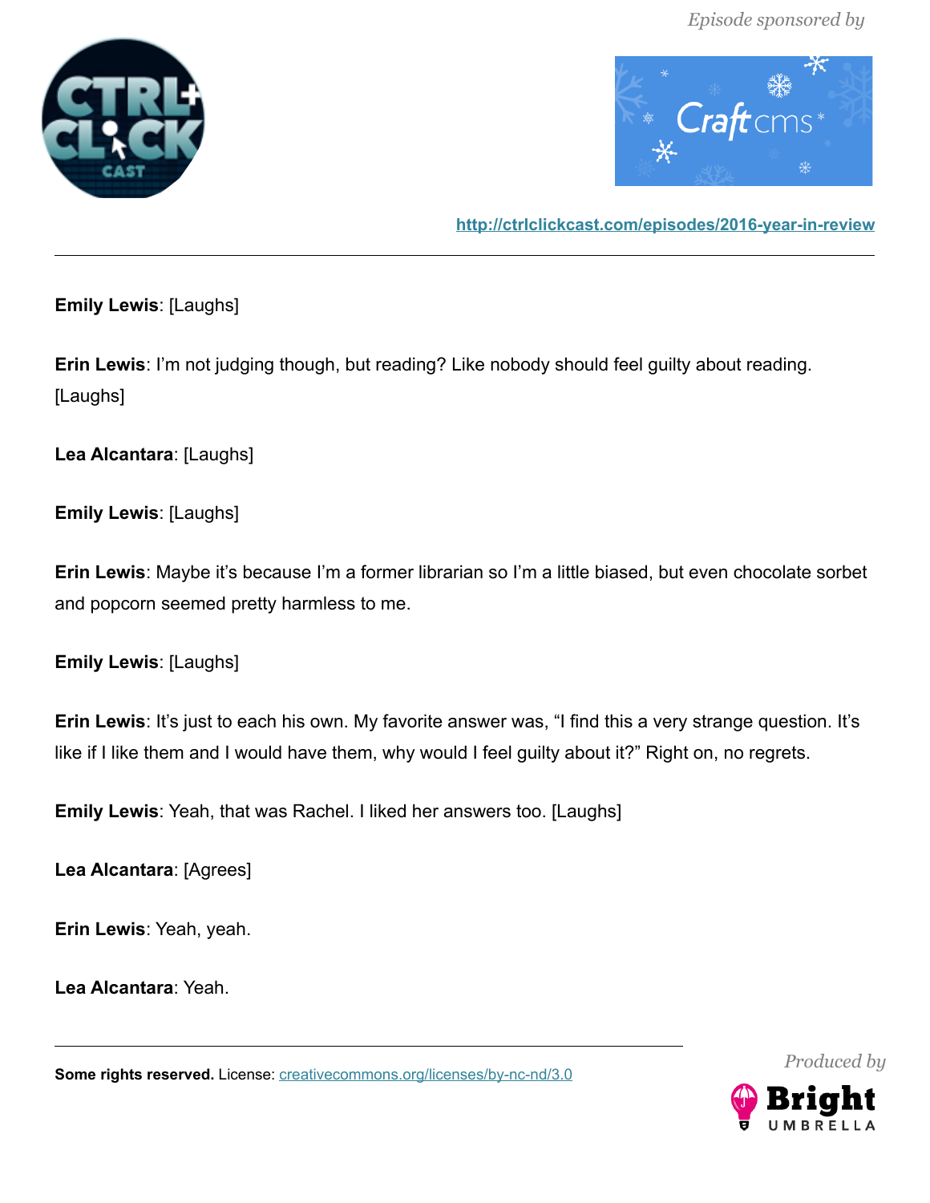**Emily Lewis**: [Laughs]

**Erin Lewis**: I'm not judging though, but reading? Like nobody should feel guilty about reading. [Laughs]

**Lea Alcantara**: [Laughs]

**Emily Lewis**: [Laughs]

**Erin Lewis**: Maybe it's because I'm a former librarian so I'm a little biased, but even chocolate sorbet and popcorn seemed pretty harmless to me.

**Emily Lewis**: [Laughs]

**Erin Lewis**: It's just to each his own. My favorite answer was, "I find this a very strange question. It's like if I like them and I would have them, why would I feel guilty about it?" Right on, no regrets.

**Emily Lewis**: Yeah, that was Rachel. I liked her answers too. [Laughs]

**Lea Alcantara**: [Agrees]

**Erin Lewis**: Yeah, yeah.

**Lea Alcantara**: Yeah.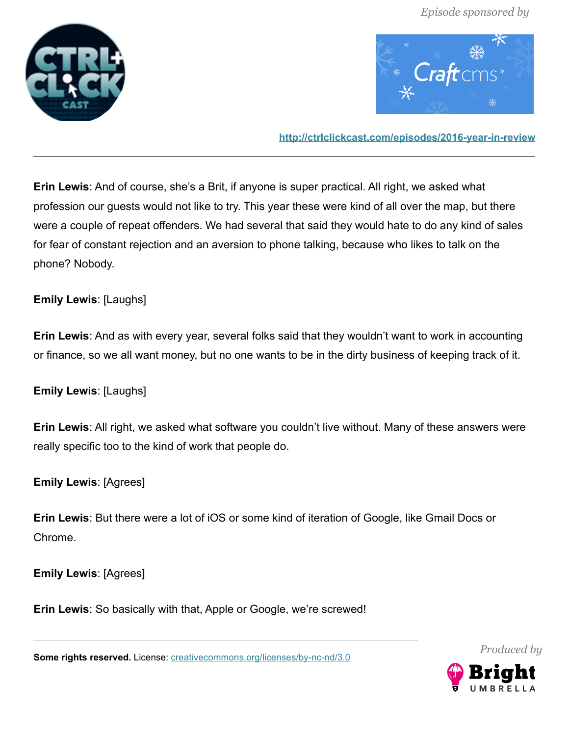**Erin Lewis**: And of course, she's a Brit, if anyone is super practical. All right, we asked what profession our guests would not like to try. This year these were kind of all over the map, but there were a couple of repeat offenders. We had several that said they would hate to do any kind of sales for fear of constant rejection and an aversion to phone talking, because who likes to talk on the phone? Nobody.

**Emily Lewis**: [Laughs]

**Erin Lewis**: And as with every year, several folks said that they wouldn't want to work in accounting or finance, so we all want money, but no one wants to be in the dirty business of keeping track of it.

**Emily Lewis**: [Laughs]

**Erin Lewis**: All right, we asked what software you couldn't live without. Many of these answers were really specific too to the kind of work that people do.

**Emily Lewis**: [Agrees]

**Erin Lewis**: But there were a lot of iOS or some kind of iteration of Google, like Gmail Docs or Chrome.

**Emily Lewis**: [Agrees]

**Erin Lewis**: So basically with that, Apple or Google, we're screwed!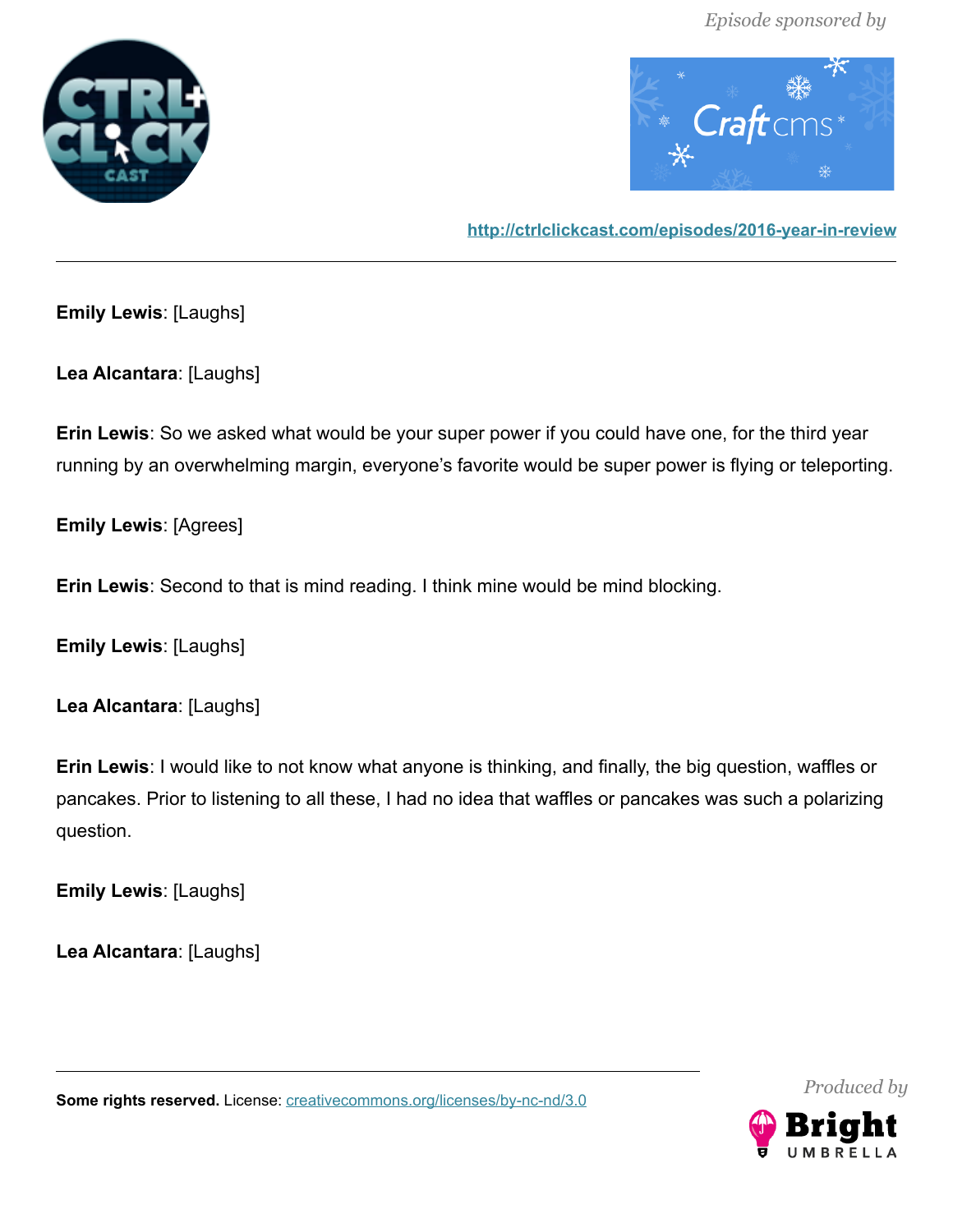**Emily Lewis**: [Laughs]

**Lea Alcantara**: [Laughs]

**Erin Lewis**: So we asked what would be your super power if you could have one, for the third year running by an overwhelming margin, everyone's favorite would be super power is flying or teleporting.

**Emily Lewis**: [Agrees]

**Erin Lewis**: Second to that is mind reading. I think mine would be mind blocking.

**Emily Lewis**: [Laughs]

**Lea Alcantara**: [Laughs]

**Erin Lewis**: I would like to not know what anyone is thinking, and finally, the big question, waffles or pancakes. Prior to listening to all these, I had no idea that waffles or pancakes was such a polarizing question.

**Emily Lewis**: [Laughs]

**Lea Alcantara**: [Laughs]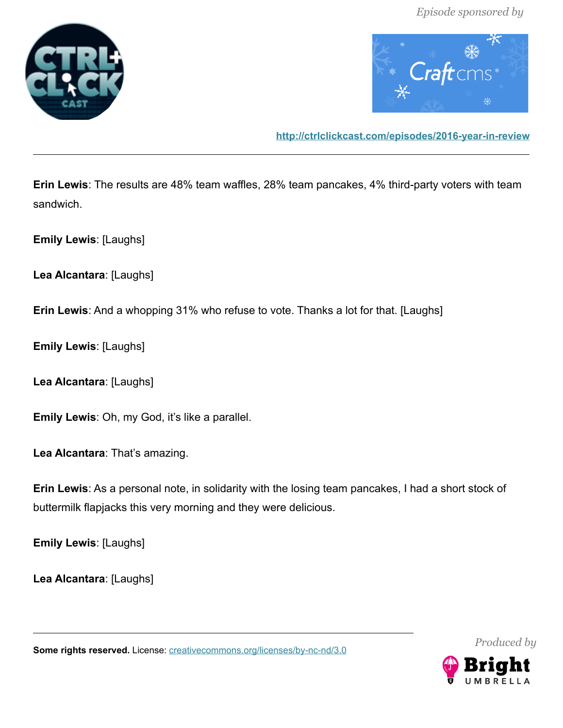**Erin Lewis**: The results are 48% team waffles, 28% team pancakes, 4% third-party voters with team sandwich.

**Emily Lewis**: [Laughs]

**Lea Alcantara**: [Laughs]

**Erin Lewis**: And a whopping 31% who refuse to vote. Thanks a lot for that. [Laughs]

**Emily Lewis**: [Laughs]

**Lea Alcantara**: [Laughs]

**Emily Lewis**: Oh, my God, it's like a parallel.

**Lea Alcantara**: That's amazing.

**Erin Lewis**: As a personal note, in solidarity with the losing team pancakes, I had a short stock of buttermilk flapjacks this very morning and they were delicious.

**Emily Lewis**: [Laughs]

**Lea Alcantara**: [Laughs]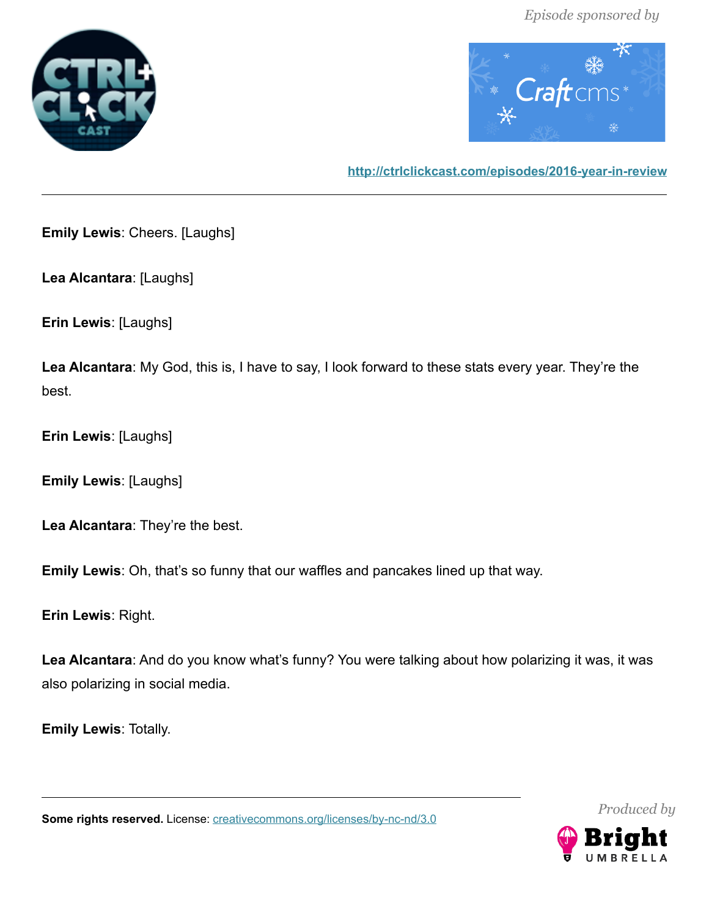**Emily Lewis**: Cheers. [Laughs]

**Lea Alcantara**: [Laughs]

**Erin Lewis**: [Laughs]

**Lea Alcantara**: My God, this is, I have to say, I look forward to these stats every year. They're the best.

**Erin Lewis**: [Laughs]

**Emily Lewis**: [Laughs]

**Lea Alcantara**: They're the best.

**Emily Lewis**: Oh, that's so funny that our waffles and pancakes lined up that way.

**Erin Lewis**: Right.

**Lea Alcantara**: And do you know what's funny? You were talking about how polarizing it was, it was also polarizing in social media.

**Emily Lewis**: Totally.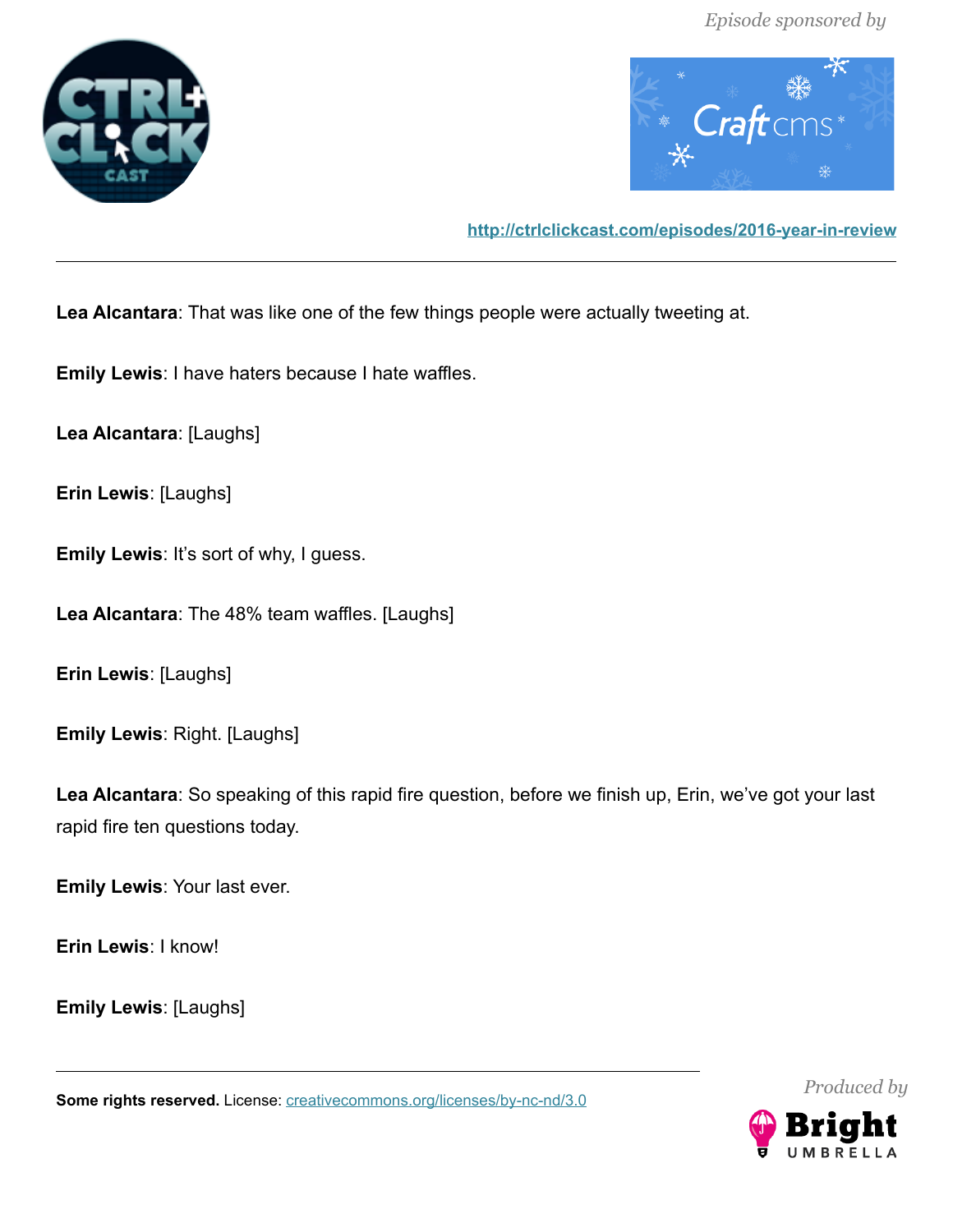**Lea Alcantara**: That was like one of the few things people were actually tweeting at.

**Emily Lewis**: I have haters because I hate waffles.

**Lea Alcantara**: [Laughs]

**Erin Lewis**: [Laughs]

**Emily Lewis**: It's sort of why, I guess.

**Lea Alcantara**: The 48% team waffles. [Laughs]

**Erin Lewis**: [Laughs]

**Emily Lewis**: Right. [Laughs]

**Lea Alcantara**: So speaking of this rapid fire question, before we finish up, Erin, we've got your last rapid fire ten questions today.

**Emily Lewis**: Your last ever.

**Erin Lewis**: I know!

**Emily Lewis**: [Laughs]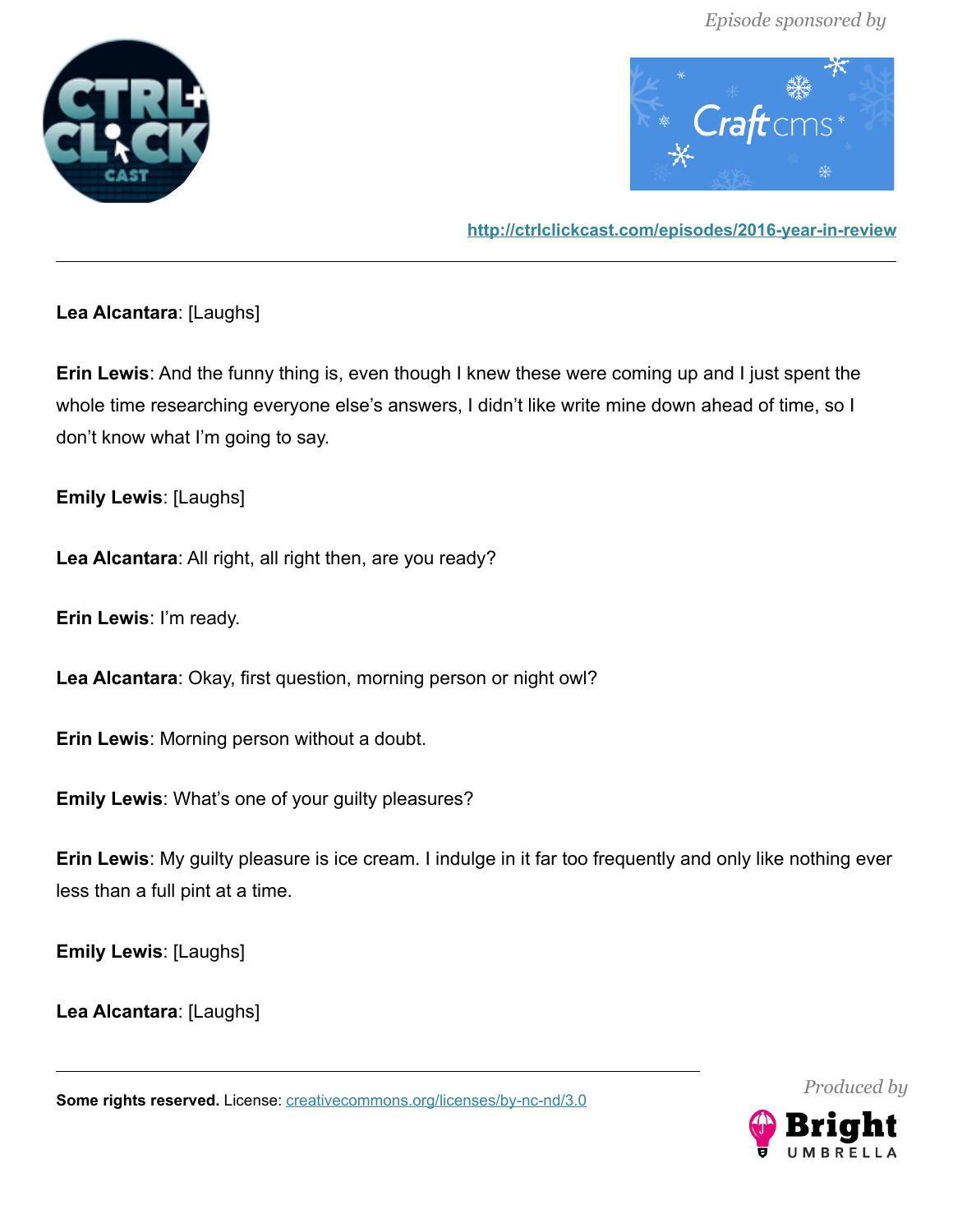**Lea Alcantara**: [Laughs]

**Erin Lewis**: And the funny thing is, even though I knew these were coming up and I just spent the whole time researching everyone else's answers, I didn't like write mine down ahead of time, so I don't know what I'm going to say.

**Emily Lewis**: [Laughs]

**Lea Alcantara**: All right, all right then, are you ready?

**Erin Lewis**: I'm ready.

**Lea Alcantara**: Okay, first question, morning person or night owl?

**Erin Lewis**: Morning person without a doubt.

**Emily Lewis**: What's one of your guilty pleasures?

**Erin Lewis**: My guilty pleasure is ice cream. I indulge in it far too frequently and only like nothing ever less than a full pint at a time.

**Emily Lewis**: [Laughs]

**Lea Alcantara**: [Laughs]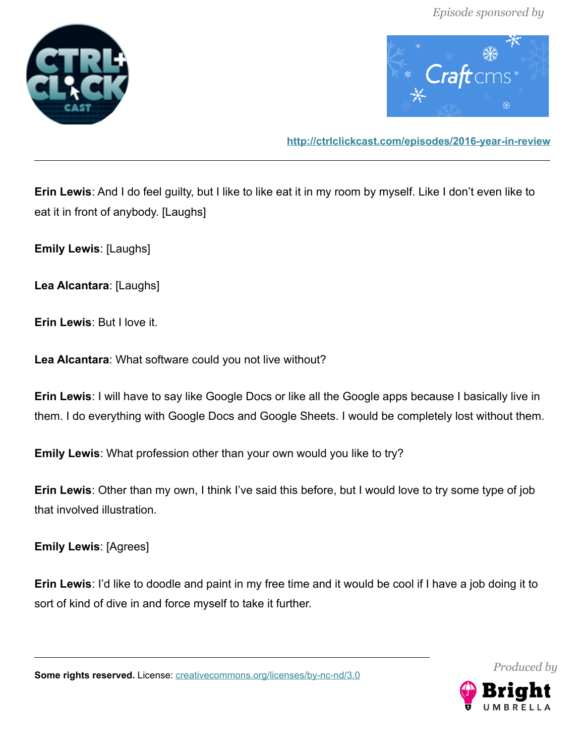**Erin Lewis**: And I do feel guilty, but I like to like eat it in my room by myself. Like I don't even like to eat it in front of anybody. [Laughs]

**Emily Lewis**: [Laughs]

**Lea Alcantara**: [Laughs]

**Erin Lewis**: But I love it.

**Lea Alcantara**: What software could you not live without?

**Erin Lewis**: I will have to say like Google Docs or like all the Google apps because I basically live in them. I do everything with Google Docs and Google Sheets. I would be completely lost without them.

**Emily Lewis**: What profession other than your own would you like to try?

**Erin Lewis**: Other than my own, I think I've said this before, but I would love to try some type of job that involved illustration.

**Emily Lewis**: [Agrees]

**Erin Lewis**: I'd like to doodle and paint in my free time and it would be cool if I have a job doing it to sort of kind of dive in and force myself to take it further.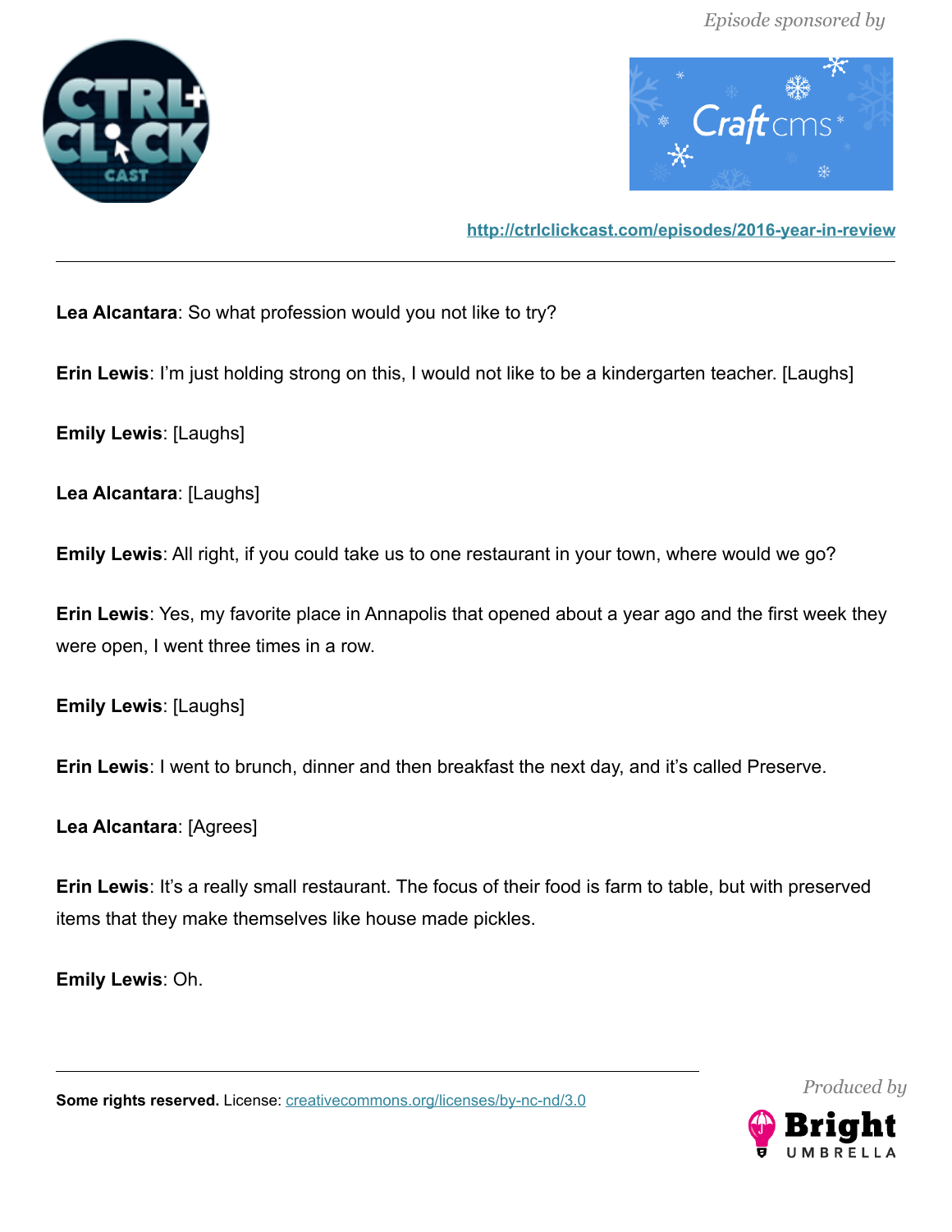**Lea Alcantara**: So what profession would you not like to try?

**Erin Lewis**: I'm just holding strong on this, I would not like to be a kindergarten teacher. [Laughs]

**Emily Lewis**: [Laughs]

**Lea Alcantara**: [Laughs]

**Emily Lewis**: All right, if you could take us to one restaurant in your town, where would we go?

**Erin Lewis**: Yes, my favorite place in Annapolis that opened about a year ago and the first week they were open, I went three times in a row.

**Emily Lewis**: [Laughs]

**Erin Lewis**: I went to brunch, dinner and then breakfast the next day, and it's called Preserve.

**Lea Alcantara**: [Agrees]

**Erin Lewis**: It's a really small restaurant. The focus of their food is farm to table, but with preserved items that they make themselves like house made pickles.

**Emily Lewis**: Oh.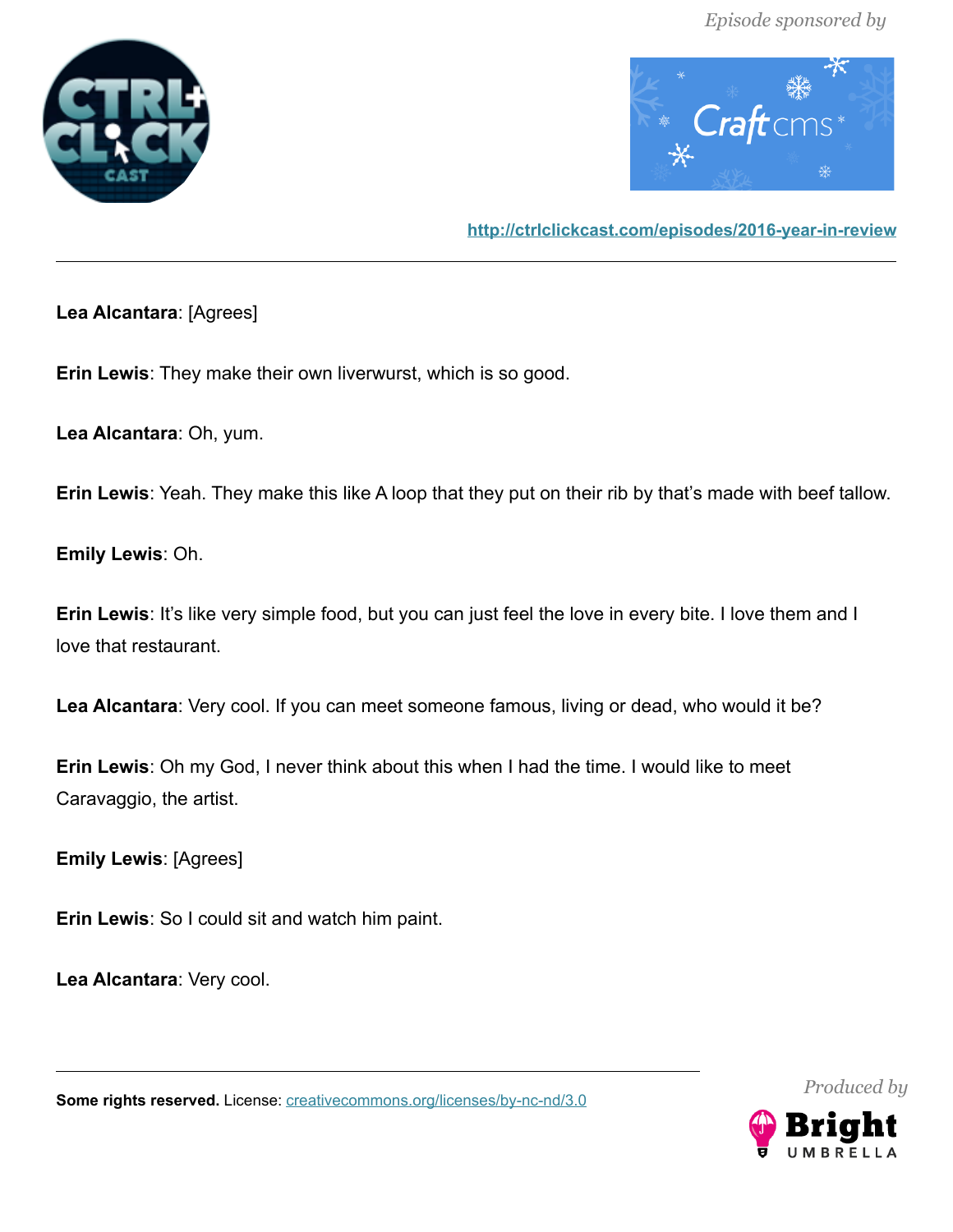**Lea Alcantara**: [Agrees]

**Erin Lewis**: They make their own liverwurst, which is so good.

**Lea Alcantara**: Oh, yum.

**Erin Lewis**: Yeah. They make this like A loop that they put on their rib by that's made with beef tallow.

**Emily Lewis**: Oh.

**Erin Lewis**: It's like very simple food, but you can just feel the love in every bite. I love them and I love that restaurant.

**Lea Alcantara**: Very cool. If you can meet someone famous, living or dead, who would it be?

**Erin Lewis**: Oh my God, I never think about this when I had the time. I would like to meet Caravaggio, the artist.

**Emily Lewis**: [Agrees]

**Erin Lewis**: So I could sit and watch him paint.

**Lea Alcantara**: Very cool.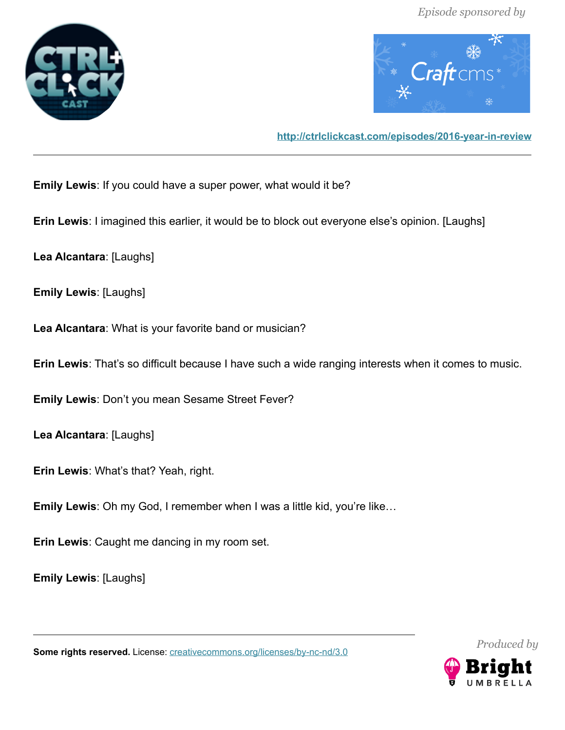**Emily Lewis**: If you could have a super power, what would it be?

**Erin Lewis**: I imagined this earlier, it would be to block out everyone else's opinion. [Laughs]

**Lea Alcantara**: [Laughs]

**Emily Lewis**: [Laughs]

**Lea Alcantara**: What is your favorite band or musician?

**Erin Lewis**: That's so difficult because I have such a wide ranging interests when it comes to music.

**Emily Lewis**: Don't you mean Sesame Street Fever?

**Lea Alcantara**: [Laughs]

**Erin Lewis**: What's that? Yeah, right.

**Emily Lewis**: Oh my God, I remember when I was a little kid, you're like…

**Erin Lewis**: Caught me dancing in my room set.

**Emily Lewis**: [Laughs]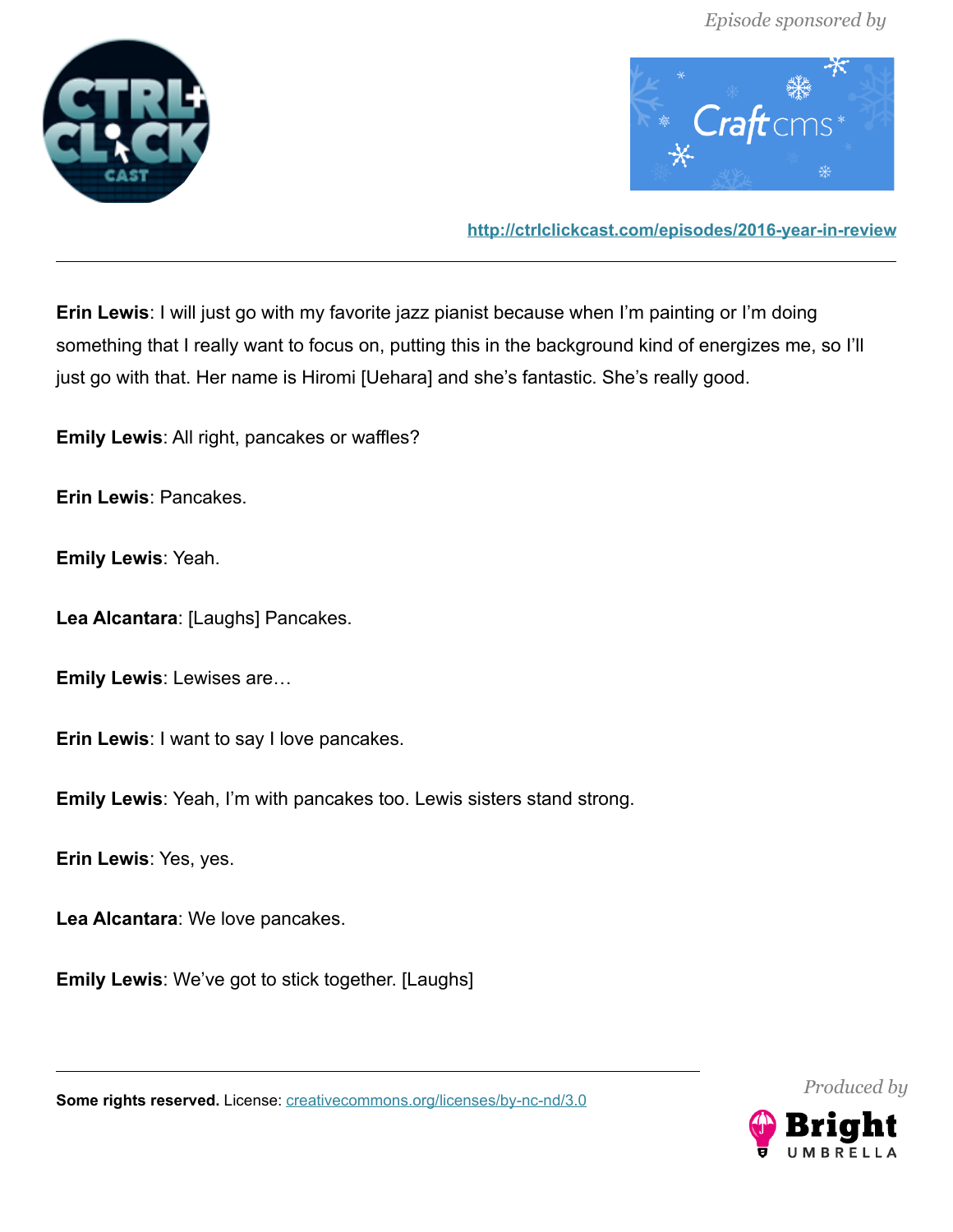**Erin Lewis**: I will just go with my favorite jazz pianist because when I'm painting or I'm doing something that I really want to focus on, putting this in the background kind of energizes me, so I'll just go with that. Her name is Hiromi [Uehara] and she's fantastic. She's really good.

**Emily Lewis**: All right, pancakes or waffles?

**Erin Lewis**: Pancakes.

**Emily Lewis**: Yeah.

**Lea Alcantara**: [Laughs] Pancakes.

**Emily Lewis**: Lewises are…

**Erin Lewis**: I want to say I love pancakes.

**Emily Lewis**: Yeah, I'm with pancakes too. Lewis sisters stand strong.

**Erin Lewis**: Yes, yes.

**Lea Alcantara**: We love pancakes.

**Emily Lewis**: We've got to stick together. [Laughs]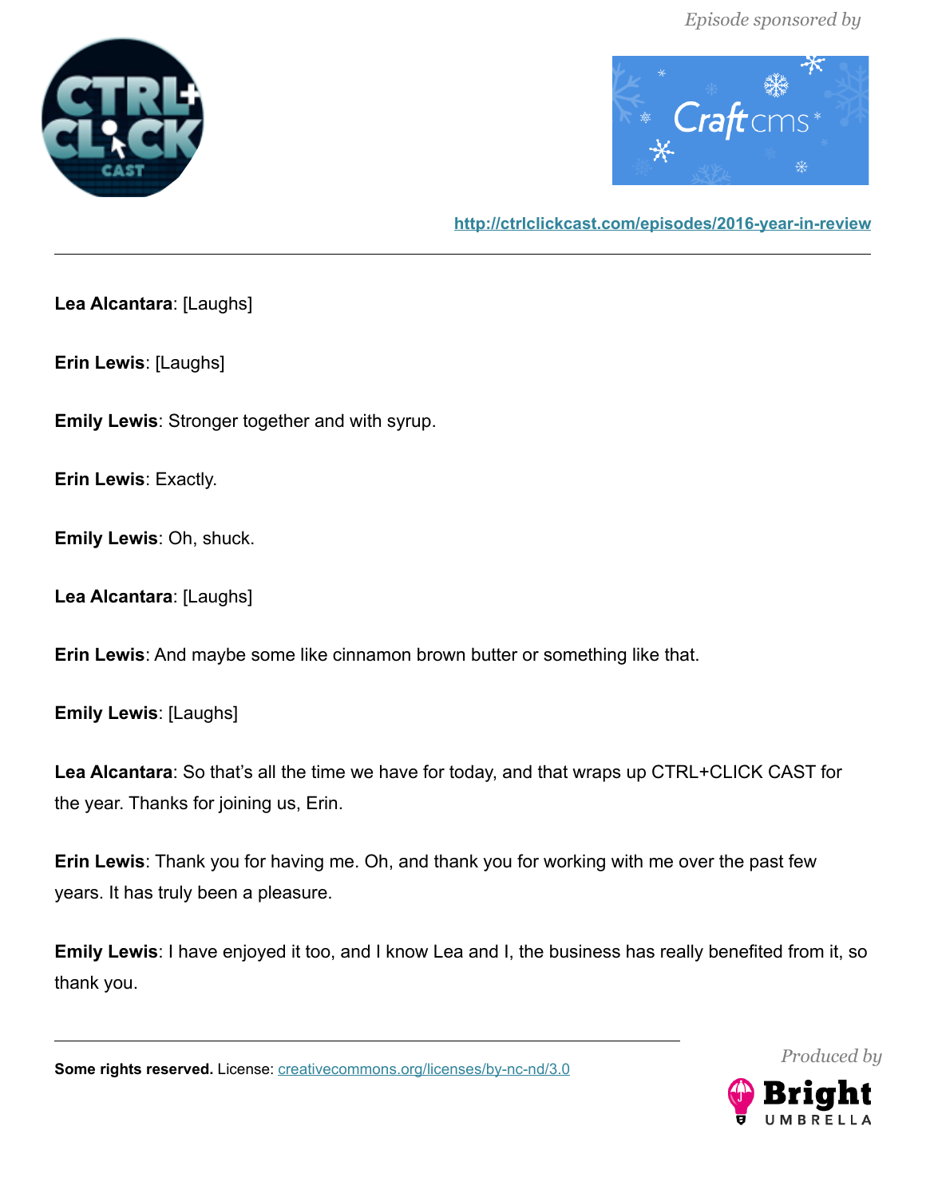**Lea Alcantara**: [Laughs]

**Erin Lewis**: [Laughs]

**Emily Lewis**: Stronger together and with syrup.

**Erin Lewis**: Exactly.

**Emily Lewis**: Oh, shuck.

**Lea Alcantara**: [Laughs]

**Erin Lewis**: And maybe some like cinnamon brown butter or something like that.

**Emily Lewis**: [Laughs]

**Lea Alcantara**: So that's all the time we have for today, and that wraps up CTRL+CLICK CAST for the year. Thanks for joining us, Erin.

**Erin Lewis**: Thank you for having me. Oh, and thank you for working with me over the past few years. It has truly been a pleasure.

**Emily Lewis**: I have enjoyed it too, and I know Lea and I, the business has really benefited from it, so thank you.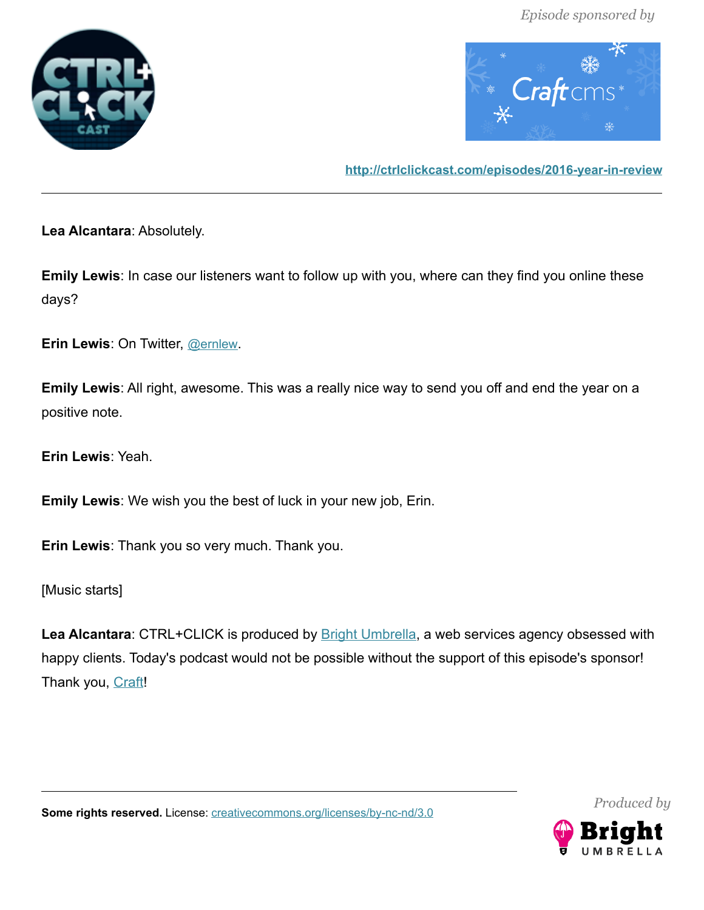**Lea Alcantara**: Absolutely.

**Emily Lewis**: In case our listeners want to follow up with you, where can they find you online these days?

**Erin Lewis**: On Twitter, @ernlew.

**Emily Lewis**: All right, awesome. This was a really nice way to send you off and end the year on a positive note.

**Erin Lewis**: Yeah.

**Emily Lewis**: We wish you the best of luck in your new job, Erin.

**Erin Lewis**: Thank you so very much. Thank you.

[Music starts]

**Lea Alcantara**: CTRL+CLICK is produced by Bright Umbrella, a web services agency obsessed with happy clients. Today's podcast would not be possible without the support of this episode's sponsor! Thank you, Craft!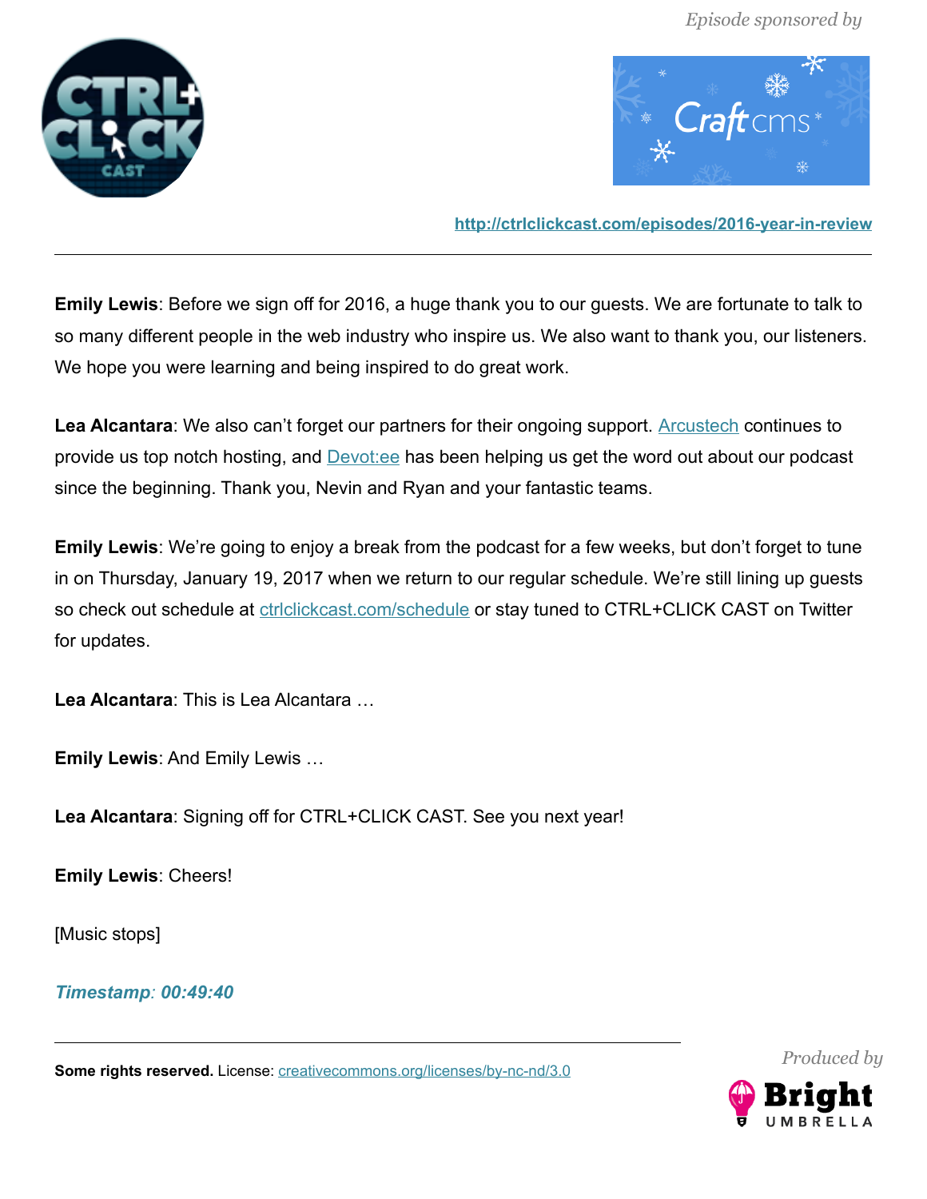**Emily Lewis**: Before we sign off for 2016, a huge thank you to our guests. We are fortunate to talk to so many different people in the web industry who inspire us. We also want to thank you, our listeners. We hope you were learning and being inspired to do great work.

**Lea Alcantara**: We also can't forget our partners for their ongoing support. Arcustech continues to provide us top notch hosting, and Devot:ee has been helping us get the word out about our podcast since the beginning. Thank you, Nevin and Ryan and your fantastic teams.

**Emily Lewis**: We're going to enjoy a break from the podcast for a few weeks, but don't forget to tune in on Thursday, January 19, 2017 when we return to our regular schedule. We're still lining up guests so check out schedule at ctrlclickcast.com/schedule or stay tuned to CTRL+CLICK CAST on Twitter for updates.

**Lea Alcantara**: This is Lea Alcantara …

**Emily Lewis**: And Emily Lewis …

**Lea Alcantara**: Signing off for CTRL+CLICK CAST. See you next year!

**Emily Lewis**: Cheers!

[Music stops]

***Timestamp**: 00:49:40*

**Some rights reserved.** License: creativecommons.org/licenses/by-nc-nd/3.0